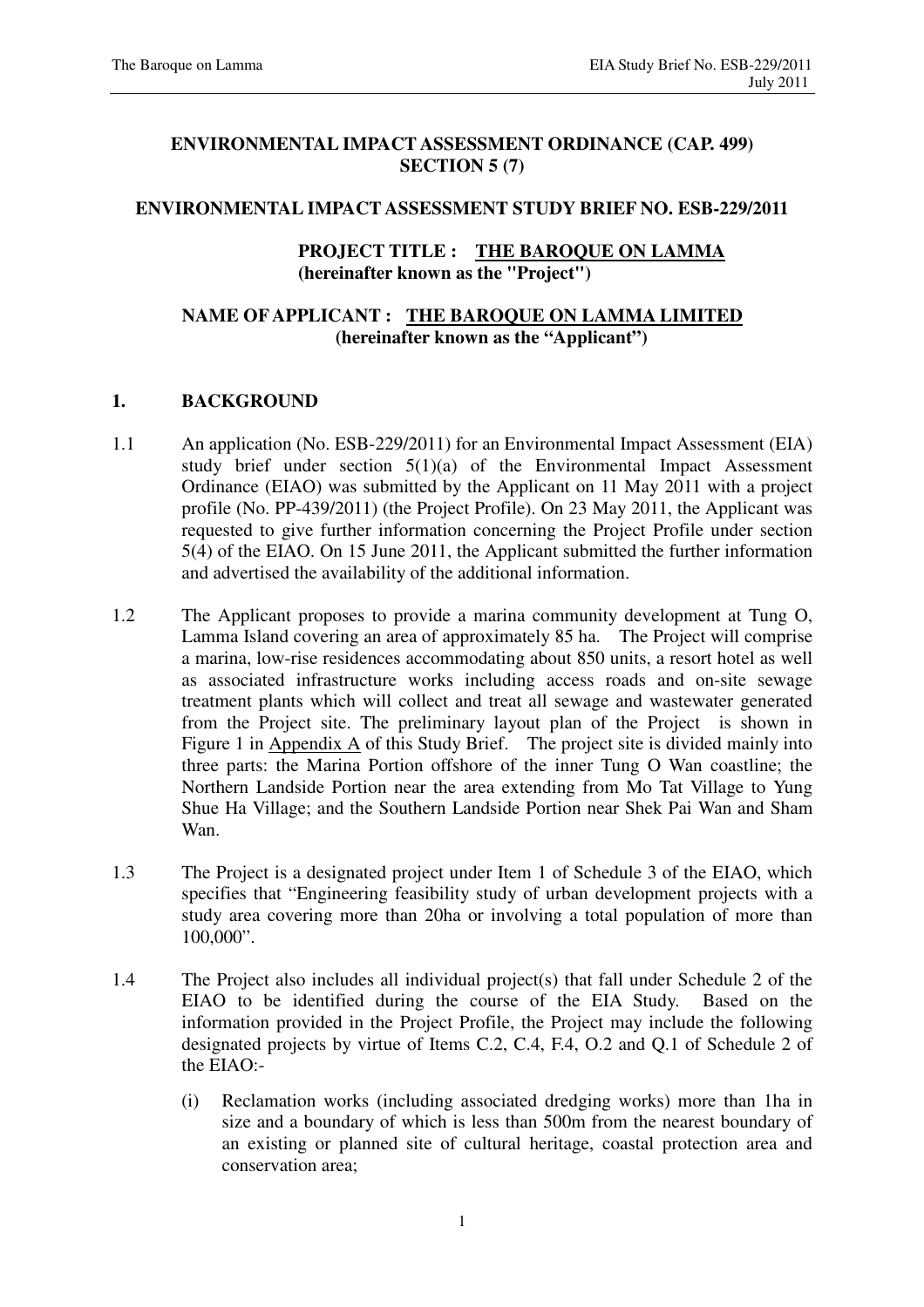**ENVIRONMENTAL IMPACT ASSESSMENT ORDINANCE (CAP. 499)**
**SECTION 5 (7)**

**ENVIRONMENTAL IMPACT ASSESSMENT STUDY BRIEF NO. ESB-229/2011**

**PROJECT TITLE : <u>THE BAROQUE ON LAMMA</u>**
**(hereinafter known as the "Project")**

**NAME OF APPLICANT : <u>THE BAROQUE ON LAMMA LIMITED</u>**
**(hereinafter known as the "Applicant")**

## 1. BACKGROUND

1.1 An application (No. ESB-229/2011) for an Environmental Impact Assessment (EIA) study brief under section 5(1)(a) of the Environmental Impact Assessment Ordinance (EIAO) was submitted by the Applicant on 11 May 2011 with a project profile (No. PP-439/2011) (the Project Profile). On 23 May 2011, the Applicant was requested to give further information concerning the Project Profile under section 5(4) of the EIAO. On 15 June 2011, the Applicant submitted the further information and advertised the availability of the additional information.

1.2 The Applicant proposes to provide a marina community development at Tung O, Lamma Island covering an area of approximately 85 ha. The Project will comprise a marina, low-rise residences accommodating about 850 units, a resort hotel as well as associated infrastructure works including access roads and on-site sewage treatment plants which will collect and treat all sewage and wastewater generated from the Project site. The preliminary layout plan of the Project is shown in Figure 1 in <u>Appendix A</u> of this Study Brief. The project site is divided mainly into three parts: the Marina Portion offshore of the inner Tung O Wan coastline; the Northern Landside Portion near the area extending from Mo Tat Village to Yung Shue Ha Village; and the Southern Landside Portion near Shek Pai Wan and Sham Wan.

1.3 The Project is a designated project under Item 1 of Schedule 3 of the EIAO, which specifies that "Engineering feasibility study of urban development projects with a study area covering more than 20ha or involving a total population of more than 100,000".

1.4 The Project also includes all individual project(s) that fall under Schedule 2 of the EIAO to be identified during the course of the EIA Study. Based on the information provided in the Project Profile, the Project may include the following designated projects by virtue of Items C.2, C.4, F.4, O.2 and Q.1 of Schedule 2 of the EIAO:-

(i) Reclamation works (including associated dredging works) more than 1ha in size and a boundary of which is less than 500m from the nearest boundary of an existing or planned site of cultural heritage, coastal protection area and conservation area;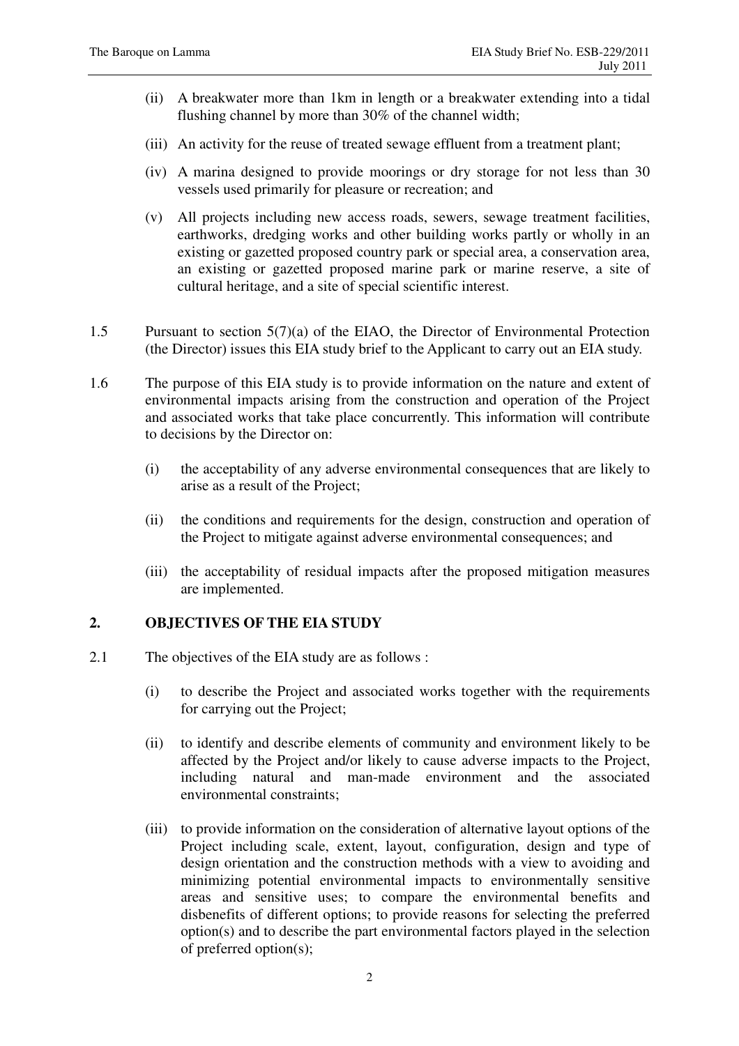(ii) A breakwater more than 1km in length or a breakwater extending into a tidal flushing channel by more than 30% of the channel width;

(iii) An activity for the reuse of treated sewage effluent from a treatment plant;

(iv) A marina designed to provide moorings or dry storage for not less than 30 vessels used primarily for pleasure or recreation; and

(v) All projects including new access roads, sewers, sewage treatment facilities, earthworks, dredging works and other building works partly or wholly in an existing or gazetted proposed country park or special area, a conservation area, an existing or gazetted proposed marine park or marine reserve, a site of cultural heritage, and a site of special scientific interest.

1.5 Pursuant to section 5(7)(a) of the EIAO, the Director of Environmental Protection (the Director) issues this EIA study brief to the Applicant to carry out an EIA study.

1.6 The purpose of this EIA study is to provide information on the nature and extent of environmental impacts arising from the construction and operation of the Project and associated works that take place concurrently. This information will contribute to decisions by the Director on:

(i) the acceptability of any adverse environmental consequences that are likely to arise as a result of the Project;

(ii) the conditions and requirements for the design, construction and operation of the Project to mitigate against adverse environmental consequences; and

(iii) the acceptability of residual impacts after the proposed mitigation measures are implemented.

## 2. OBJECTIVES OF THE EIA STUDY

2.1 The objectives of the EIA study are as follows :

(i) to describe the Project and associated works together with the requirements for carrying out the Project;

(ii) to identify and describe elements of community and environment likely to be affected by the Project and/or likely to cause adverse impacts to the Project, including natural and man-made environment and the associated environmental constraints;

(iii) to provide information on the consideration of alternative layout options of the Project including scale, extent, layout, configuration, design and type of design orientation and the construction methods with a view to avoiding and minimizing potential environmental impacts to environmentally sensitive areas and sensitive uses; to compare the environmental benefits and disbenefits of different options; to provide reasons for selecting the preferred option(s) and to describe the part environmental factors played in the selection of preferred option(s);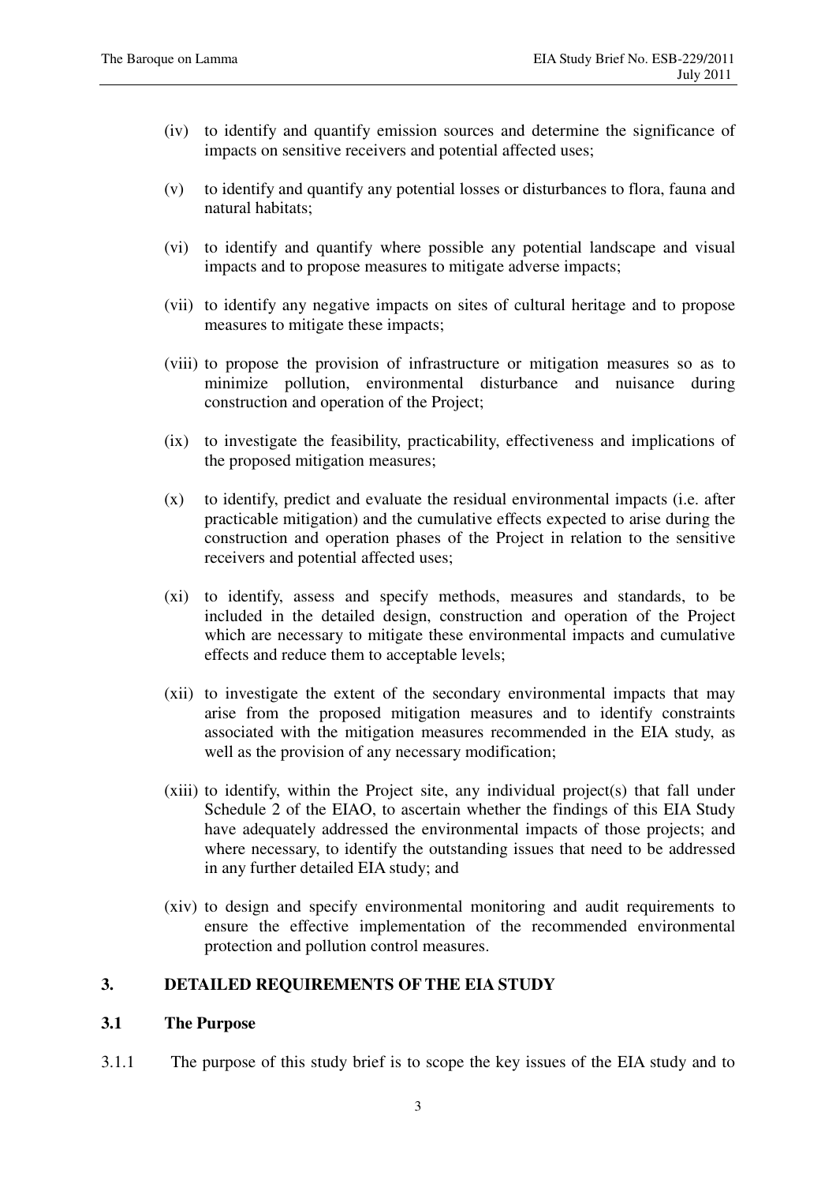(iv) to identify and quantify emission sources and determine the significance of impacts on sensitive receivers and potential affected uses;

(v) to identify and quantify any potential losses or disturbances to flora, fauna and natural habitats;

(vi) to identify and quantify where possible any potential landscape and visual impacts and to propose measures to mitigate adverse impacts;

(vii) to identify any negative impacts on sites of cultural heritage and to propose measures to mitigate these impacts;

(viii) to propose the provision of infrastructure or mitigation measures so as to minimize pollution, environmental disturbance and nuisance during construction and operation of the Project;

(ix) to investigate the feasibility, practicability, effectiveness and implications of the proposed mitigation measures;

(x) to identify, predict and evaluate the residual environmental impacts (i.e. after practicable mitigation) and the cumulative effects expected to arise during the construction and operation phases of the Project in relation to the sensitive receivers and potential affected uses;

(xi) to identify, assess and specify methods, measures and standards, to be included in the detailed design, construction and operation of the Project which are necessary to mitigate these environmental impacts and cumulative effects and reduce them to acceptable levels;

(xii) to investigate the extent of the secondary environmental impacts that may arise from the proposed mitigation measures and to identify constraints associated with the mitigation measures recommended in the EIA study, as well as the provision of any necessary modification;

(xiii) to identify, within the Project site, any individual project(s) that fall under Schedule 2 of the EIAO, to ascertain whether the findings of this EIA Study have adequately addressed the environmental impacts of those projects; and where necessary, to identify the outstanding issues that need to be addressed in any further detailed EIA study; and

(xiv) to design and specify environmental monitoring and audit requirements to ensure the effective implementation of the recommended environmental protection and pollution control measures.

## 3. DETAILED REQUIREMENTS OF THE EIA STUDY

### 3.1 The Purpose

3.1.1 The purpose of this study brief is to scope the key issues of the EIA study and to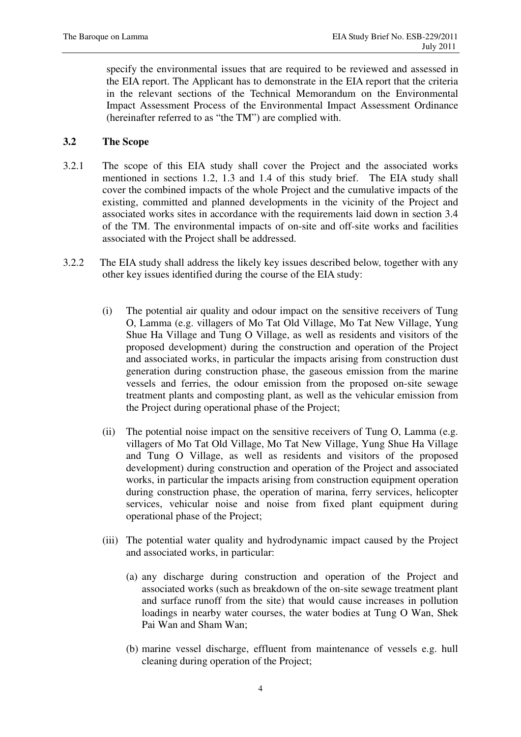specify the environmental issues that are required to be reviewed and assessed in the EIA report. The Applicant has to demonstrate in the EIA report that the criteria in the relevant sections of the Technical Memorandum on the Environmental Impact Assessment Process of the Environmental Impact Assessment Ordinance (hereinafter referred to as "the TM") are complied with.

### 3.2 The Scope

3.2.1 The scope of this EIA study shall cover the Project and the associated works mentioned in sections 1.2, 1.3 and 1.4 of this study brief. The EIA study shall cover the combined impacts of the whole Project and the cumulative impacts of the existing, committed and planned developments in the vicinity of the Project and associated works sites in accordance with the requirements laid down in section 3.4 of the TM. The environmental impacts of on-site and off-site works and facilities associated with the Project shall be addressed.

3.2.2 The EIA study shall address the likely key issues described below, together with any other key issues identified during the course of the EIA study:

(i) The potential air quality and odour impact on the sensitive receivers of Tung O, Lamma (e.g. villagers of Mo Tat Old Village, Mo Tat New Village, Yung Shue Ha Village and Tung O Village, as well as residents and visitors of the proposed development) during the construction and operation of the Project and associated works, in particular the impacts arising from construction dust generation during construction phase, the gaseous emission from the marine vessels and ferries, the odour emission from the proposed on-site sewage treatment plants and composting plant, as well as the vehicular emission from the Project during operational phase of the Project;

(ii) The potential noise impact on the sensitive receivers of Tung O, Lamma (e.g. villagers of Mo Tat Old Village, Mo Tat New Village, Yung Shue Ha Village and Tung O Village, as well as residents and visitors of the proposed development) during construction and operation of the Project and associated works, in particular the impacts arising from construction equipment operation during construction phase, the operation of marina, ferry services, helicopter services, vehicular noise and noise from fixed plant equipment during operational phase of the Project;

(iii) The potential water quality and hydrodynamic impact caused by the Project and associated works, in particular:

(a) any discharge during construction and operation of the Project and associated works (such as breakdown of the on-site sewage treatment plant and surface runoff from the site) that would cause increases in pollution loadings in nearby water courses, the water bodies at Tung O Wan, Shek Pai Wan and Sham Wan;

(b) marine vessel discharge, effluent from maintenance of vessels e.g. hull cleaning during operation of the Project;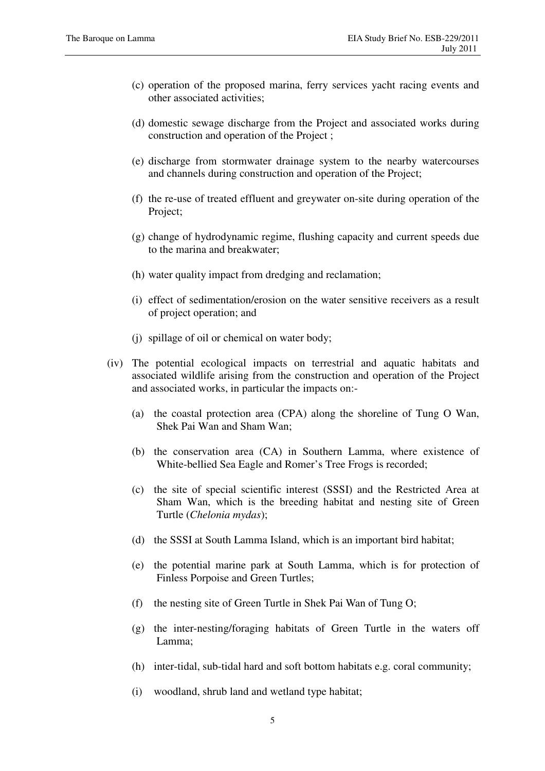(c) operation of the proposed marina, ferry services yacht racing events and other associated activities;

(d) domestic sewage discharge from the Project and associated works during construction and operation of the Project ;

(e) discharge from stormwater drainage system to the nearby watercourses and channels during construction and operation of the Project;

(f) the re-use of treated effluent and greywater on-site during operation of the Project;

(g) change of hydrodynamic regime, flushing capacity and current speeds due to the marina and breakwater;

(h) water quality impact from dredging and reclamation;

(i) effect of sedimentation/erosion on the water sensitive receivers as a result of project operation; and

(j) spillage of oil or chemical on water body;

(iv) The potential ecological impacts on terrestrial and aquatic habitats and associated wildlife arising from the construction and operation of the Project and associated works, in particular the impacts on:-

(a) the coastal protection area (CPA) along the shoreline of Tung O Wan, Shek Pai Wan and Sham Wan;

(b) the conservation area (CA) in Southern Lamma, where existence of White-bellied Sea Eagle and Romer's Tree Frogs is recorded;

(c) the site of special scientific interest (SSSI) and the Restricted Area at Sham Wan, which is the breeding habitat and nesting site of Green Turtle (*Chelonia mydas*);

(d) the SSSI at South Lamma Island, which is an important bird habitat;

(e) the potential marine park at South Lamma, which is for protection of Finless Porpoise and Green Turtles;

(f) the nesting site of Green Turtle in Shek Pai Wan of Tung O;

(g) the inter-nesting/foraging habitats of Green Turtle in the waters off Lamma;

(h) inter-tidal, sub-tidal hard and soft bottom habitats e.g. coral community;

(i) woodland, shrub land and wetland type habitat;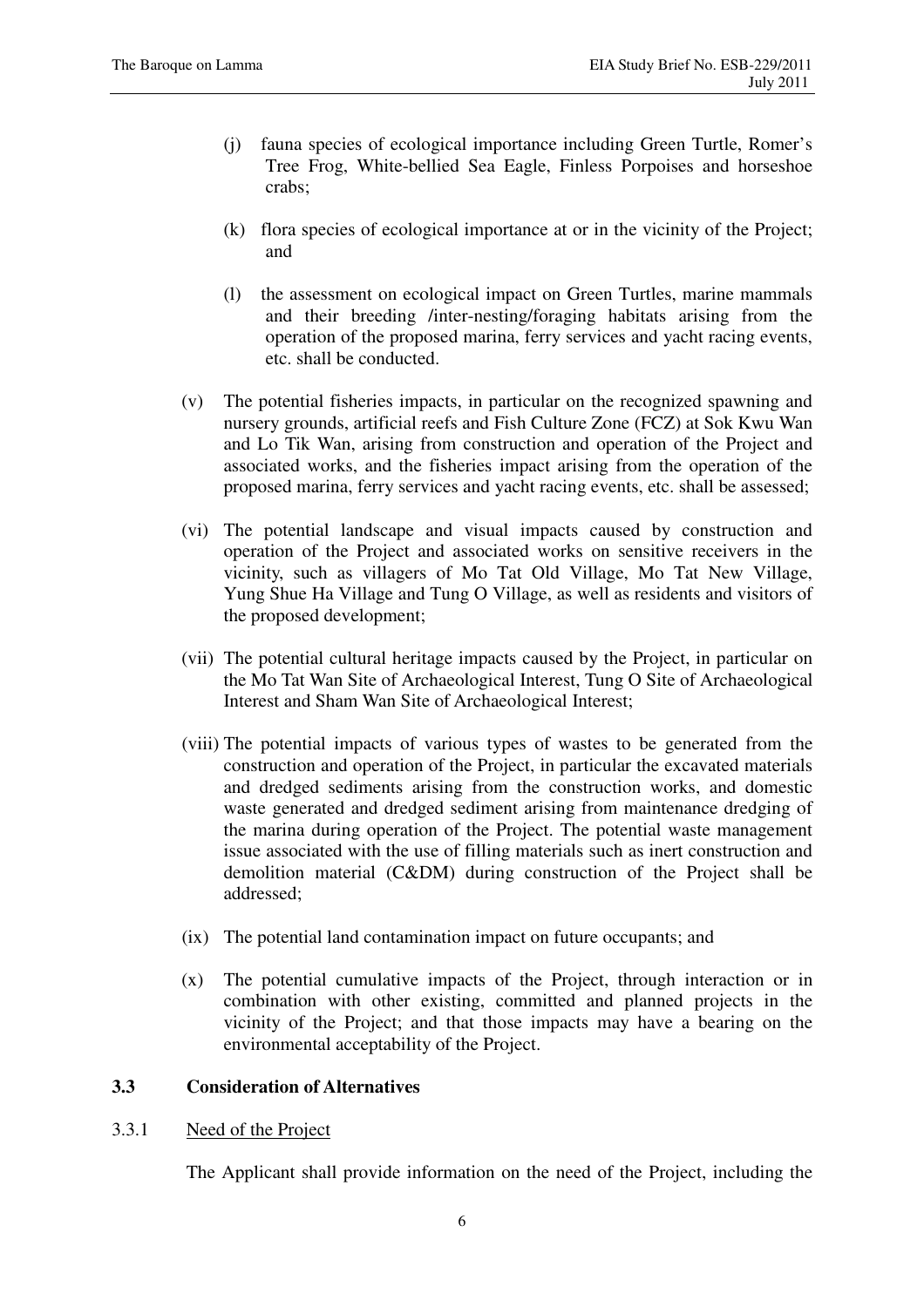(j) fauna species of ecological importance including Green Turtle, Romer's Tree Frog, White-bellied Sea Eagle, Finless Porpoises and horseshoe crabs;

(k) flora species of ecological importance at or in the vicinity of the Project; and

(l) the assessment on ecological impact on Green Turtles, marine mammals and their breeding /inter-nesting/foraging habitats arising from the operation of the proposed marina, ferry services and yacht racing events, etc. shall be conducted.

(v) The potential fisheries impacts, in particular on the recognized spawning and nursery grounds, artificial reefs and Fish Culture Zone (FCZ) at Sok Kwu Wan and Lo Tik Wan, arising from construction and operation of the Project and associated works, and the fisheries impact arising from the operation of the proposed marina, ferry services and yacht racing events, etc. shall be assessed;

(vi) The potential landscape and visual impacts caused by construction and operation of the Project and associated works on sensitive receivers in the vicinity, such as villagers of Mo Tat Old Village, Mo Tat New Village, Yung Shue Ha Village and Tung O Village, as well as residents and visitors of the proposed development;

(vii) The potential cultural heritage impacts caused by the Project, in particular on the Mo Tat Wan Site of Archaeological Interest, Tung O Site of Archaeological Interest and Sham Wan Site of Archaeological Interest;

(viii) The potential impacts of various types of wastes to be generated from the construction and operation of the Project, in particular the excavated materials and dredged sediments arising from the construction works, and domestic waste generated and dredged sediment arising from maintenance dredging of the marina during operation of the Project. The potential waste management issue associated with the use of filling materials such as inert construction and demolition material (C&DM) during construction of the Project shall be addressed;

(ix) The potential land contamination impact on future occupants; and

(x) The potential cumulative impacts of the Project, through interaction or in combination with other existing, committed and planned projects in the vicinity of the Project; and that those impacts may have a bearing on the environmental acceptability of the Project.

### 3.3 Consideration of Alternatives

3.3.1 <u>Need of the Project</u>

The Applicant shall provide information on the need of the Project, including the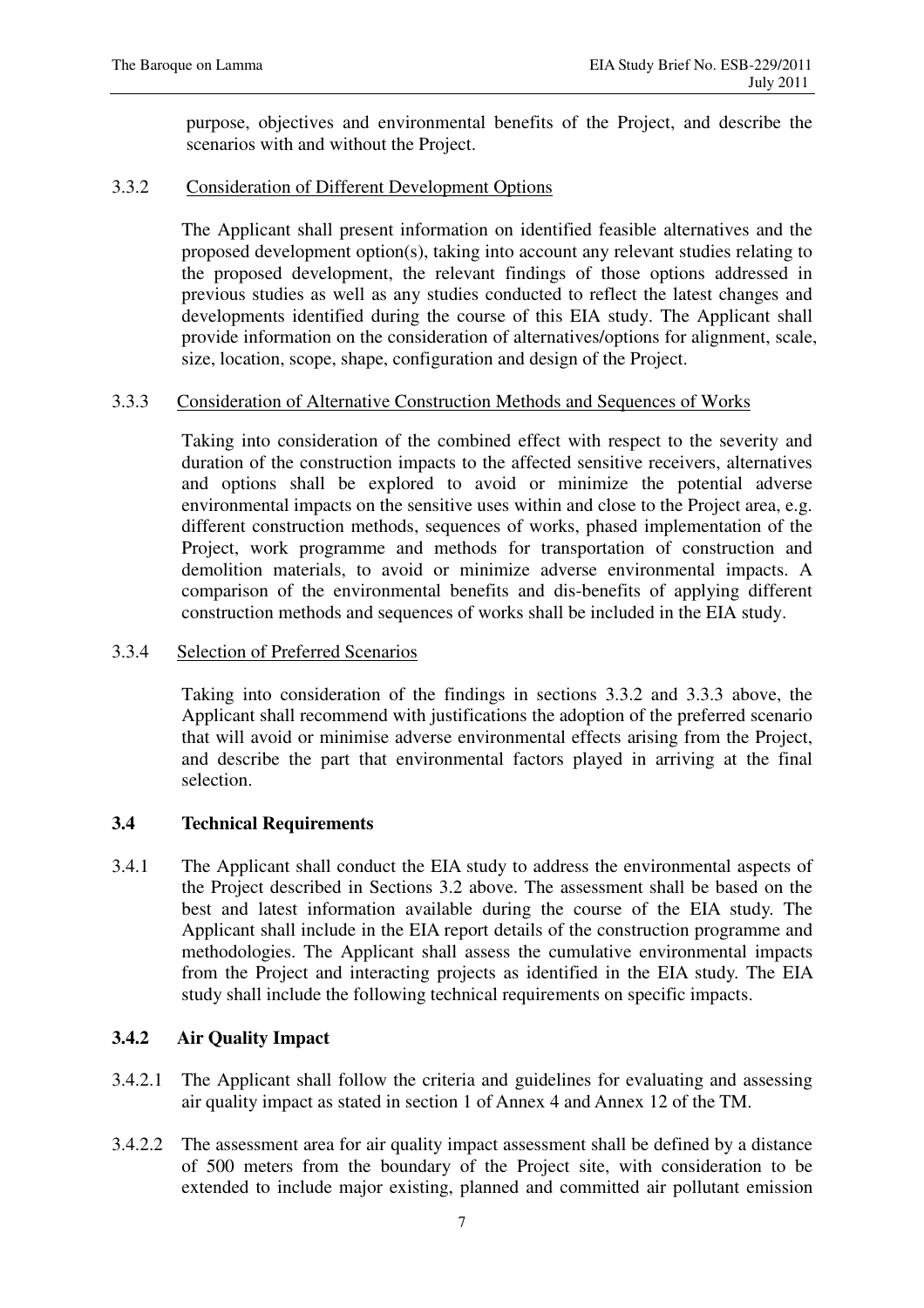purpose, objectives and environmental benefits of the Project, and describe the scenarios with and without the Project.

3.3.2 Consideration of Different Development Options

The Applicant shall present information on identified feasible alternatives and the proposed development option(s), taking into account any relevant studies relating to the proposed development, the relevant findings of those options addressed in previous studies as well as any studies conducted to reflect the latest changes and developments identified during the course of this EIA study. The Applicant shall provide information on the consideration of alternatives/options for alignment, scale, size, location, scope, shape, configuration and design of the Project.

3.3.3 Consideration of Alternative Construction Methods and Sequences of Works

Taking into consideration of the combined effect with respect to the severity and duration of the construction impacts to the affected sensitive receivers, alternatives and options shall be explored to avoid or minimize the potential adverse environmental impacts on the sensitive uses within and close to the Project area, e.g. different construction methods, sequences of works, phased implementation of the Project, work programme and methods for transportation of construction and demolition materials, to avoid or minimize adverse environmental impacts. A comparison of the environmental benefits and dis-benefits of applying different construction methods and sequences of works shall be included in the EIA study.

3.3.4 Selection of Preferred Scenarios

Taking into consideration of the findings in sections 3.3.2 and 3.3.3 above, the Applicant shall recommend with justifications the adoption of the preferred scenario that will avoid or minimise adverse environmental effects arising from the Project, and describe the part that environmental factors played in arriving at the final selection.

### 3.4 Technical Requirements

3.4.1 The Applicant shall conduct the EIA study to address the environmental aspects of the Project described in Sections 3.2 above. The assessment shall be based on the best and latest information available during the course of the EIA study. The Applicant shall include in the EIA report details of the construction programme and methodologies. The Applicant shall assess the cumulative environmental impacts from the Project and interacting projects as identified in the EIA study. The EIA study shall include the following technical requirements on specific impacts.

### 3.4.2 Air Quality Impact

3.4.2.1 The Applicant shall follow the criteria and guidelines for evaluating and assessing air quality impact as stated in section 1 of Annex 4 and Annex 12 of the TM.

3.4.2.2 The assessment area for air quality impact assessment shall be defined by a distance of 500 meters from the boundary of the Project site, with consideration to be extended to include major existing, planned and committed air pollutant emission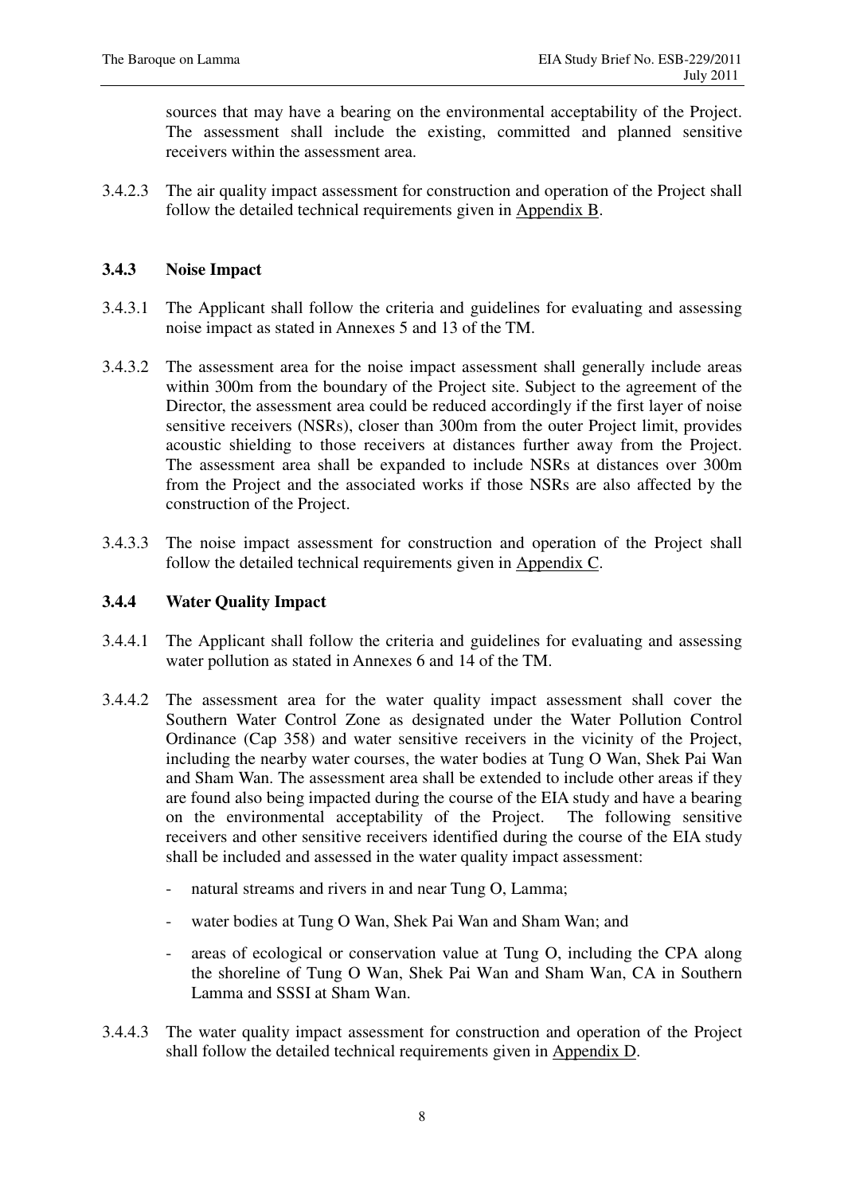sources that may have a bearing on the environmental acceptability of the Project. The assessment shall include the existing, committed and planned sensitive receivers within the assessment area.

3.4.2.3 The air quality impact assessment for construction and operation of the Project shall follow the detailed technical requirements given in Appendix B.

### 3.4.3 Noise Impact

3.4.3.1 The Applicant shall follow the criteria and guidelines for evaluating and assessing noise impact as stated in Annexes 5 and 13 of the TM.

3.4.3.2 The assessment area for the noise impact assessment shall generally include areas within 300m from the boundary of the Project site. Subject to the agreement of the Director, the assessment area could be reduced accordingly if the first layer of noise sensitive receivers (NSRs), closer than 300m from the outer Project limit, provides acoustic shielding to those receivers at distances further away from the Project. The assessment area shall be expanded to include NSRs at distances over 300m from the Project and the associated works if those NSRs are also affected by the construction of the Project.

3.4.3.3 The noise impact assessment for construction and operation of the Project shall follow the detailed technical requirements given in Appendix C.

### 3.4.4 Water Quality Impact

3.4.4.1 The Applicant shall follow the criteria and guidelines for evaluating and assessing water pollution as stated in Annexes 6 and 14 of the TM.

3.4.4.2 The assessment area for the water quality impact assessment shall cover the Southern Water Control Zone as designated under the Water Pollution Control Ordinance (Cap 358) and water sensitive receivers in the vicinity of the Project, including the nearby water courses, the water bodies at Tung O Wan, Shek Pai Wan and Sham Wan. The assessment area shall be extended to include other areas if they are found also being impacted during the course of the EIA study and have a bearing on the environmental acceptability of the Project. The following sensitive receivers and other sensitive receivers identified during the course of the EIA study shall be included and assessed in the water quality impact assessment:

- natural streams and rivers in and near Tung O, Lamma;
- water bodies at Tung O Wan, Shek Pai Wan and Sham Wan; and
- areas of ecological or conservation value at Tung O, including the CPA along the shoreline of Tung O Wan, Shek Pai Wan and Sham Wan, CA in Southern Lamma and SSSI at Sham Wan.

3.4.4.3 The water quality impact assessment for construction and operation of the Project shall follow the detailed technical requirements given in Appendix D.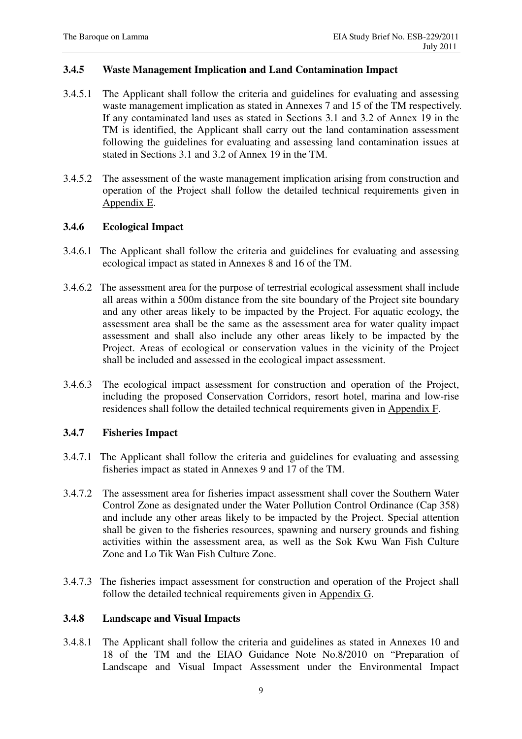### 3.4.5 Waste Management Implication and Land Contamination Impact

3.4.5.1 The Applicant shall follow the criteria and guidelines for evaluating and assessing waste management implication as stated in Annexes 7 and 15 of the TM respectively. If any contaminated land uses as stated in Sections 3.1 and 3.2 of Annex 19 in the TM is identified, the Applicant shall carry out the land contamination assessment following the guidelines for evaluating and assessing land contamination issues at stated in Sections 3.1 and 3.2 of Annex 19 in the TM.

3.4.5.2 The assessment of the waste management implication arising from construction and operation of the Project shall follow the detailed technical requirements given in Appendix E.

### 3.4.6 Ecological Impact

3.4.6.1 The Applicant shall follow the criteria and guidelines for evaluating and assessing ecological impact as stated in Annexes 8 and 16 of the TM.

3.4.6.2 The assessment area for the purpose of terrestrial ecological assessment shall include all areas within a 500m distance from the site boundary of the Project site boundary and any other areas likely to be impacted by the Project. For aquatic ecology, the assessment area shall be the same as the assessment area for water quality impact assessment and shall also include any other areas likely to be impacted by the Project. Areas of ecological or conservation values in the vicinity of the Project shall be included and assessed in the ecological impact assessment.

3.4.6.3 The ecological impact assessment for construction and operation of the Project, including the proposed Conservation Corridors, resort hotel, marina and low-rise residences shall follow the detailed technical requirements given in Appendix F.

### 3.4.7 Fisheries Impact

3.4.7.1 The Applicant shall follow the criteria and guidelines for evaluating and assessing fisheries impact as stated in Annexes 9 and 17 of the TM.

3.4.7.2 The assessment area for fisheries impact assessment shall cover the Southern Water Control Zone as designated under the Water Pollution Control Ordinance (Cap 358) and include any other areas likely to be impacted by the Project. Special attention shall be given to the fisheries resources, spawning and nursery grounds and fishing activities within the assessment area, as well as the Sok Kwu Wan Fish Culture Zone and Lo Tik Wan Fish Culture Zone.

3.4.7.3 The fisheries impact assessment for construction and operation of the Project shall follow the detailed technical requirements given in Appendix G.

### 3.4.8 Landscape and Visual Impacts

3.4.8.1 The Applicant shall follow the criteria and guidelines as stated in Annexes 10 and 18 of the TM and the EIAO Guidance Note No.8/2010 on "Preparation of Landscape and Visual Impact Assessment under the Environmental Impact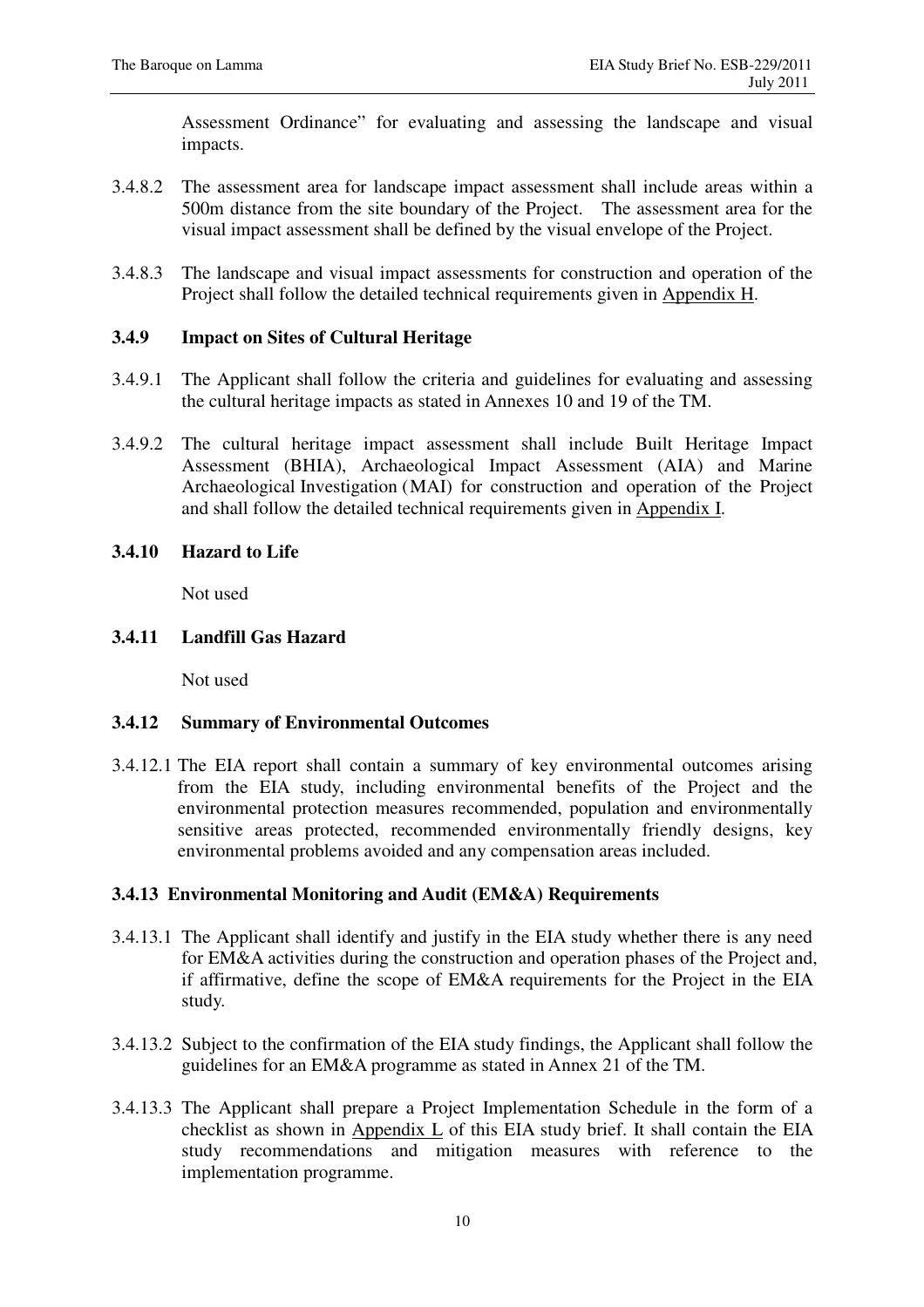Assessment Ordinance" for evaluating and assessing the landscape and visual impacts.

3.4.8.2 The assessment area for landscape impact assessment shall include areas within a 500m distance from the site boundary of the Project. The assessment area for the visual impact assessment shall be defined by the visual envelope of the Project.

3.4.8.3 The landscape and visual impact assessments for construction and operation of the Project shall follow the detailed technical requirements given in Appendix H.

### 3.4.9 Impact on Sites of Cultural Heritage

3.4.9.1 The Applicant shall follow the criteria and guidelines for evaluating and assessing the cultural heritage impacts as stated in Annexes 10 and 19 of the TM.

3.4.9.2 The cultural heritage impact assessment shall include Built Heritage Impact Assessment (BHIA), Archaeological Impact Assessment (AIA) and Marine Archaeological Investigation (MAI) for construction and operation of the Project and shall follow the detailed technical requirements given in Appendix I.

### 3.4.10 Hazard to Life

Not used

### 3.4.11 Landfill Gas Hazard

Not used

### 3.4.12 Summary of Environmental Outcomes

3.4.12.1 The EIA report shall contain a summary of key environmental outcomes arising from the EIA study, including environmental benefits of the Project and the environmental protection measures recommended, population and environmentally sensitive areas protected, recommended environmentally friendly designs, key environmental problems avoided and any compensation areas included.

### 3.4.13 Environmental Monitoring and Audit (EM&A) Requirements

3.4.13.1 The Applicant shall identify and justify in the EIA study whether there is any need for EM&A activities during the construction and operation phases of the Project and, if affirmative, define the scope of EM&A requirements for the Project in the EIA study.

3.4.13.2 Subject to the confirmation of the EIA study findings, the Applicant shall follow the guidelines for an EM&A programme as stated in Annex 21 of the TM.

3.4.13.3 The Applicant shall prepare a Project Implementation Schedule in the form of a checklist as shown in Appendix L of this EIA study brief. It shall contain the EIA study recommendations and mitigation measures with reference to the implementation programme.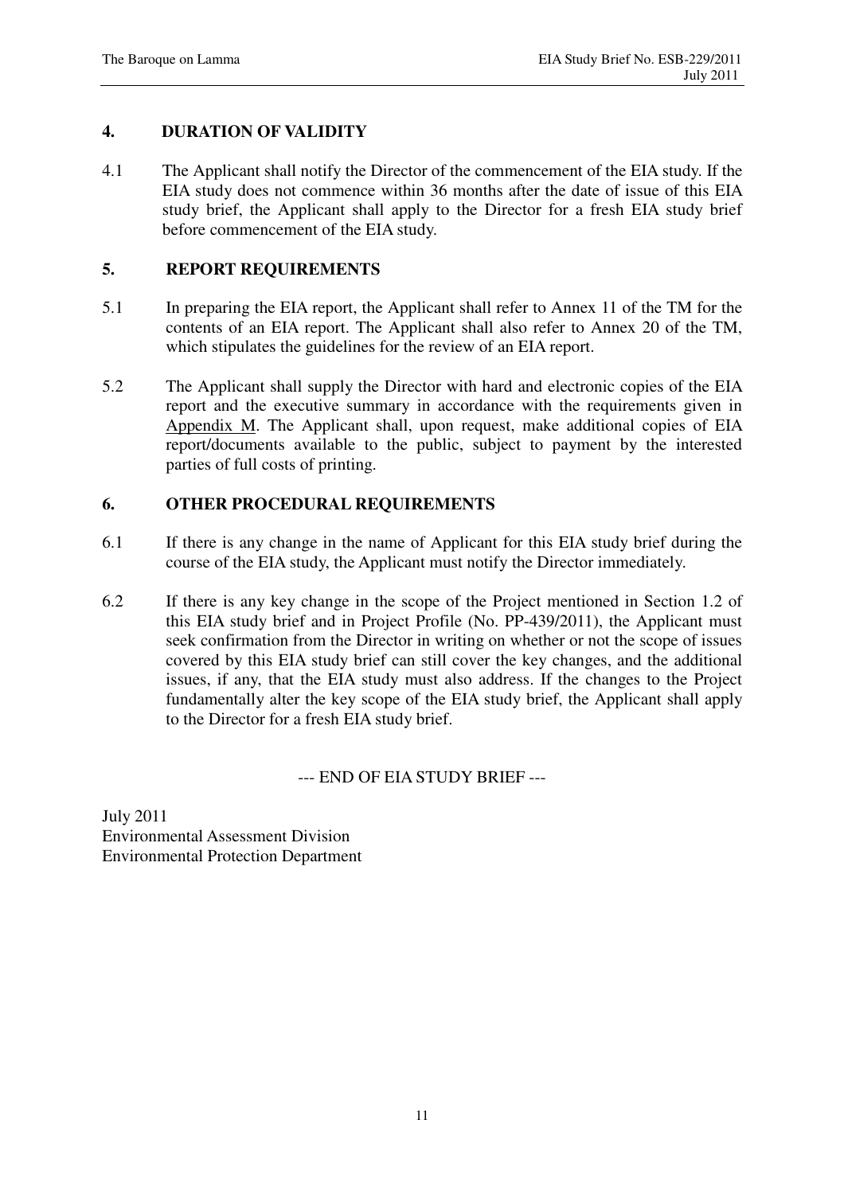## 4. DURATION OF VALIDITY

4.1 The Applicant shall notify the Director of the commencement of the EIA study. If the EIA study does not commence within 36 months after the date of issue of this EIA study brief, the Applicant shall apply to the Director for a fresh EIA study brief before commencement of the EIA study.

## 5. REPORT REQUIREMENTS

5.1 In preparing the EIA report, the Applicant shall refer to Annex 11 of the TM for the contents of an EIA report. The Applicant shall also refer to Annex 20 of the TM, which stipulates the guidelines for the review of an EIA report.

5.2 The Applicant shall supply the Director with hard and electronic copies of the EIA report and the executive summary in accordance with the requirements given in Appendix M. The Applicant shall, upon request, make additional copies of EIA report/documents available to the public, subject to payment by the interested parties of full costs of printing.

## 6. OTHER PROCEDURAL REQUIREMENTS

6.1 If there is any change in the name of Applicant for this EIA study brief during the course of the EIA study, the Applicant must notify the Director immediately.

6.2 If there is any key change in the scope of the Project mentioned in Section 1.2 of this EIA study brief and in Project Profile (No. PP-439/2011), the Applicant must seek confirmation from the Director in writing on whether or not the scope of issues covered by this EIA study brief can still cover the key changes, and the additional issues, if any, that the EIA study must also address. If the changes to the Project fundamentally alter the key scope of the EIA study brief, the Applicant shall apply to the Director for a fresh EIA study brief.

--- END OF EIA STUDY BRIEF ---

July 2011
Environmental Assessment Division
Environmental Protection Department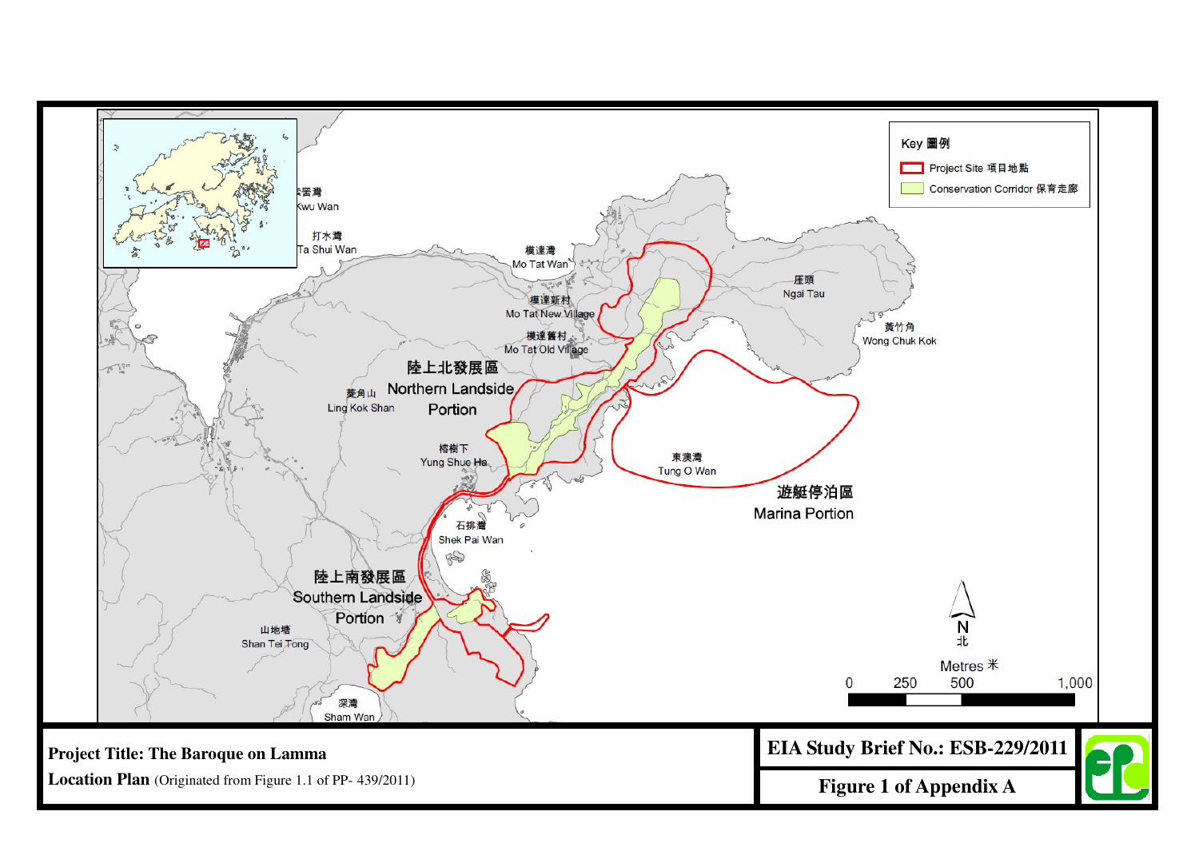Key 圖例

- Project Site 項目地點
- Conservation Corridor 保育走廊

索罟灣 Sok Kwu Wan

打水灣 Ta Shui Wan

模達灣 Mo Tat Wan

模達新村 Mo Tat New Village

模達舊村 Mo Tat Old Village

陸上北發展區 Northern Landside Portion

菱角山 Ling Kok Shan

榕樹下 Yung Shue Ha

石排灣 Shek Pai Wan

陸上南發展區 Southern Landside Portion

山地塘 Shan Tei Tong

深灣 Sham Wan

東澳灣 Tung O Wan

遊艇停泊區 Marina Portion

企頭 Ngai Tau

黃竹角 Wong Chuk Kok

N 北

Metres 米

0 250 500 1,000

**Project Title: The Baroque on Lamma**

**Location Plan** (Originated from Figure 1.1 of PP- 439/2011)

**EIA Study Brief No.: ESB-229/2011**

**Figure 1 of Appendix A**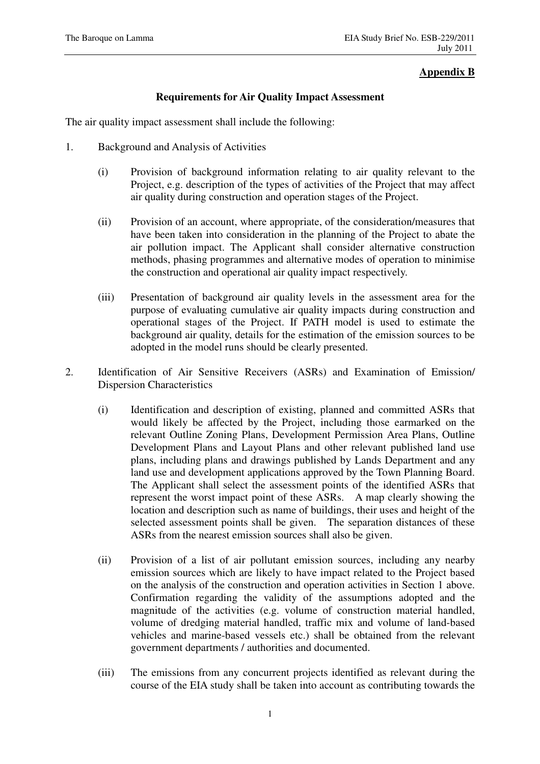**Appendix B**

**Requirements for Air Quality Impact Assessment**

The air quality impact assessment shall include the following:

1. Background and Analysis of Activities

   (i) Provision of background information relating to air quality relevant to the Project, e.g. description of the types of activities of the Project that may affect air quality during construction and operation stages of the Project.

   (ii) Provision of an account, where appropriate, of the consideration/measures that have been taken into consideration in the planning of the Project to abate the air pollution impact. The Applicant shall consider alternative construction methods, phasing programmes and alternative modes of operation to minimise the construction and operational air quality impact respectively.

   (iii) Presentation of background air quality levels in the assessment area for the purpose of evaluating cumulative air quality impacts during construction and operational stages of the Project. If PATH model is used to estimate the background air quality, details for the estimation of the emission sources to be adopted in the model runs should be clearly presented.

2. Identification of Air Sensitive Receivers (ASRs) and Examination of Emission/ Dispersion Characteristics

   (i) Identification and description of existing, planned and committed ASRs that would likely be affected by the Project, including those earmarked on the relevant Outline Zoning Plans, Development Permission Area Plans, Outline Development Plans and Layout Plans and other relevant published land use plans, including plans and drawings published by Lands Department and any land use and development applications approved by the Town Planning Board. The Applicant shall select the assessment points of the identified ASRs that represent the worst impact point of these ASRs. A map clearly showing the location and description such as name of buildings, their uses and height of the selected assessment points shall be given. The separation distances of these ASRs from the nearest emission sources shall also be given.

   (ii) Provision of a list of air pollutant emission sources, including any nearby emission sources which are likely to have impact related to the Project based on the analysis of the construction and operation activities in Section 1 above. Confirmation regarding the validity of the assumptions adopted and the magnitude of the activities (e.g. volume of construction material handled, volume of dredging material handled, traffic mix and volume of land-based vehicles and marine-based vessels etc.) shall be obtained from the relevant government departments / authorities and documented.

   (iii) The emissions from any concurrent projects identified as relevant during the course of the EIA study shall be taken into account as contributing towards the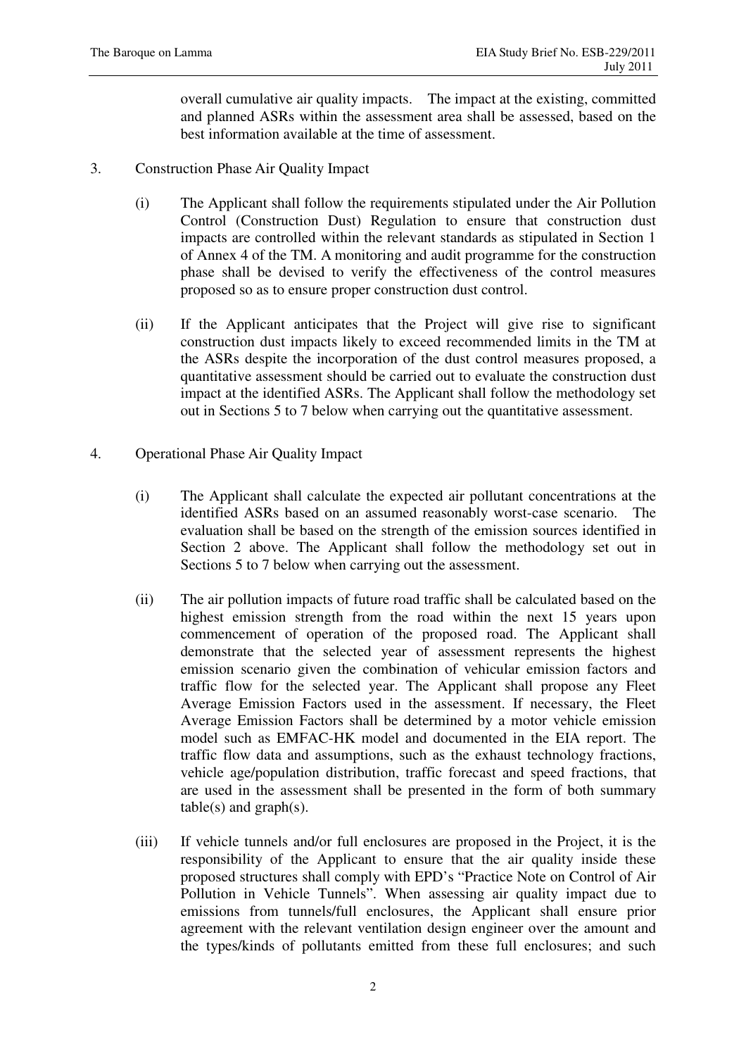overall cumulative air quality impacts. The impact at the existing, committed and planned ASRs within the assessment area shall be assessed, based on the best information available at the time of assessment.

3. Construction Phase Air Quality Impact

   (i) The Applicant shall follow the requirements stipulated under the Air Pollution Control (Construction Dust) Regulation to ensure that construction dust impacts are controlled within the relevant standards as stipulated in Section 1 of Annex 4 of the TM. A monitoring and audit programme for the construction phase shall be devised to verify the effectiveness of the control measures proposed so as to ensure proper construction dust control.

   (ii) If the Applicant anticipates that the Project will give rise to significant construction dust impacts likely to exceed recommended limits in the TM at the ASRs despite the incorporation of the dust control measures proposed, a quantitative assessment should be carried out to evaluate the construction dust impact at the identified ASRs. The Applicant shall follow the methodology set out in Sections 5 to 7 below when carrying out the quantitative assessment.

4. Operational Phase Air Quality Impact

   (i) The Applicant shall calculate the expected air pollutant concentrations at the identified ASRs based on an assumed reasonably worst-case scenario. The evaluation shall be based on the strength of the emission sources identified in Section 2 above. The Applicant shall follow the methodology set out in Sections 5 to 7 below when carrying out the assessment.

   (ii) The air pollution impacts of future road traffic shall be calculated based on the highest emission strength from the road within the next 15 years upon commencement of operation of the proposed road. The Applicant shall demonstrate that the selected year of assessment represents the highest emission scenario given the combination of vehicular emission factors and traffic flow for the selected year. The Applicant shall propose any Fleet Average Emission Factors used in the assessment. If necessary, the Fleet Average Emission Factors shall be determined by a motor vehicle emission model such as EMFAC-HK model and documented in the EIA report. The traffic flow data and assumptions, such as the exhaust technology fractions, vehicle age/population distribution, traffic forecast and speed fractions, that are used in the assessment shall be presented in the form of both summary table(s) and graph(s).

   (iii) If vehicle tunnels and/or full enclosures are proposed in the Project, it is the responsibility of the Applicant to ensure that the air quality inside these proposed structures shall comply with EPD's "Practice Note on Control of Air Pollution in Vehicle Tunnels". When assessing air quality impact due to emissions from tunnels/full enclosures, the Applicant shall ensure prior agreement with the relevant ventilation design engineer over the amount and the types/kinds of pollutants emitted from these full enclosures; and such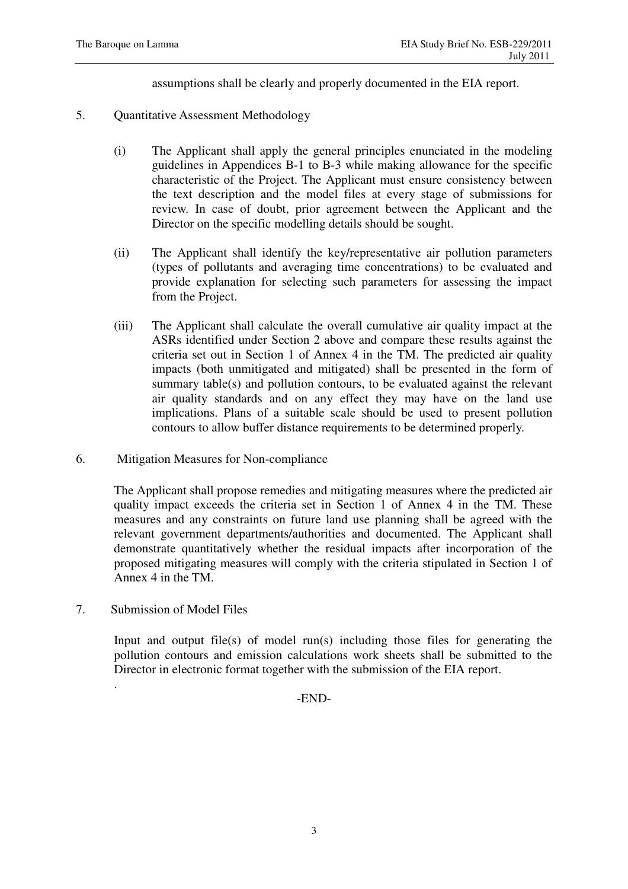assumptions shall be clearly and properly documented in the EIA report.

5. Quantitative Assessment Methodology

   (i) The Applicant shall apply the general principles enunciated in the modeling guidelines in Appendices B-1 to B-3 while making allowance for the specific characteristic of the Project. The Applicant must ensure consistency between the text description and the model files at every stage of submissions for review. In case of doubt, prior agreement between the Applicant and the Director on the specific modelling details should be sought.

   (ii) The Applicant shall identify the key/representative air pollution parameters (types of pollutants and averaging time concentrations) to be evaluated and provide explanation for selecting such parameters for assessing the impact from the Project.

   (iii) The Applicant shall calculate the overall cumulative air quality impact at the ASRs identified under Section 2 above and compare these results against the criteria set out in Section 1 of Annex 4 in the TM. The predicted air quality impacts (both unmitigated and mitigated) shall be presented in the form of summary table(s) and pollution contours, to be evaluated against the relevant air quality standards and on any effect they may have on the land use implications. Plans of a suitable scale should be used to present pollution contours to allow buffer distance requirements to be determined properly.

6. Mitigation Measures for Non-compliance

   The Applicant shall propose remedies and mitigating measures where the predicted air quality impact exceeds the criteria set in Section 1 of Annex 4 in the TM. These measures and any constraints on future land use planning shall be agreed with the relevant government departments/authorities and documented. The Applicant shall demonstrate quantitatively whether the residual impacts after incorporation of the proposed mitigating measures will comply with the criteria stipulated in Section 1 of Annex 4 in the TM.

7. Submission of Model Files

   Input and output file(s) of model run(s) including those files for generating the pollution contours and emission calculations work sheets shall be submitted to the Director in electronic format together with the submission of the EIA report.

.

-END-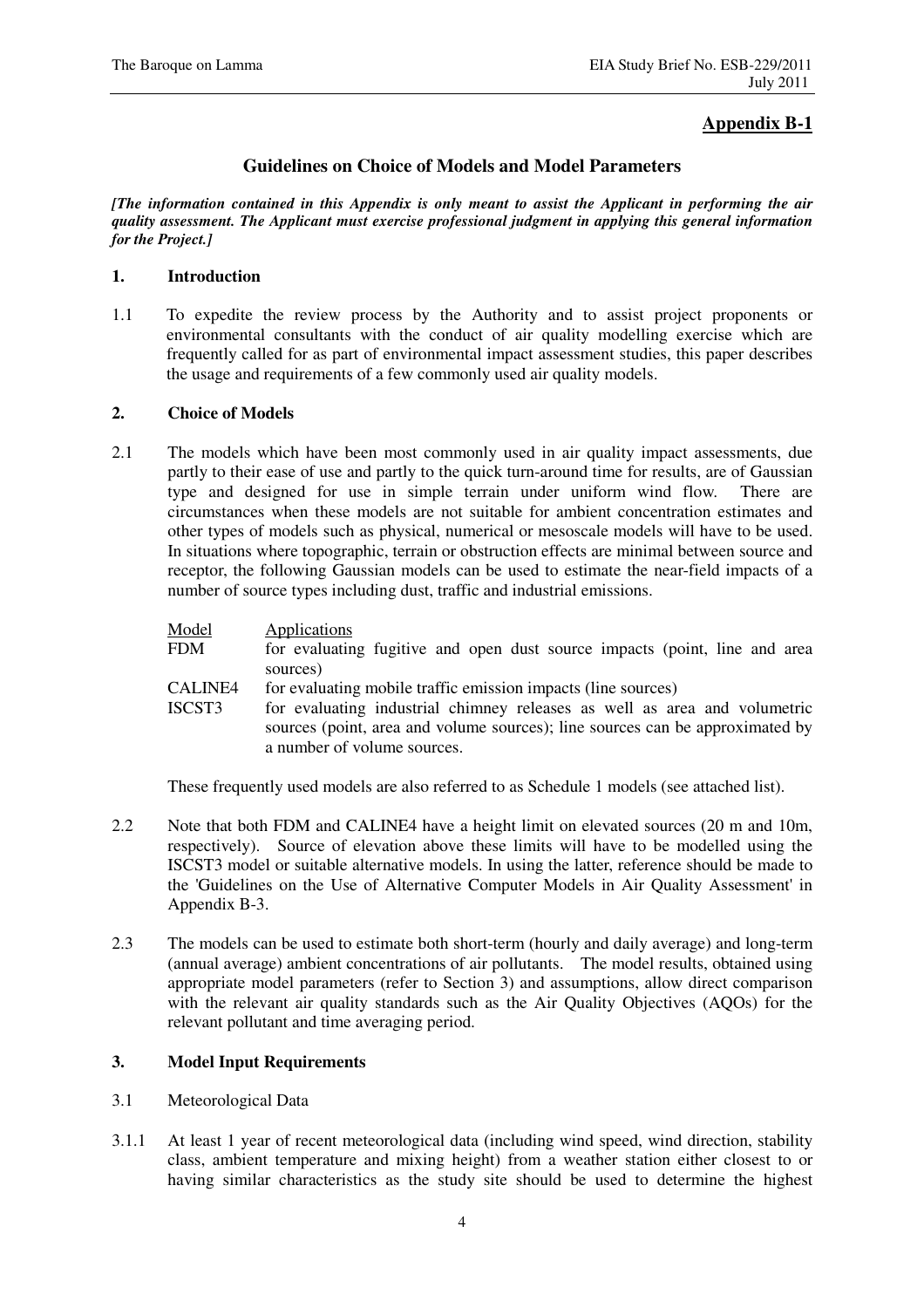## Appendix B-1

### Guidelines on Choice of Models and Model Parameters

***[The information contained in this Appendix is only meant to assist the Applicant in performing the air quality assessment. The Applicant must exercise professional judgment in applying this general information for the Project.]***

**1. Introduction**

1.1 To expedite the review process by the Authority and to assist project proponents or environmental consultants with the conduct of air quality modelling exercise which are frequently called for as part of environmental impact assessment studies, this paper describes the usage and requirements of a few commonly used air quality models.

**2. Choice of Models**

2.1 The models which have been most commonly used in air quality impact assessments, due partly to their ease of use and partly to the quick turn-around time for results, are of Gaussian type and designed for use in simple terrain under uniform wind flow. There are circumstances when these models are not suitable for ambient concentration estimates and other types of models such as physical, numerical or mesoscale models will have to be used. In situations where topographic, terrain or obstruction effects are minimal between source and receptor, the following Gaussian models can be used to estimate the near-field impacts of a number of source types including dust, traffic and industrial emissions.

| Model | Applications |
|---|---|
| FDM | for evaluating fugitive and open dust source impacts (point, line and area sources) |
| CALINE4 | for evaluating mobile traffic emission impacts (line sources) |
| ISCST3 | for evaluating industrial chimney releases as well as area and volumetric sources (point, area and volume sources); line sources can be approximated by a number of volume sources. |

These frequently used models are also referred to as Schedule 1 models (see attached list).

2.2 Note that both FDM and CALINE4 have a height limit on elevated sources (20 m and 10m, respectively). Source of elevation above these limits will have to be modelled using the ISCST3 model or suitable alternative models. In using the latter, reference should be made to the 'Guidelines on the Use of Alternative Computer Models in Air Quality Assessment' in Appendix B-3.

2.3 The models can be used to estimate both short-term (hourly and daily average) and long-term (annual average) ambient concentrations of air pollutants. The model results, obtained using appropriate model parameters (refer to Section 3) and assumptions, allow direct comparison with the relevant air quality standards such as the Air Quality Objectives (AQOs) for the relevant pollutant and time averaging period.

**3. Model Input Requirements**

3.1 Meteorological Data

3.1.1 At least 1 year of recent meteorological data (including wind speed, wind direction, stability class, ambient temperature and mixing height) from a weather station either closest to or having similar characteristics as the study site should be used to determine the highest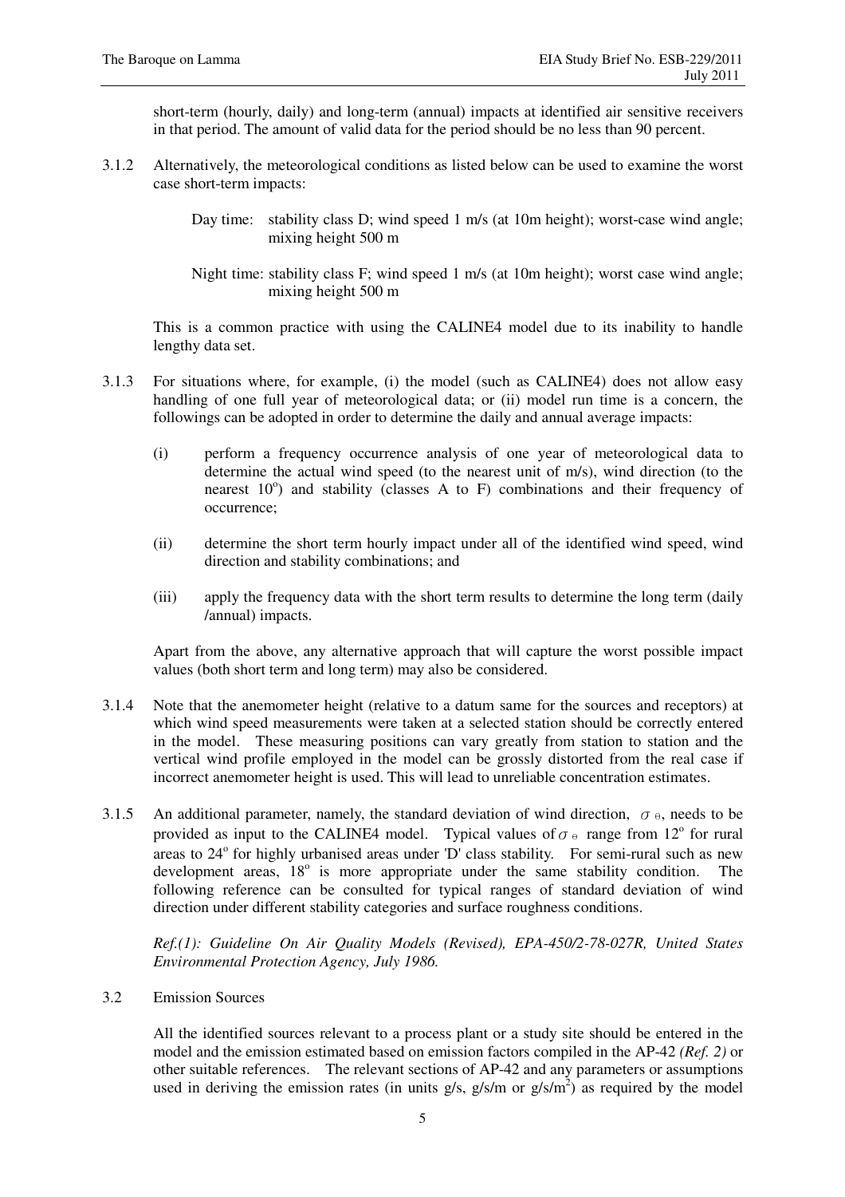short-term (hourly, daily) and long-term (annual) impacts at identified air sensitive receivers in that period. The amount of valid data for the period should be no less than 90 percent.

3.1.2 Alternatively, the meteorological conditions as listed below can be used to examine the worst case short-term impacts:

Day time: stability class D; wind speed 1 m/s (at 10m height); worst-case wind angle; mixing height 500 m

Night time: stability class F; wind speed 1 m/s (at 10m height); worst case wind angle; mixing height 500 m

This is a common practice with using the CALINE4 model due to its inability to handle lengthy data set.

3.1.3 For situations where, for example, (i) the model (such as CALINE4) does not allow easy handling of one full year of meteorological data; or (ii) model run time is a concern, the followings can be adopted in order to determine the daily and annual average impacts:

(i) perform a frequency occurrence analysis of one year of meteorological data to determine the actual wind speed (to the nearest unit of m/s), wind direction (to the nearest $10^o$) and stability (classes A to F) combinations and their frequency of occurrence;

(ii) determine the short term hourly impact under all of the identified wind speed, wind direction and stability combinations; and

(iii) apply the frequency data with the short term results to determine the long term (daily /annual) impacts.

Apart from the above, any alternative approach that will capture the worst possible impact values (both short term and long term) may also be considered.

3.1.4 Note that the anemometer height (relative to a datum same for the sources and receptors) at which wind speed measurements were taken at a selected station should be correctly entered in the model. These measuring positions can vary greatly from station to station and the vertical wind profile employed in the model can be grossly distorted from the real case if incorrect anemometer height is used. This will lead to unreliable concentration estimates.

3.1.5 An additional parameter, namely, the standard deviation of wind direction, $\sigma_\theta$, needs to be provided as input to the CALINE4 model. Typical values of $\sigma_\theta$ range from $12^o$ for rural areas to $24^o$ for highly urbanised areas under 'D' class stability. For semi-rural such as new development areas, $18^o$ is more appropriate under the same stability condition. The following reference can be consulted for typical ranges of standard deviation of wind direction under different stability categories and surface roughness conditions.

*Ref.(1): Guideline On Air Quality Models (Revised), EPA-450/2-78-027R, United States Environmental Protection Agency, July 1986.*

3.2 Emission Sources

All the identified sources relevant to a process plant or a study site should be entered in the model and the emission estimated based on emission factors compiled in the AP-42 *(Ref. 2)* or other suitable references. The relevant sections of AP-42 and any parameters or assumptions used in deriving the emission rates (in units g/s, g/s/m or g/s/m$^2$) as required by the model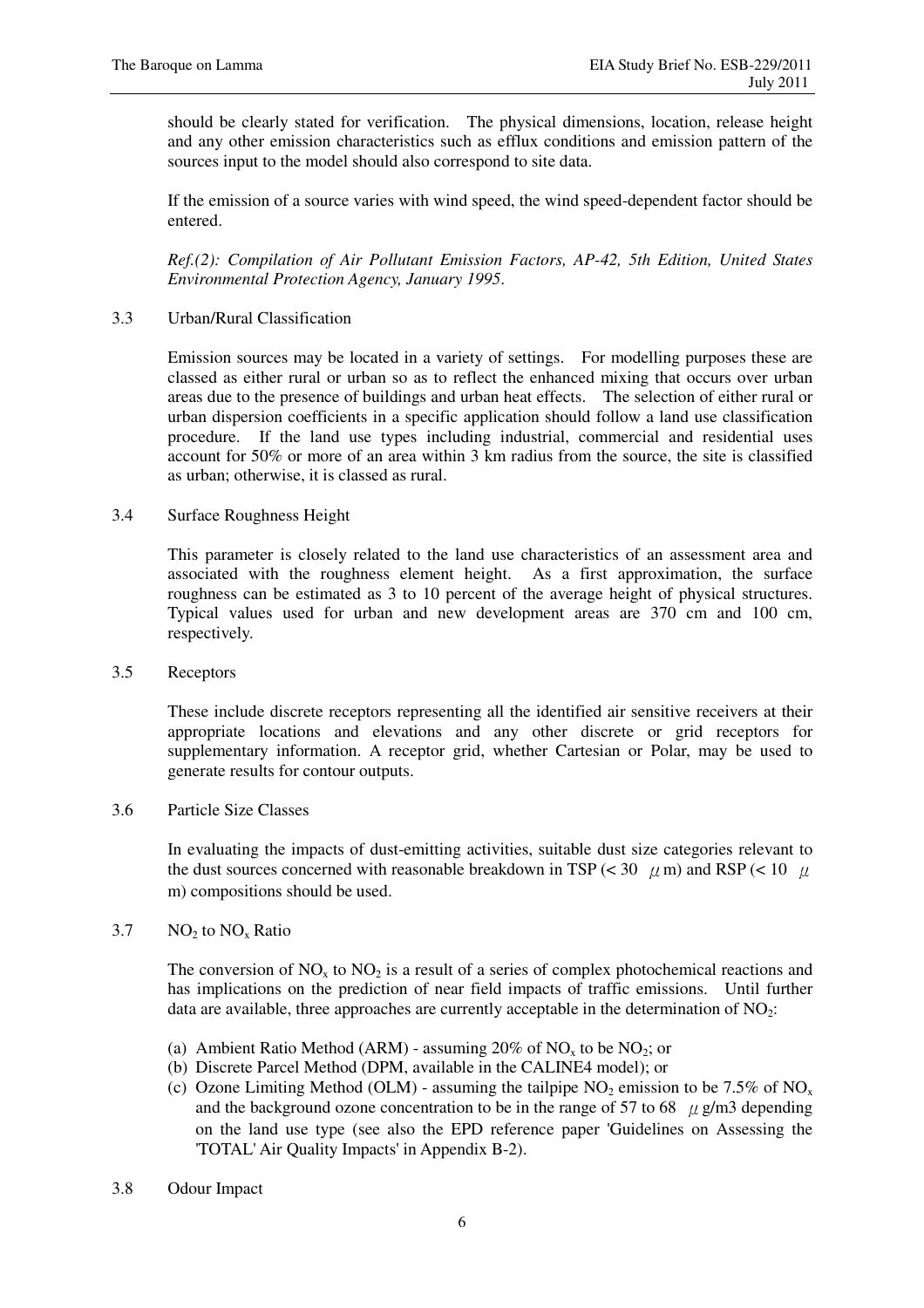should be clearly stated for verification. The physical dimensions, location, release height and any other emission characteristics such as efflux conditions and emission pattern of the sources input to the model should also correspond to site data.

If the emission of a source varies with wind speed, the wind speed-dependent factor should be entered.

*Ref.(2): Compilation of Air Pollutant Emission Factors, AP-42, 5th Edition, United States Environmental Protection Agency, January 1995.*

3.3 Urban/Rural Classification

Emission sources may be located in a variety of settings. For modelling purposes these are classed as either rural or urban so as to reflect the enhanced mixing that occurs over urban areas due to the presence of buildings and urban heat effects. The selection of either rural or urban dispersion coefficients in a specific application should follow a land use classification procedure. If the land use types including industrial, commercial and residential uses account for 50% or more of an area within 3 km radius from the source, the site is classified as urban; otherwise, it is classed as rural.

3.4 Surface Roughness Height

This parameter is closely related to the land use characteristics of an assessment area and associated with the roughness element height. As a first approximation, the surface roughness can be estimated as 3 to 10 percent of the average height of physical structures. Typical values used for urban and new development areas are 370 cm and 100 cm, respectively.

3.5 Receptors

These include discrete receptors representing all the identified air sensitive receivers at their appropriate locations and elevations and any other discrete or grid receptors for supplementary information. A receptor grid, whether Cartesian or Polar, may be used to generate results for contour outputs.

3.6 Particle Size Classes

In evaluating the impacts of dust-emitting activities, suitable dust size categories relevant to the dust sources concerned with reasonable breakdown in TSP (< 30 $\mu$m) and RSP (< 10 $\mu$m) compositions should be used.

3.7 $NO_2$ to $NO_x$ Ratio

The conversion of $NO_x$ to $NO_2$ is a result of a series of complex photochemical reactions and has implications on the prediction of near field impacts of traffic emissions. Until further data are available, three approaches are currently acceptable in the determination of $NO_2$:

(a) Ambient Ratio Method (ARM) - assuming 20% of $NO_x$ to be $NO_2$; or
(b) Discrete Parcel Method (DPM, available in the CALINE4 model); or
(c) Ozone Limiting Method (OLM) - assuming the tailpipe $NO_2$ emission to be 7.5% of $NO_x$ and the background ozone concentration to be in the range of 57 to 68 $\mu$g/m3 depending on the land use type (see also the EPD reference paper 'Guidelines on Assessing the 'TOTAL' Air Quality Impacts' in Appendix B-2).

3.8 Odour Impact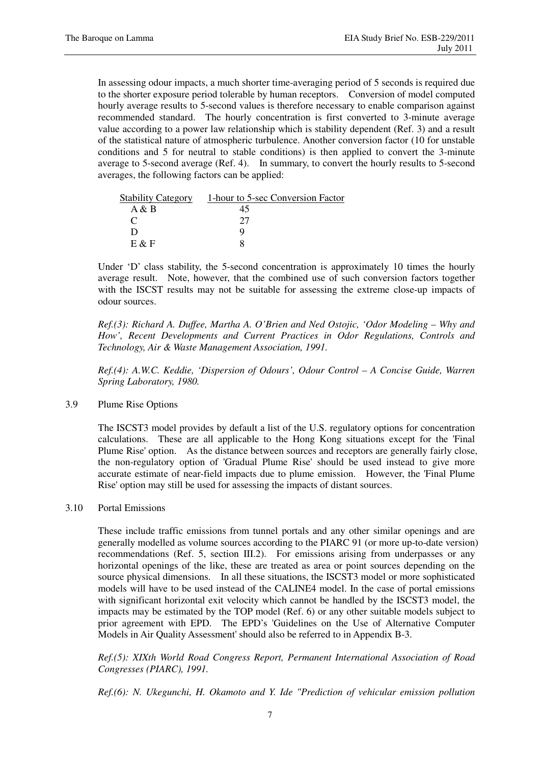In assessing odour impacts, a much shorter time-averaging period of 5 seconds is required due to the shorter exposure period tolerable by human receptors. Conversion of model computed hourly average results to 5-second values is therefore necessary to enable comparison against recommended standard. The hourly concentration is first converted to 3-minute average value according to a power law relationship which is stability dependent (Ref. 3) and a result of the statistical nature of atmospheric turbulence. Another conversion factor (10 for unstable conditions and 5 for neutral to stable conditions) is then applied to convert the 3-minute average to 5-second average (Ref. 4). In summary, to convert the hourly results to 5-second averages, the following factors can be applied:

| Stability Category | 1-hour to 5-sec Conversion Factor |
|---|---|
| A & B | 45 |
| C | 27 |
| D | 9 |
| E & F | 8 |

Under 'D' class stability, the 5-second concentration is approximately 10 times the hourly average result. Note, however, that the combined use of such conversion factors together with the ISCST results may not be suitable for assessing the extreme close-up impacts of odour sources.

*Ref.(3): Richard A. Duffee, Martha A. O'Brien and Ned Ostojic, 'Odor Modeling – Why and How', Recent Developments and Current Practices in Odor Regulations, Controls and Technology, Air & Waste Management Association, 1991.*

*Ref.(4): A.W.C. Keddie, 'Dispersion of Odours', Odour Control – A Concise Guide, Warren Spring Laboratory, 1980.*

## 3.9 Plume Rise Options

The ISCST3 model provides by default a list of the U.S. regulatory options for concentration calculations. These are all applicable to the Hong Kong situations except for the 'Final Plume Rise' option. As the distance between sources and receptors are generally fairly close, the non-regulatory option of 'Gradual Plume Rise' should be used instead to give more accurate estimate of near-field impacts due to plume emission. However, the 'Final Plume Rise' option may still be used for assessing the impacts of distant sources.

## 3.10 Portal Emissions

These include traffic emissions from tunnel portals and any other similar openings and are generally modelled as volume sources according to the PIARC 91 (or more up-to-date version) recommendations (Ref. 5, section III.2). For emissions arising from underpasses or any horizontal openings of the like, these are treated as area or point sources depending on the source physical dimensions. In all these situations, the ISCST3 model or more sophisticated models will have to be used instead of the CALINE4 model. In the case of portal emissions with significant horizontal exit velocity which cannot be handled by the ISCST3 model, the impacts may be estimated by the TOP model (Ref. 6) or any other suitable models subject to prior agreement with EPD. The EPD's 'Guidelines on the Use of Alternative Computer Models in Air Quality Assessment' should also be referred to in Appendix B-3.

*Ref.(5): XIXth World Road Congress Report, Permanent International Association of Road Congresses (PIARC), 1991.*

*Ref.(6): N. Ukegunchi, H. Okamoto and Y. Ide "Prediction of vehicular emission pollution*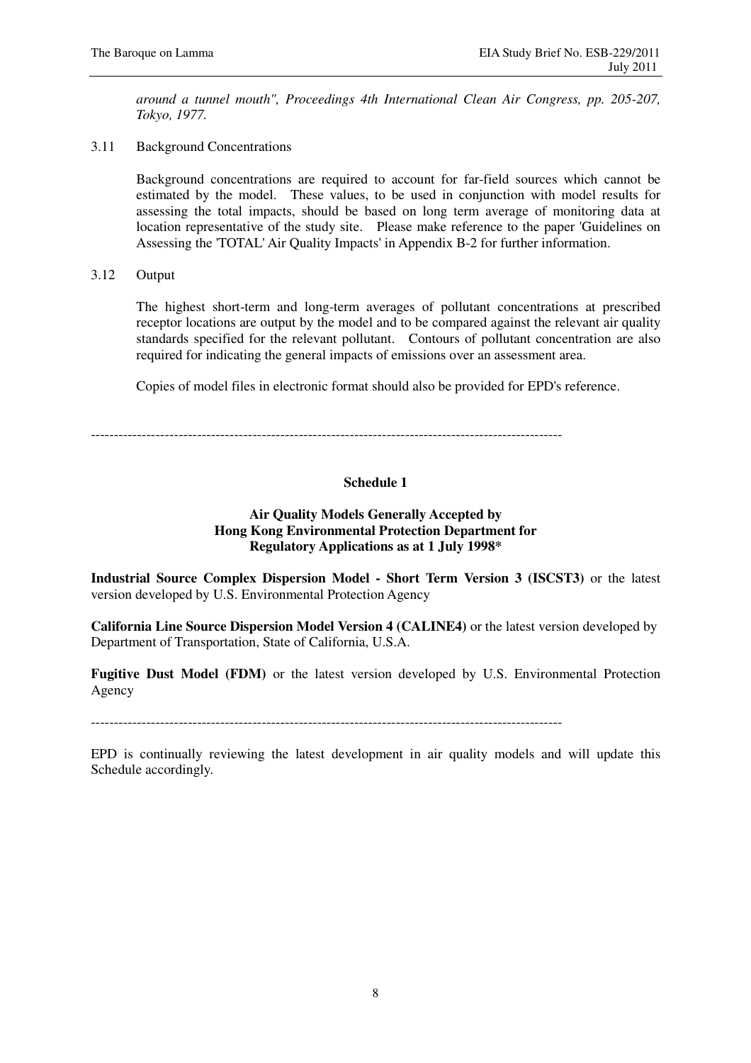*around a tunnel mouth", Proceedings 4th International Clean Air Congress, pp. 205-207, Tokyo, 1977.*

3.11 Background Concentrations

Background concentrations are required to account for far-field sources which cannot be estimated by the model. These values, to be used in conjunction with model results for assessing the total impacts, should be based on long term average of monitoring data at location representative of the study site. Please make reference to the paper 'Guidelines on Assessing the 'TOTAL' Air Quality Impacts' in Appendix B-2 for further information.

3.12 Output

The highest short-term and long-term averages of pollutant concentrations at prescribed receptor locations are output by the model and to be compared against the relevant air quality standards specified for the relevant pollutant. Contours of pollutant concentration are also required for indicating the general impacts of emissions over an assessment area.

Copies of model files in electronic format should also be provided for EPD's reference.

---

**Schedule 1**

**Air Quality Models Generally Accepted by Hong Kong Environmental Protection Department for Regulatory Applications as at 1 July 1998***

**Industrial Source Complex Dispersion Model - Short Term Version 3 (ISCST3)** or the latest version developed by U.S. Environmental Protection Agency

**California Line Source Dispersion Model Version 4 (CALINE4)** or the latest version developed by Department of Transportation, State of California, U.S.A.

**Fugitive Dust Model (FDM)** or the latest version developed by U.S. Environmental Protection Agency

---

EPD is continually reviewing the latest development in air quality models and will update this Schedule accordingly.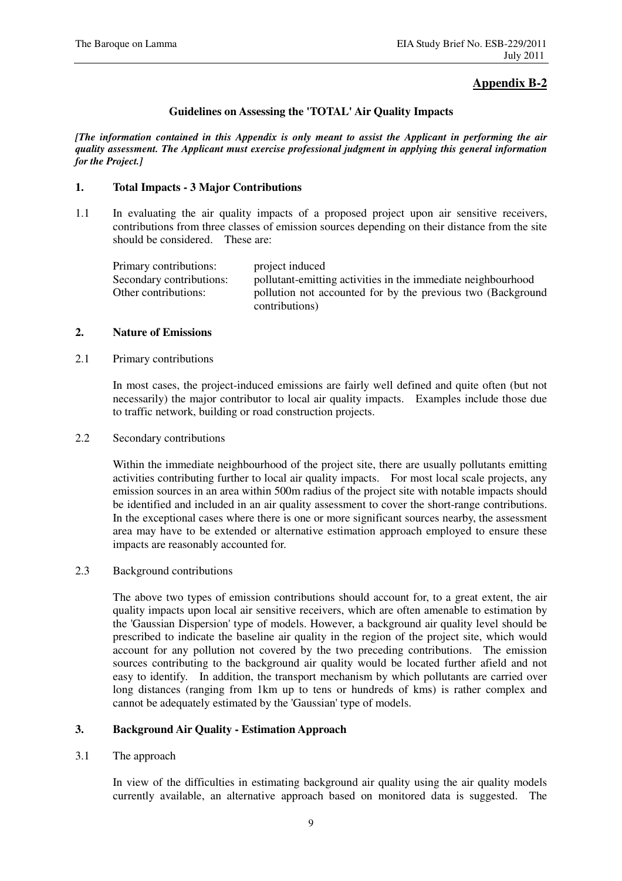## Appendix B-2

### Guidelines on Assessing the 'TOTAL' Air Quality Impacts

***[The information contained in this Appendix is only meant to assist the Applicant in performing the air quality assessment. The Applicant must exercise professional judgment in applying this general information for the Project.]***

### 1. Total Impacts - 3 Major Contributions

1.1 In evaluating the air quality impacts of a proposed project upon air sensitive receivers, contributions from three classes of emission sources depending on their distance from the site should be considered. These are:

| | |
|---|---|
| Primary contributions: | project induced |
| Secondary contributions: | pollutant-emitting activities in the immediate neighbourhood |
| Other contributions: | pollution not accounted for by the previous two (Background contributions) |

### 2. Nature of Emissions

2.1 Primary contributions

In most cases, the project-induced emissions are fairly well defined and quite often (but not necessarily) the major contributor to local air quality impacts. Examples include those due to traffic network, building or road construction projects.

2.2 Secondary contributions

Within the immediate neighbourhood of the project site, there are usually pollutants emitting activities contributing further to local air quality impacts. For most local scale projects, any emission sources in an area within 500m radius of the project site with notable impacts should be identified and included in an air quality assessment to cover the short-range contributions. In the exceptional cases where there is one or more significant sources nearby, the assessment area may have to be extended or alternative estimation approach employed to ensure these impacts are reasonably accounted for.

2.3 Background contributions

The above two types of emission contributions should account for, to a great extent, the air quality impacts upon local air sensitive receivers, which are often amenable to estimation by the 'Gaussian Dispersion' type of models. However, a background air quality level should be prescribed to indicate the baseline air quality in the region of the project site, which would account for any pollution not covered by the two preceding contributions. The emission sources contributing to the background air quality would be located further afield and not easy to identify. In addition, the transport mechanism by which pollutants are carried over long distances (ranging from 1km up to tens or hundreds of kms) is rather complex and cannot be adequately estimated by the 'Gaussian' type of models.

### 3. Background Air Quality - Estimation Approach

3.1 The approach

In view of the difficulties in estimating background air quality using the air quality models currently available, an alternative approach based on monitored data is suggested. The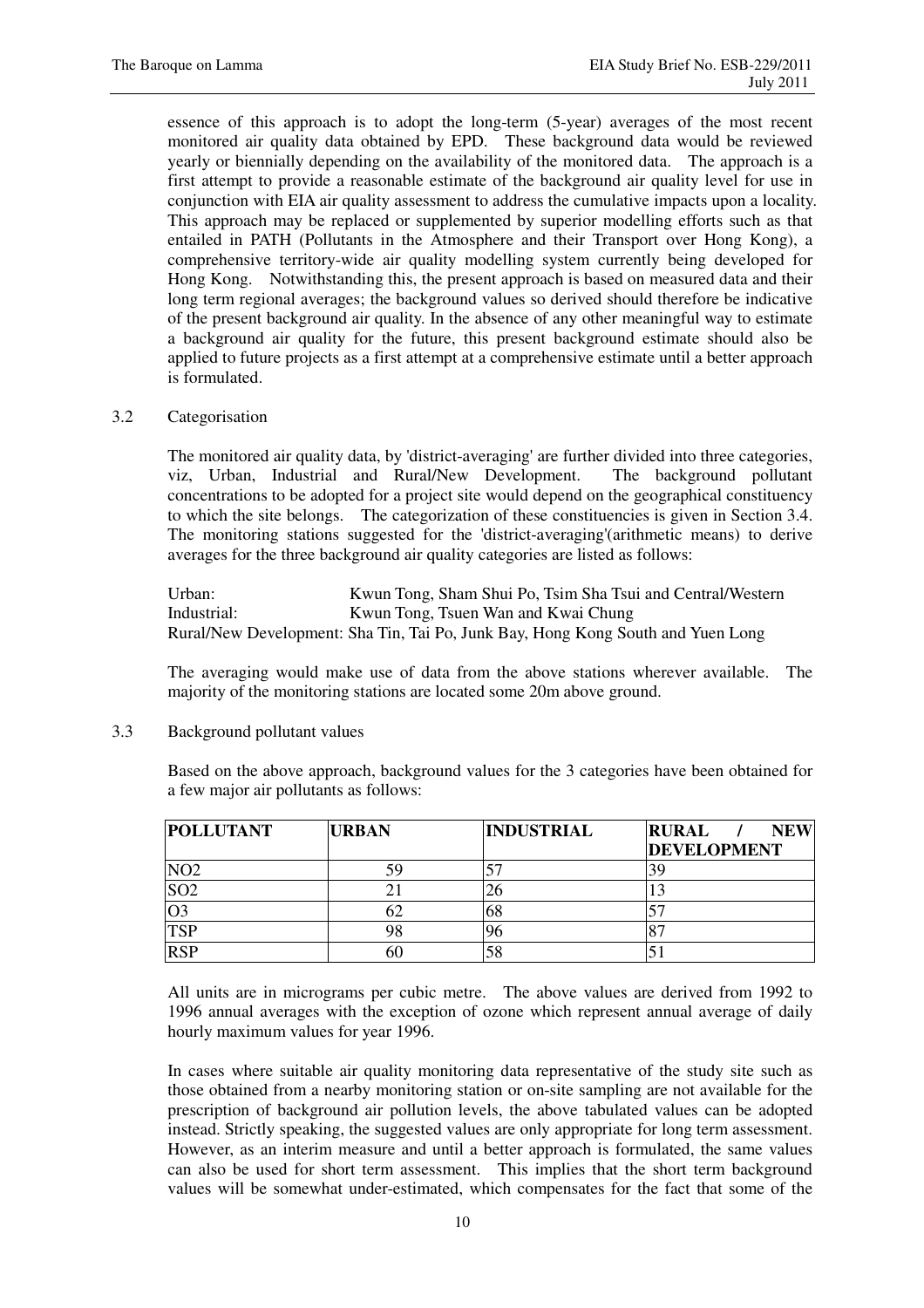essence of this approach is to adopt the long-term (5-year) averages of the most recent monitored air quality data obtained by EPD. These background data would be reviewed yearly or biennially depending on the availability of the monitored data. The approach is a first attempt to provide a reasonable estimate of the background air quality level for use in conjunction with EIA air quality assessment to address the cumulative impacts upon a locality. This approach may be replaced or supplemented by superior modelling efforts such as that entailed in PATH (Pollutants in the Atmosphere and their Transport over Hong Kong), a comprehensive territory-wide air quality modelling system currently being developed for Hong Kong. Notwithstanding this, the present approach is based on measured data and their long term regional averages; the background values so derived should therefore be indicative of the present background air quality. In the absence of any other meaningful way to estimate a background air quality for the future, this present background estimate should also be applied to future projects as a first attempt at a comprehensive estimate until a better approach is formulated.

3.2 Categorisation

The monitored air quality data, by 'district-averaging' are further divided into three categories, viz, Urban, Industrial and Rural/New Development. The background pollutant concentrations to be adopted for a project site would depend on the geographical constituency to which the site belongs. The categorization of these constituencies is given in Section 3.4. The monitoring stations suggested for the 'district-averaging'(arithmetic means) to derive averages for the three background air quality categories are listed as follows:

Urban: Kwun Tong, Sham Shui Po, Tsim Sha Tsui and Central/Western
Industrial: Kwun Tong, Tsuen Wan and Kwai Chung
Rural/New Development: Sha Tin, Tai Po, Junk Bay, Hong Kong South and Yuen Long

The averaging would make use of data from the above stations wherever available. The majority of the monitoring stations are located some 20m above ground.

3.3 Background pollutant values

Based on the above approach, background values for the 3 categories have been obtained for a few major air pollutants as follows:

| POLLUTANT | URBAN | INDUSTRIAL | RURAL / NEW DEVELOPMENT |
|---|---|---|---|
| $NO_2$ | 59 | 57 | 39 |
| $SO_2$ | 21 | 26 | 13 |
| $O_3$ | 62 | 68 | 57 |
| TSP | 98 | 96 | 87 |
| RSP | 60 | 58 | 51 |

All units are in micrograms per cubic metre. The above values are derived from 1992 to 1996 annual averages with the exception of ozone which represent annual average of daily hourly maximum values for year 1996.

In cases where suitable air quality monitoring data representative of the study site such as those obtained from a nearby monitoring station or on-site sampling are not available for the prescription of background air pollution levels, the above tabulated values can be adopted instead. Strictly speaking, the suggested values are only appropriate for long term assessment. However, as an interim measure and until a better approach is formulated, the same values can also be used for short term assessment. This implies that the short term background values will be somewhat under-estimated, which compensates for the fact that some of the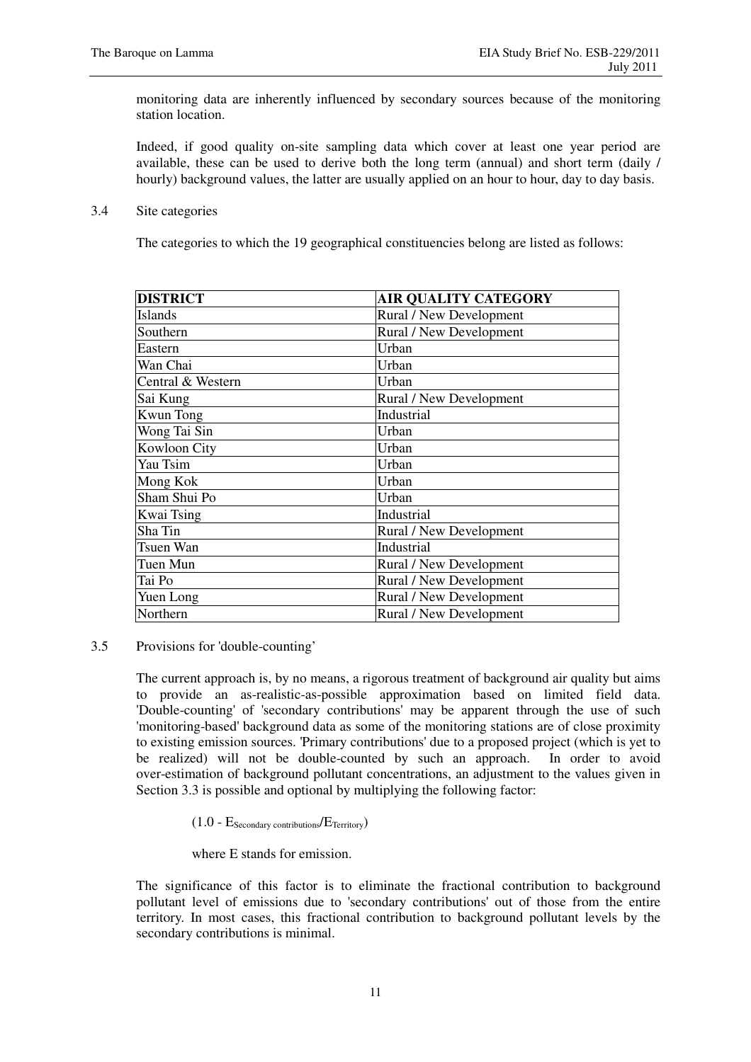monitoring data are inherently influenced by secondary sources because of the monitoring station location.

Indeed, if good quality on-site sampling data which cover at least one year period are available, these can be used to derive both the long term (annual) and short term (daily / hourly) background values, the latter are usually applied on an hour to hour, day to day basis.

3.4 Site categories

The categories to which the 19 geographical constituencies belong are listed as follows:

| DISTRICT | AIR QUALITY CATEGORY |
|---|---|
| Islands | Rural / New Development |
| Southern | Rural / New Development |
| Eastern | Urban |
| Wan Chai | Urban |
| Central & Western | Urban |
| Sai Kung | Rural / New Development |
| Kwun Tong | Industrial |
| Wong Tai Sin | Urban |
| Kowloon City | Urban |
| Yau Tsim | Urban |
| Mong Kok | Urban |
| Sham Shui Po | Urban |
| Kwai Tsing | Industrial |
| Sha Tin | Rural / New Development |
| Tsuen Wan | Industrial |
| Tuen Mun | Rural / New Development |
| Tai Po | Rural / New Development |
| Yuen Long | Rural / New Development |
| Northern | Rural / New Development |

3.5 Provisions for 'double-counting'

The current approach is, by no means, a rigorous treatment of background air quality but aims to provide an as-realistic-as-possible approximation based on limited field data. 'Double-counting' of 'secondary contributions' may be apparent through the use of such 'monitoring-based' background data as some of the monitoring stations are of close proximity to existing emission sources. 'Primary contributions' due to a proposed project (which is yet to be realized) will not be double-counted by such an approach. In order to avoid over-estimation of background pollutant concentrations, an adjustment to the values given in Section 3.3 is possible and optional by multiplying the following factor:

$$(1.0 - E_{Secondary\ contributions}/E_{Territory})$$

where E stands for emission.

The significance of this factor is to eliminate the fractional contribution to background pollutant level of emissions due to 'secondary contributions' out of those from the entire territory. In most cases, this fractional contribution to background pollutant levels by the secondary contributions is minimal.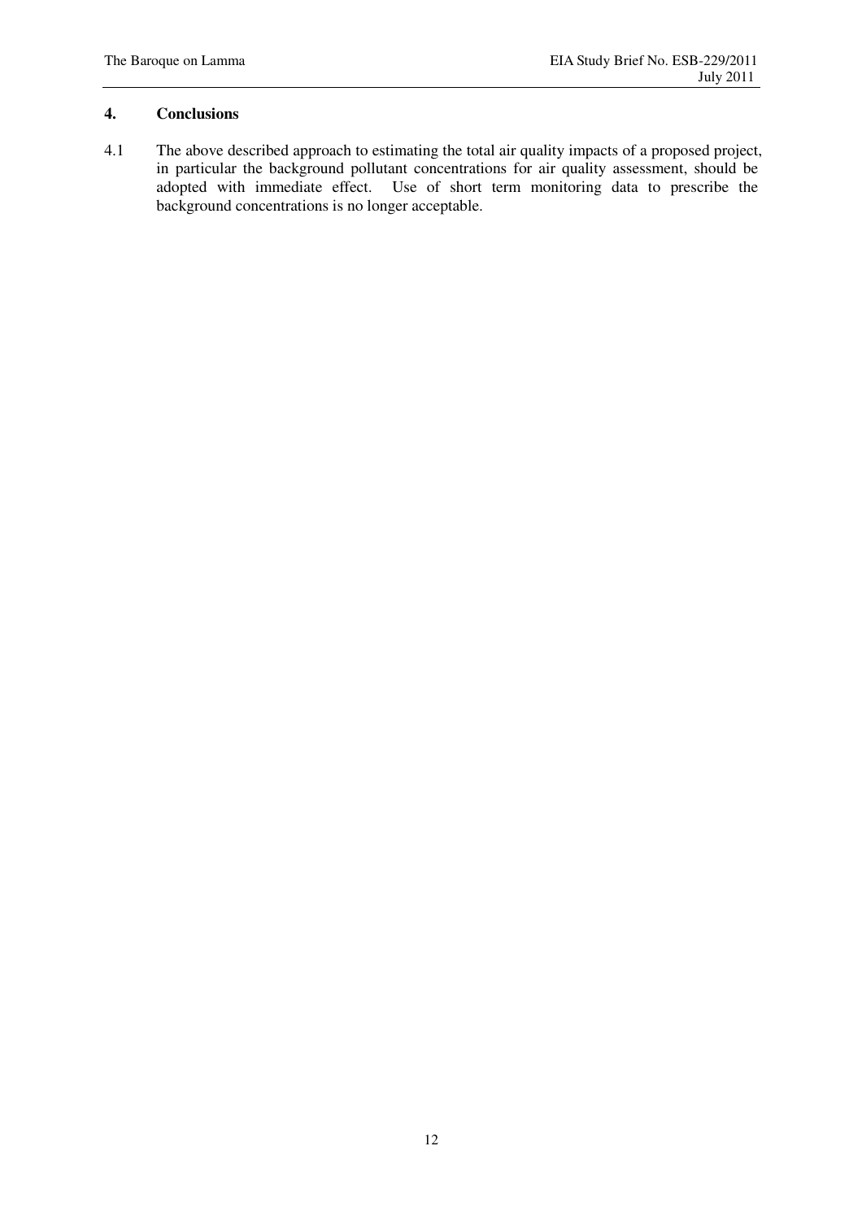## 4. Conclusions

4.1 The above described approach to estimating the total air quality impacts of a proposed project, in particular the background pollutant concentrations for air quality assessment, should be adopted with immediate effect. Use of short term monitoring data to prescribe the background concentrations is no longer acceptable.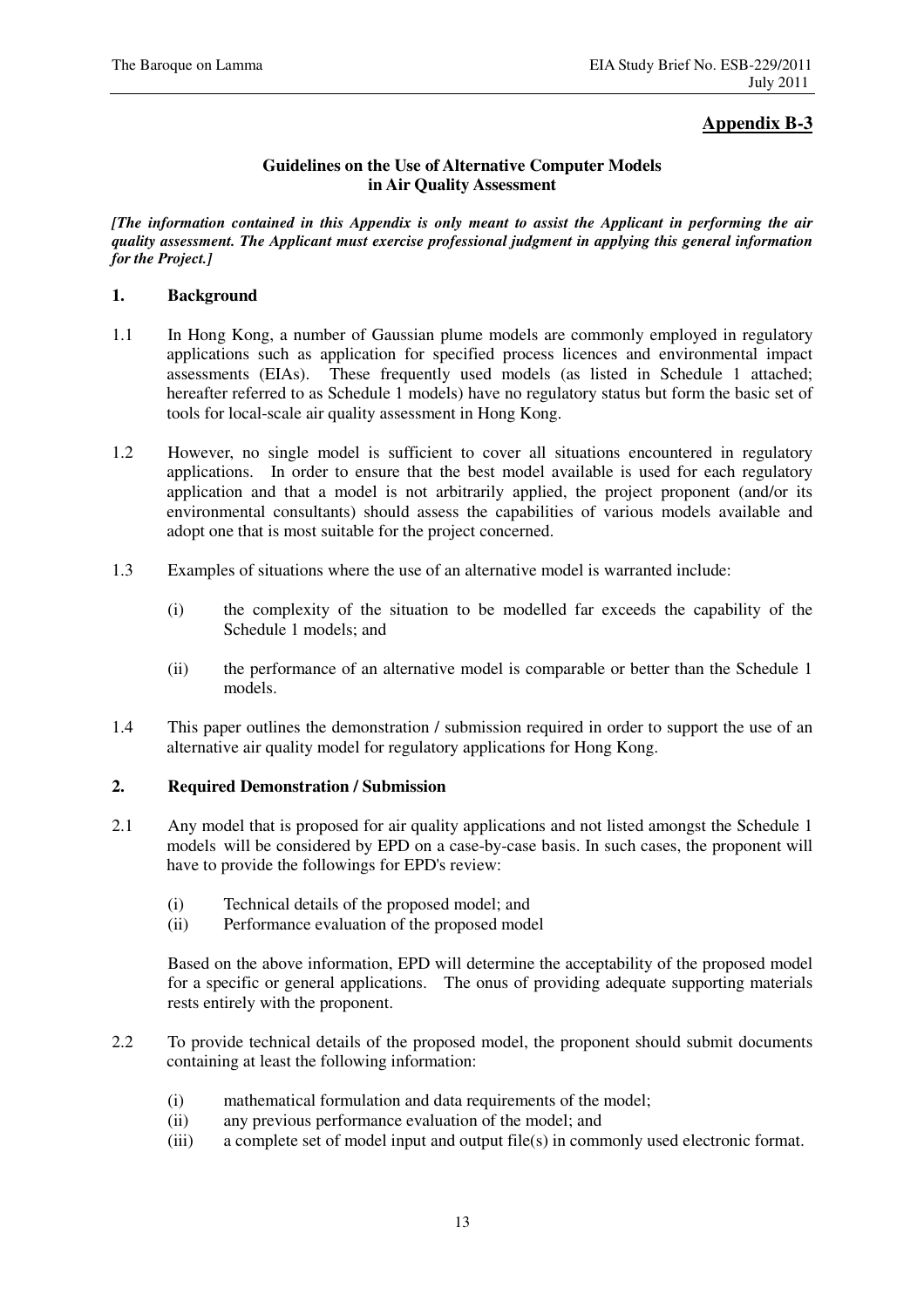## Appendix B-3

**Guidelines on the Use of Alternative Computer Models in Air Quality Assessment**

***[The information contained in this Appendix is only meant to assist the Applicant in performing the air quality assessment. The Applicant must exercise professional judgment in applying this general information for the Project.]***

### 1. Background

1.1 In Hong Kong, a number of Gaussian plume models are commonly employed in regulatory applications such as application for specified process licences and environmental impact assessments (EIAs). These frequently used models (as listed in Schedule 1 attached; hereafter referred to as Schedule 1 models) have no regulatory status but form the basic set of tools for local-scale air quality assessment in Hong Kong.

1.2 However, no single model is sufficient to cover all situations encountered in regulatory applications. In order to ensure that the best model available is used for each regulatory application and that a model is not arbitrarily applied, the project proponent (and/or its environmental consultants) should assess the capabilities of various models available and adopt one that is most suitable for the project concerned.

1.3 Examples of situations where the use of an alternative model is warranted include:

(i) the complexity of the situation to be modelled far exceeds the capability of the Schedule 1 models; and

(ii) the performance of an alternative model is comparable or better than the Schedule 1 models.

1.4 This paper outlines the demonstration / submission required in order to support the use of an alternative air quality model for regulatory applications for Hong Kong.

### 2. Required Demonstration / Submission

2.1 Any model that is proposed for air quality applications and not listed amongst the Schedule 1 models will be considered by EPD on a case-by-case basis. In such cases, the proponent will have to provide the followings for EPD's review:

(i) Technical details of the proposed model; and
(ii) Performance evaluation of the proposed model

Based on the above information, EPD will determine the acceptability of the proposed model for a specific or general applications. The onus of providing adequate supporting materials rests entirely with the proponent.

2.2 To provide technical details of the proposed model, the proponent should submit documents containing at least the following information:

(i) mathematical formulation and data requirements of the model;
(ii) any previous performance evaluation of the model; and
(iii) a complete set of model input and output file(s) in commonly used electronic format.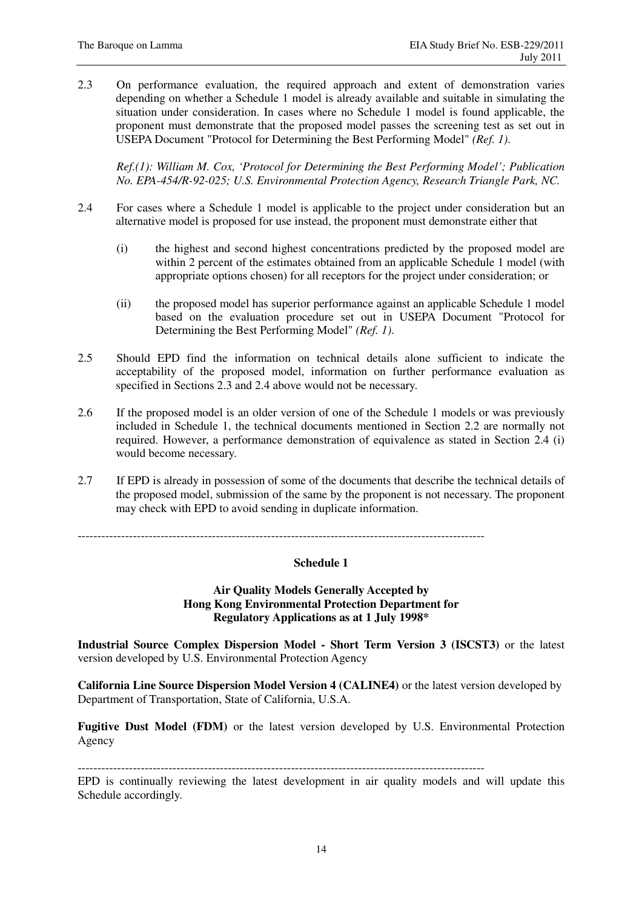2.3 On performance evaluation, the required approach and extent of demonstration varies depending on whether a Schedule 1 model is already available and suitable in simulating the situation under consideration. In cases where no Schedule 1 model is found applicable, the proponent must demonstrate that the proposed model passes the screening test as set out in USEPA Document "Protocol for Determining the Best Performing Model" *(Ref. 1)*.

*Ref.(1): William M. Cox, 'Protocol for Determining the Best Performing Model'; Publication No. EPA-454/R-92-025; U.S. Environmental Protection Agency, Research Triangle Park, NC.*

2.4 For cases where a Schedule 1 model is applicable to the project under consideration but an alternative model is proposed for use instead, the proponent must demonstrate either that

(i) the highest and second highest concentrations predicted by the proposed model are within 2 percent of the estimates obtained from an applicable Schedule 1 model (with appropriate options chosen) for all receptors for the project under consideration; or

(ii) the proposed model has superior performance against an applicable Schedule 1 model based on the evaluation procedure set out in USEPA Document "Protocol for Determining the Best Performing Model" *(Ref. 1)*.

2.5 Should EPD find the information on technical details alone sufficient to indicate the acceptability of the proposed model, information on further performance evaluation as specified in Sections 2.3 and 2.4 above would not be necessary.

2.6 If the proposed model is an older version of one of the Schedule 1 models or was previously included in Schedule 1, the technical documents mentioned in Section 2.2 are normally not required. However, a performance demonstration of equivalence as stated in Section 2.4 (i) would become necessary.

2.7 If EPD is already in possession of some of the documents that describe the technical details of the proposed model, submission of the same by the proponent is not necessary. The proponent may check with EPD to avoid sending in duplicate information.

---

**Schedule 1**

**Air Quality Models Generally Accepted by Hong Kong Environmental Protection Department for Regulatory Applications as at 1 July 1998***

**Industrial Source Complex Dispersion Model - Short Term Version 3 (ISCST3)** or the latest version developed by U.S. Environmental Protection Agency

**California Line Source Dispersion Model Version 4 (CALINE4)** or the latest version developed by Department of Transportation, State of California, U.S.A.

**Fugitive Dust Model (FDM)** or the latest version developed by U.S. Environmental Protection Agency

---

EPD is continually reviewing the latest development in air quality models and will update this Schedule accordingly.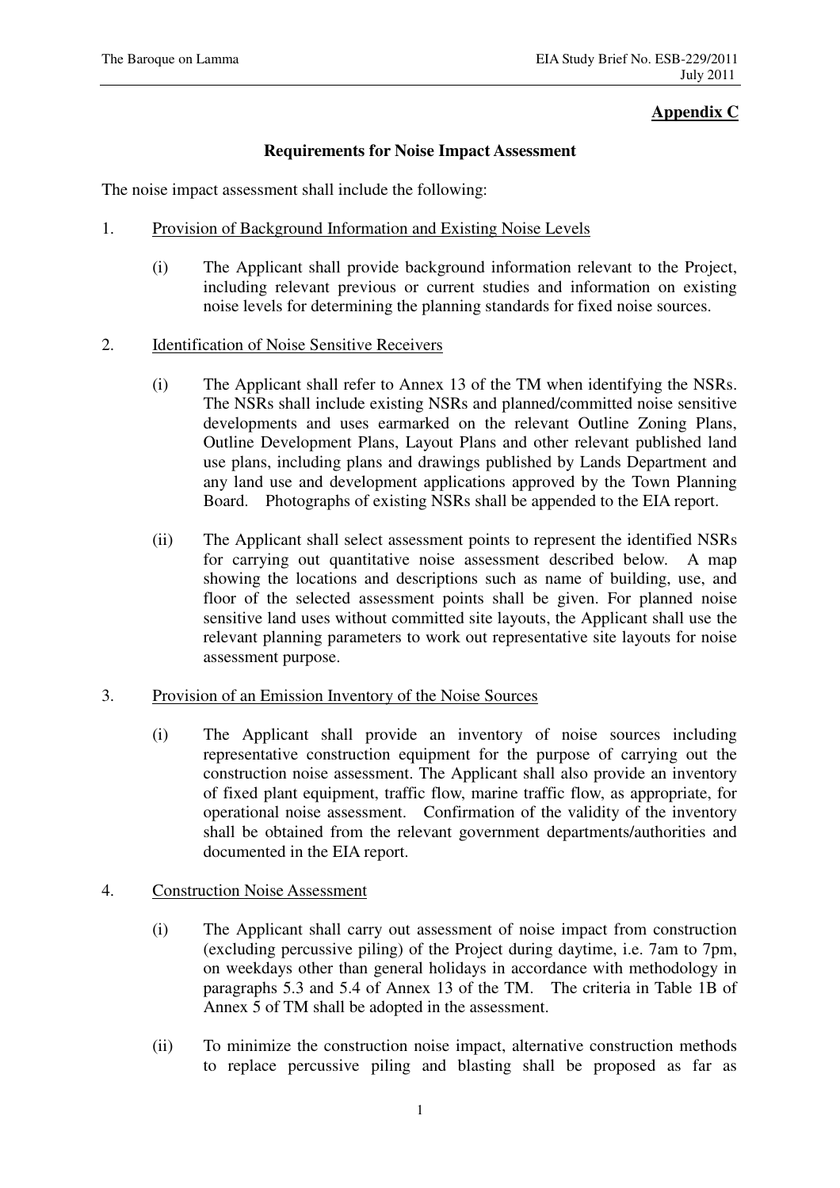**Appendix C**

**Requirements for Noise Impact Assessment**

The noise impact assessment shall include the following:

1. Provision of Background Information and Existing Noise Levels

   (i) The Applicant shall provide background information relevant to the Project, including relevant previous or current studies and information on existing noise levels for determining the planning standards for fixed noise sources.

2. Identification of Noise Sensitive Receivers

   (i) The Applicant shall refer to Annex 13 of the TM when identifying the NSRs. The NSRs shall include existing NSRs and planned/committed noise sensitive developments and uses earmarked on the relevant Outline Zoning Plans, Outline Development Plans, Layout Plans and other relevant published land use plans, including plans and drawings published by Lands Department and any land use and development applications approved by the Town Planning Board. Photographs of existing NSRs shall be appended to the EIA report.

   (ii) The Applicant shall select assessment points to represent the identified NSRs for carrying out quantitative noise assessment described below. A map showing the locations and descriptions such as name of building, use, and floor of the selected assessment points shall be given. For planned noise sensitive land uses without committed site layouts, the Applicant shall use the relevant planning parameters to work out representative site layouts for noise assessment purpose.

3. Provision of an Emission Inventory of the Noise Sources

   (i) The Applicant shall provide an inventory of noise sources including representative construction equipment for the purpose of carrying out the construction noise assessment. The Applicant shall also provide an inventory of fixed plant equipment, traffic flow, marine traffic flow, as appropriate, for operational noise assessment. Confirmation of the validity of the inventory shall be obtained from the relevant government departments/authorities and documented in the EIA report.

4. Construction Noise Assessment

   (i) The Applicant shall carry out assessment of noise impact from construction (excluding percussive piling) of the Project during daytime, i.e. 7am to 7pm, on weekdays other than general holidays in accordance with methodology in paragraphs 5.3 and 5.4 of Annex 13 of the TM. The criteria in Table 1B of Annex 5 of TM shall be adopted in the assessment.

   (ii) To minimize the construction noise impact, alternative construction methods to replace percussive piling and blasting shall be proposed as far as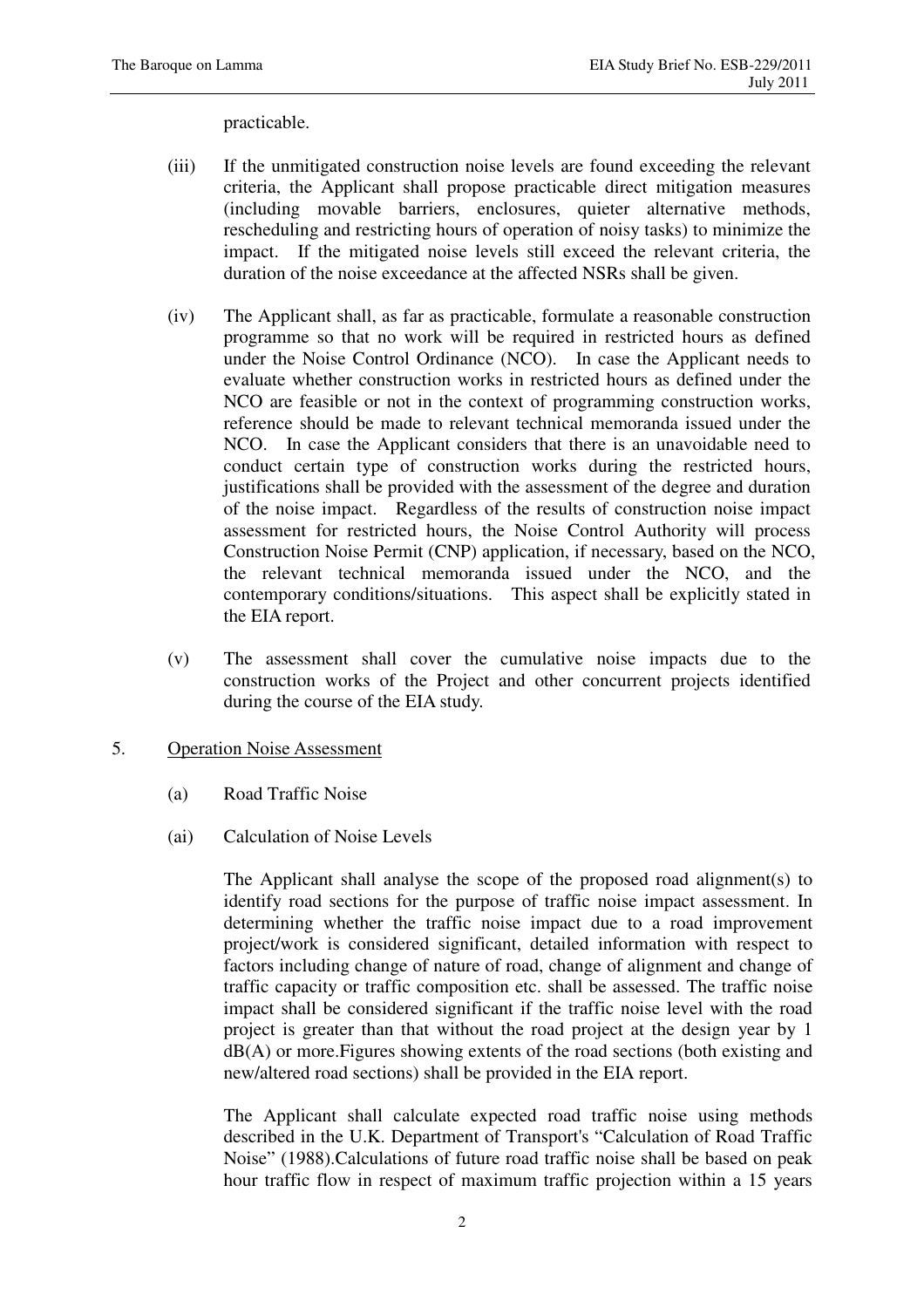practicable.

(iii) If the unmitigated construction noise levels are found exceeding the relevant criteria, the Applicant shall propose practicable direct mitigation measures (including movable barriers, enclosures, quieter alternative methods, rescheduling and restricting hours of operation of noisy tasks) to minimize the impact. If the mitigated noise levels still exceed the relevant criteria, the duration of the noise exceedance at the affected NSRs shall be given.

(iv) The Applicant shall, as far as practicable, formulate a reasonable construction programme so that no work will be required in restricted hours as defined under the Noise Control Ordinance (NCO). In case the Applicant needs to evaluate whether construction works in restricted hours as defined under the NCO are feasible or not in the context of programming construction works, reference should be made to relevant technical memoranda issued under the NCO. In case the Applicant considers that there is an unavoidable need to conduct certain type of construction works during the restricted hours, justifications shall be provided with the assessment of the degree and duration of the noise impact. Regardless of the results of construction noise impact assessment for restricted hours, the Noise Control Authority will process Construction Noise Permit (CNP) application, if necessary, based on the NCO, the relevant technical memoranda issued under the NCO, and the contemporary conditions/situations. This aspect shall be explicitly stated in the EIA report.

(v) The assessment shall cover the cumulative noise impacts due to the construction works of the Project and other concurrent projects identified during the course of the EIA study.

5. Operation Noise Assessment

(a) Road Traffic Noise

(ai) Calculation of Noise Levels

The Applicant shall analyse the scope of the proposed road alignment(s) to identify road sections for the purpose of traffic noise impact assessment. In determining whether the traffic noise impact due to a road improvement project/work is considered significant, detailed information with respect to factors including change of nature of road, change of alignment and change of traffic capacity or traffic composition etc. shall be assessed. The traffic noise impact shall be considered significant if the traffic noise level with the road project is greater than that without the road project at the design year by 1 dB(A) or more.Figures showing extents of the road sections (both existing and new/altered road sections) shall be provided in the EIA report.

The Applicant shall calculate expected road traffic noise using methods described in the U.K. Department of Transport's "Calculation of Road Traffic Noise" (1988).Calculations of future road traffic noise shall be based on peak hour traffic flow in respect of maximum traffic projection within a 15 years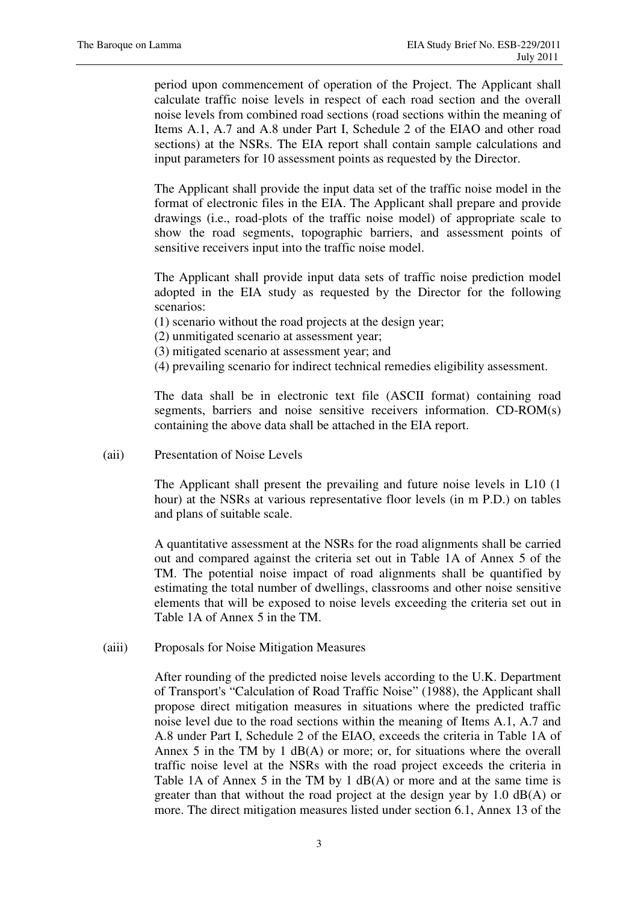period upon commencement of operation of the Project. The Applicant shall calculate traffic noise levels in respect of each road section and the overall noise levels from combined road sections (road sections within the meaning of Items A.1, A.7 and A.8 under Part I, Schedule 2 of the EIAO and other road sections) at the NSRs. The EIA report shall contain sample calculations and input parameters for 10 assessment points as requested by the Director.

The Applicant shall provide the input data set of the traffic noise model in the format of electronic files in the EIA. The Applicant shall prepare and provide drawings (i.e., road-plots of the traffic noise model) of appropriate scale to show the road segments, topographic barriers, and assessment points of sensitive receivers input into the traffic noise model.

The Applicant shall provide input data sets of traffic noise prediction model adopted in the EIA study as requested by the Director for the following scenarios:

(1) scenario without the road projects at the design year;
(2) unmitigated scenario at assessment year;
(3) mitigated scenario at assessment year; and
(4) prevailing scenario for indirect technical remedies eligibility assessment.

The data shall be in electronic text file (ASCII format) containing road segments, barriers and noise sensitive receivers information. CD-ROM(s) containing the above data shall be attached in the EIA report.

(aii) Presentation of Noise Levels

The Applicant shall present the prevailing and future noise levels in L10 (1 hour) at the NSRs at various representative floor levels (in m P.D.) on tables and plans of suitable scale.

A quantitative assessment at the NSRs for the road alignments shall be carried out and compared against the criteria set out in Table 1A of Annex 5 of the TM. The potential noise impact of road alignments shall be quantified by estimating the total number of dwellings, classrooms and other noise sensitive elements that will be exposed to noise levels exceeding the criteria set out in Table 1A of Annex 5 in the TM.

(aiii) Proposals for Noise Mitigation Measures

After rounding of the predicted noise levels according to the U.K. Department of Transport's "Calculation of Road Traffic Noise" (1988), the Applicant shall propose direct mitigation measures in situations where the predicted traffic noise level due to the road sections within the meaning of Items A.1, A.7 and A.8 under Part I, Schedule 2 of the EIAO, exceeds the criteria in Table 1A of Annex 5 in the TM by 1 dB(A) or more; or, for situations where the overall traffic noise level at the NSRs with the road project exceeds the criteria in Table 1A of Annex 5 in the TM by 1 dB(A) or more and at the same time is greater than that without the road project at the design year by 1.0 dB(A) or more. The direct mitigation measures listed under section 6.1, Annex 13 of the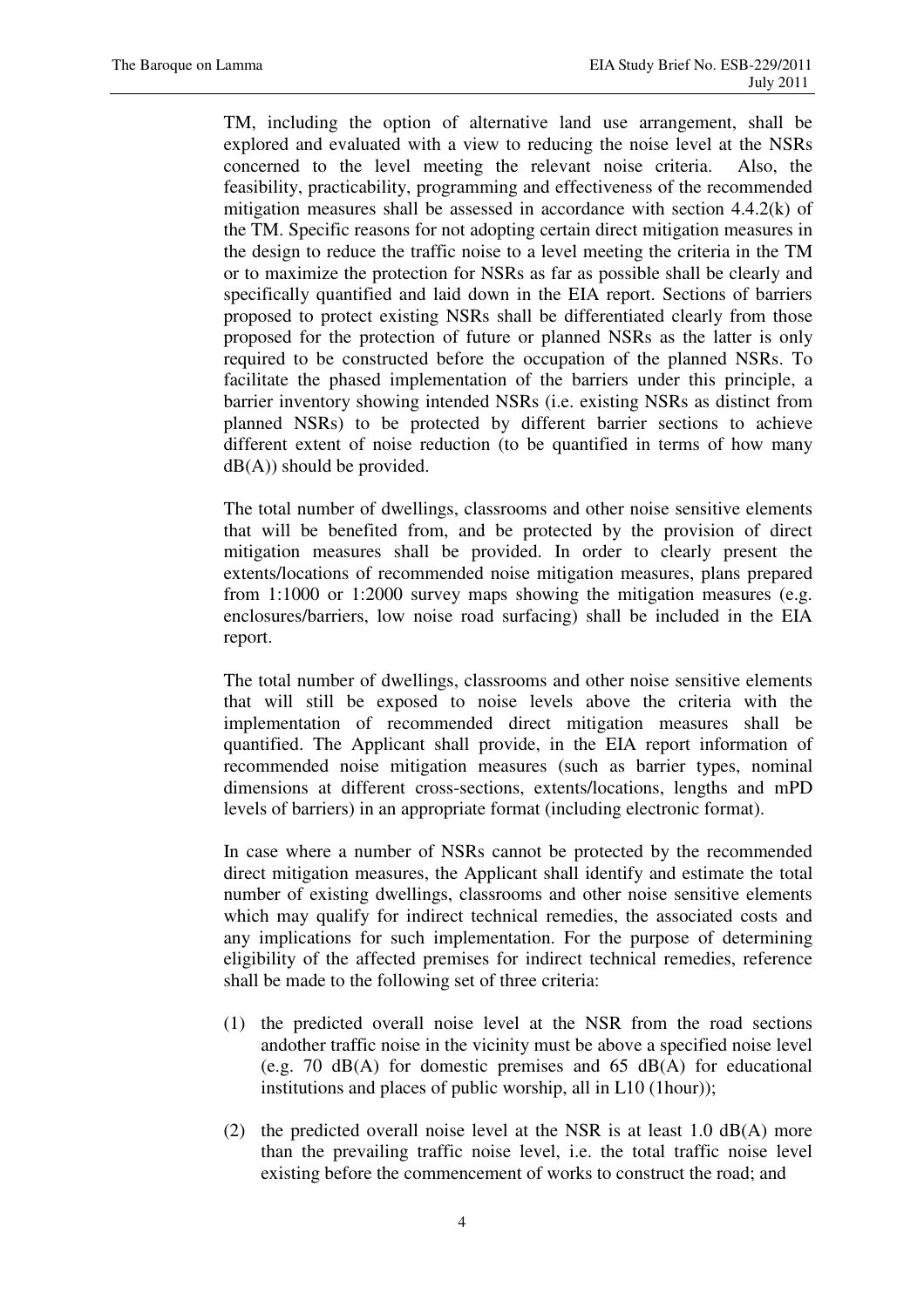TM, including the option of alternative land use arrangement, shall be explored and evaluated with a view to reducing the noise level at the NSRs concerned to the level meeting the relevant noise criteria. Also, the feasibility, practicability, programming and effectiveness of the recommended mitigation measures shall be assessed in accordance with section 4.4.2(k) of the TM. Specific reasons for not adopting certain direct mitigation measures in the design to reduce the traffic noise to a level meeting the criteria in the TM or to maximize the protection for NSRs as far as possible shall be clearly and specifically quantified and laid down in the EIA report. Sections of barriers proposed to protect existing NSRs shall be differentiated clearly from those proposed for the protection of future or planned NSRs as the latter is only required to be constructed before the occupation of the planned NSRs. To facilitate the phased implementation of the barriers under this principle, a barrier inventory showing intended NSRs (i.e. existing NSRs as distinct from planned NSRs) to be protected by different barrier sections to achieve different extent of noise reduction (to be quantified in terms of how many dB(A)) should be provided.

The total number of dwellings, classrooms and other noise sensitive elements that will be benefited from, and be protected by the provision of direct mitigation measures shall be provided. In order to clearly present the extents/locations of recommended noise mitigation measures, plans prepared from 1:1000 or 1:2000 survey maps showing the mitigation measures (e.g. enclosures/barriers, low noise road surfacing) shall be included in the EIA report.

The total number of dwellings, classrooms and other noise sensitive elements that will still be exposed to noise levels above the criteria with the implementation of recommended direct mitigation measures shall be quantified. The Applicant shall provide, in the EIA report information of recommended noise mitigation measures (such as barrier types, nominal dimensions at different cross-sections, extents/locations, lengths and mPD levels of barriers) in an appropriate format (including electronic format).

In case where a number of NSRs cannot be protected by the recommended direct mitigation measures, the Applicant shall identify and estimate the total number of existing dwellings, classrooms and other noise sensitive elements which may qualify for indirect technical remedies, the associated costs and any implications for such implementation. For the purpose of determining eligibility of the affected premises for indirect technical remedies, reference shall be made to the following set of three criteria:

(1) the predicted overall noise level at the NSR from the road sections andother traffic noise in the vicinity must be above a specified noise level (e.g. 70 dB(A) for domestic premises and 65 dB(A) for educational institutions and places of public worship, all in L10 (1hour));

(2) the predicted overall noise level at the NSR is at least 1.0 dB(A) more than the prevailing traffic noise level, i.e. the total traffic noise level existing before the commencement of works to construct the road; and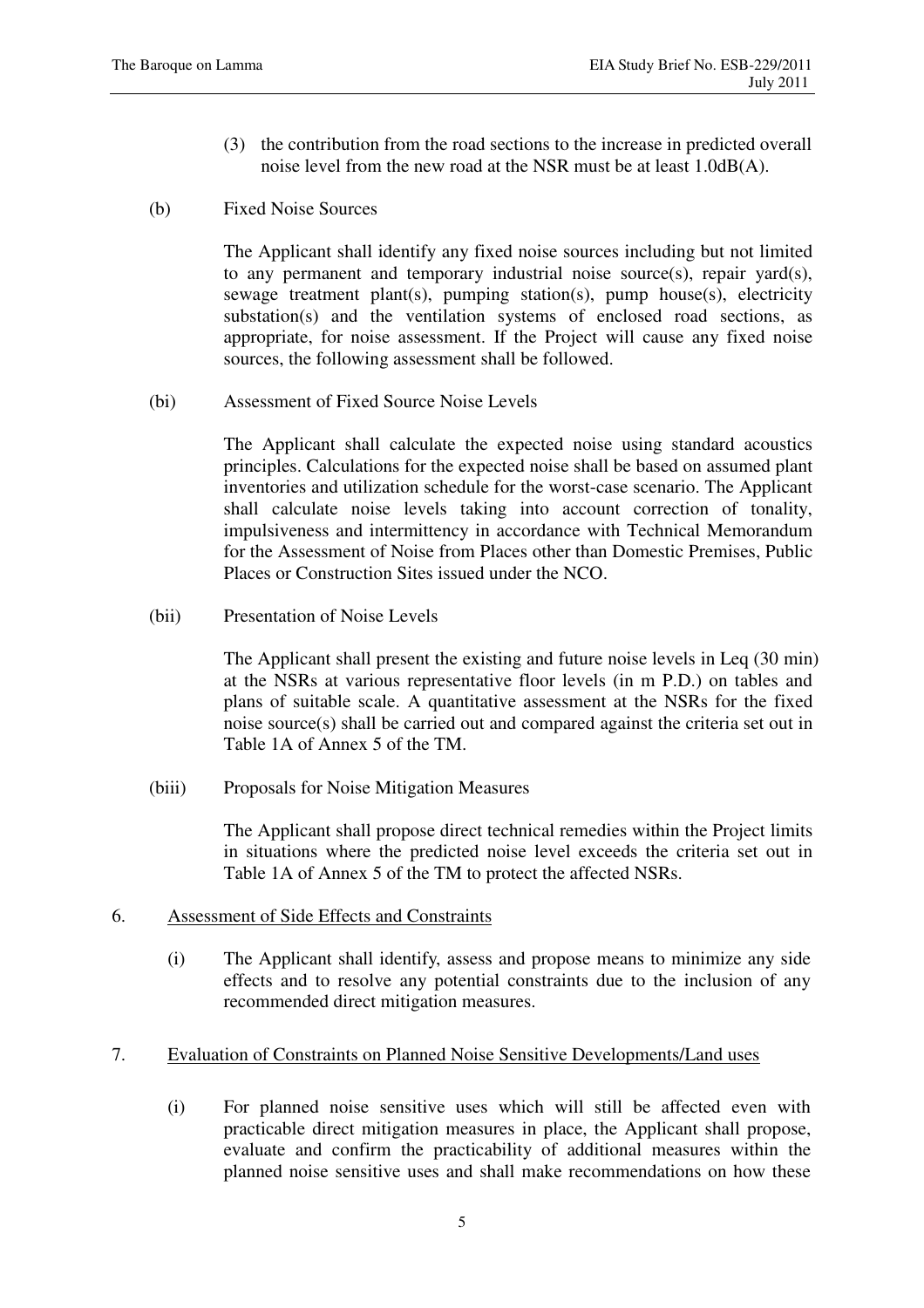(3) the contribution from the road sections to the increase in predicted overall noise level from the new road at the NSR must be at least 1.0dB(A).

(b) Fixed Noise Sources

The Applicant shall identify any fixed noise sources including but not limited to any permanent and temporary industrial noise source(s), repair yard(s), sewage treatment plant(s), pumping station(s), pump house(s), electricity substation(s) and the ventilation systems of enclosed road sections, as appropriate, for noise assessment. If the Project will cause any fixed noise sources, the following assessment shall be followed.

(bi) Assessment of Fixed Source Noise Levels

The Applicant shall calculate the expected noise using standard acoustics principles. Calculations for the expected noise shall be based on assumed plant inventories and utilization schedule for the worst-case scenario. The Applicant shall calculate noise levels taking into account correction of tonality, impulsiveness and intermittency in accordance with Technical Memorandum for the Assessment of Noise from Places other than Domestic Premises, Public Places or Construction Sites issued under the NCO.

(bii) Presentation of Noise Levels

The Applicant shall present the existing and future noise levels in Leq (30 min) at the NSRs at various representative floor levels (in m P.D.) on tables and plans of suitable scale. A quantitative assessment at the NSRs for the fixed noise source(s) shall be carried out and compared against the criteria set out in Table 1A of Annex 5 of the TM.

(biii) Proposals for Noise Mitigation Measures

The Applicant shall propose direct technical remedies within the Project limits in situations where the predicted noise level exceeds the criteria set out in Table 1A of Annex 5 of the TM to protect the affected NSRs.

6. Assessment of Side Effects and Constraints

(i) The Applicant shall identify, assess and propose means to minimize any side effects and to resolve any potential constraints due to the inclusion of any recommended direct mitigation measures.

7. Evaluation of Constraints on Planned Noise Sensitive Developments/Land uses

(i) For planned noise sensitive uses which will still be affected even with practicable direct mitigation measures in place, the Applicant shall propose, evaluate and confirm the practicability of additional measures within the planned noise sensitive uses and shall make recommendations on how these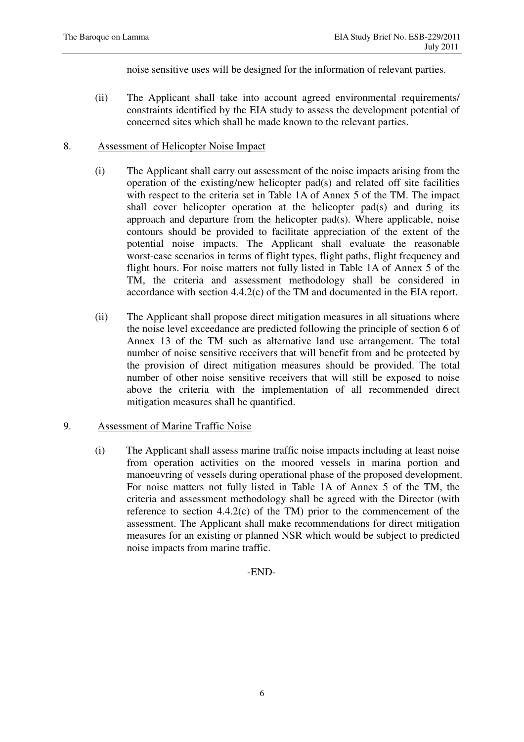noise sensitive uses will be designed for the information of relevant parties.

(ii) The Applicant shall take into account agreed environmental requirements/ constraints identified by the EIA study to assess the development potential of concerned sites which shall be made known to the relevant parties.

8. Assessment of Helicopter Noise Impact

(i) The Applicant shall carry out assessment of the noise impacts arising from the operation of the existing/new helicopter pad(s) and related off site facilities with respect to the criteria set in Table 1A of Annex 5 of the TM. The impact shall cover helicopter operation at the helicopter pad(s) and during its approach and departure from the helicopter pad(s). Where applicable, noise contours should be provided to facilitate appreciation of the extent of the potential noise impacts. The Applicant shall evaluate the reasonable worst-case scenarios in terms of flight types, flight paths, flight frequency and flight hours. For noise matters not fully listed in Table 1A of Annex 5 of the TM, the criteria and assessment methodology shall be considered in accordance with section 4.4.2(c) of the TM and documented in the EIA report.

(ii) The Applicant shall propose direct mitigation measures in all situations where the noise level exceedance are predicted following the principle of section 6 of Annex 13 of the TM such as alternative land use arrangement. The total number of noise sensitive receivers that will benefit from and be protected by the provision of direct mitigation measures should be provided. The total number of other noise sensitive receivers that will still be exposed to noise above the criteria with the implementation of all recommended direct mitigation measures shall be quantified.

9. Assessment of Marine Traffic Noise

(i) The Applicant shall assess marine traffic noise impacts including at least noise from operation activities on the moored vessels in marina portion and manoeuvring of vessels during operational phase of the proposed development. For noise matters not fully listed in Table 1A of Annex 5 of the TM, the criteria and assessment methodology shall be agreed with the Director (with reference to section 4.4.2(c) of the TM) prior to the commencement of the assessment. The Applicant shall make recommendations for direct mitigation measures for an existing or planned NSR which would be subject to predicted noise impacts from marine traffic.

-END-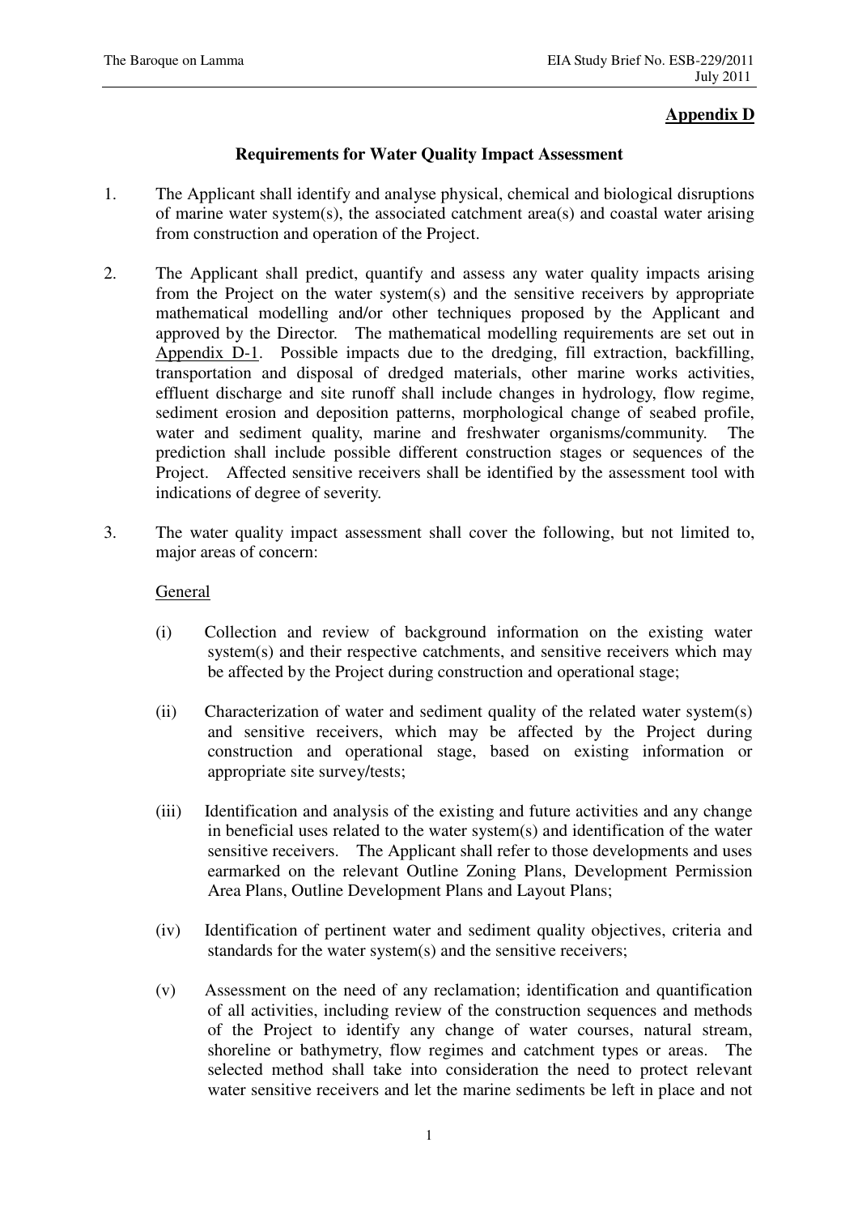**Appendix D**

**Requirements for Water Quality Impact Assessment**

1. The Applicant shall identify and analyse physical, chemical and biological disruptions of marine water system(s), the associated catchment area(s) and coastal water arising from construction and operation of the Project.

2. The Applicant shall predict, quantify and assess any water quality impacts arising from the Project on the water system(s) and the sensitive receivers by appropriate mathematical modelling and/or other techniques proposed by the Applicant and approved by the Director. The mathematical modelling requirements are set out in Appendix D-1. Possible impacts due to the dredging, fill extraction, backfilling, transportation and disposal of dredged materials, other marine works activities, effluent discharge and site runoff shall include changes in hydrology, flow regime, sediment erosion and deposition patterns, morphological change of seabed profile, water and sediment quality, marine and freshwater organisms/community. The prediction shall include possible different construction stages or sequences of the Project. Affected sensitive receivers shall be identified by the assessment tool with indications of degree of severity.

3. The water quality impact assessment shall cover the following, but not limited to, major areas of concern:

   General

   (i) Collection and review of background information on the existing water system(s) and their respective catchments, and sensitive receivers which may be affected by the Project during construction and operational stage;

   (ii) Characterization of water and sediment quality of the related water system(s) and sensitive receivers, which may be affected by the Project during construction and operational stage, based on existing information or appropriate site survey/tests;

   (iii) Identification and analysis of the existing and future activities and any change in beneficial uses related to the water system(s) and identification of the water sensitive receivers. The Applicant shall refer to those developments and uses earmarked on the relevant Outline Zoning Plans, Development Permission Area Plans, Outline Development Plans and Layout Plans;

   (iv) Identification of pertinent water and sediment quality objectives, criteria and standards for the water system(s) and the sensitive receivers;

   (v) Assessment on the need of any reclamation; identification and quantification of all activities, including review of the construction sequences and methods of the Project to identify any change of water courses, natural stream, shoreline or bathymetry, flow regimes and catchment types or areas. The selected method shall take into consideration the need to protect relevant water sensitive receivers and let the marine sediments be left in place and not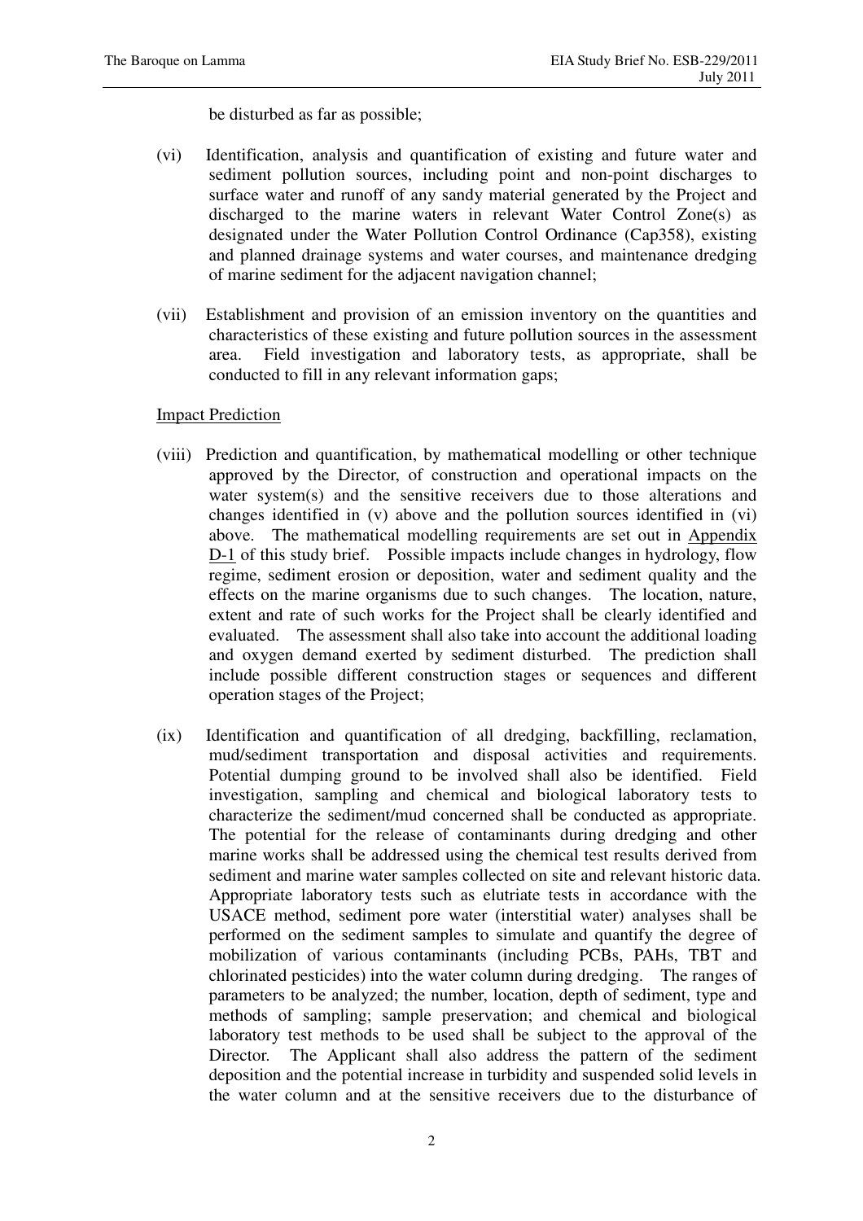be disturbed as far as possible;

(vi) Identification, analysis and quantification of existing and future water and sediment pollution sources, including point and non-point discharges to surface water and runoff of any sandy material generated by the Project and discharged to the marine waters in relevant Water Control Zone(s) as designated under the Water Pollution Control Ordinance (Cap358), existing and planned drainage systems and water courses, and maintenance dredging of marine sediment for the adjacent navigation channel;

(vii) Establishment and provision of an emission inventory on the quantities and characteristics of these existing and future pollution sources in the assessment area. Field investigation and laboratory tests, as appropriate, shall be conducted to fill in any relevant information gaps;

Impact Prediction

(viii) Prediction and quantification, by mathematical modelling or other technique approved by the Director, of construction and operational impacts on the water system(s) and the sensitive receivers due to those alterations and changes identified in (v) above and the pollution sources identified in (vi) above. The mathematical modelling requirements are set out in Appendix D-1 of this study brief. Possible impacts include changes in hydrology, flow regime, sediment erosion or deposition, water and sediment quality and the effects on the marine organisms due to such changes. The location, nature, extent and rate of such works for the Project shall be clearly identified and evaluated. The assessment shall also take into account the additional loading and oxygen demand exerted by sediment disturbed. The prediction shall include possible different construction stages or sequences and different operation stages of the Project;

(ix) Identification and quantification of all dredging, backfilling, reclamation, mud/sediment transportation and disposal activities and requirements. Potential dumping ground to be involved shall also be identified. Field investigation, sampling and chemical and biological laboratory tests to characterize the sediment/mud concerned shall be conducted as appropriate. The potential for the release of contaminants during dredging and other marine works shall be addressed using the chemical test results derived from sediment and marine water samples collected on site and relevant historic data. Appropriate laboratory tests such as elutriate tests in accordance with the USACE method, sediment pore water (interstitial water) analyses shall be performed on the sediment samples to simulate and quantify the degree of mobilization of various contaminants (including PCBs, PAHs, TBT and chlorinated pesticides) into the water column during dredging. The ranges of parameters to be analyzed; the number, location, depth of sediment, type and methods of sampling; sample preservation; and chemical and biological laboratory test methods to be used shall be subject to the approval of the Director. The Applicant shall also address the pattern of the sediment deposition and the potential increase in turbidity and suspended solid levels in the water column and at the sensitive receivers due to the disturbance of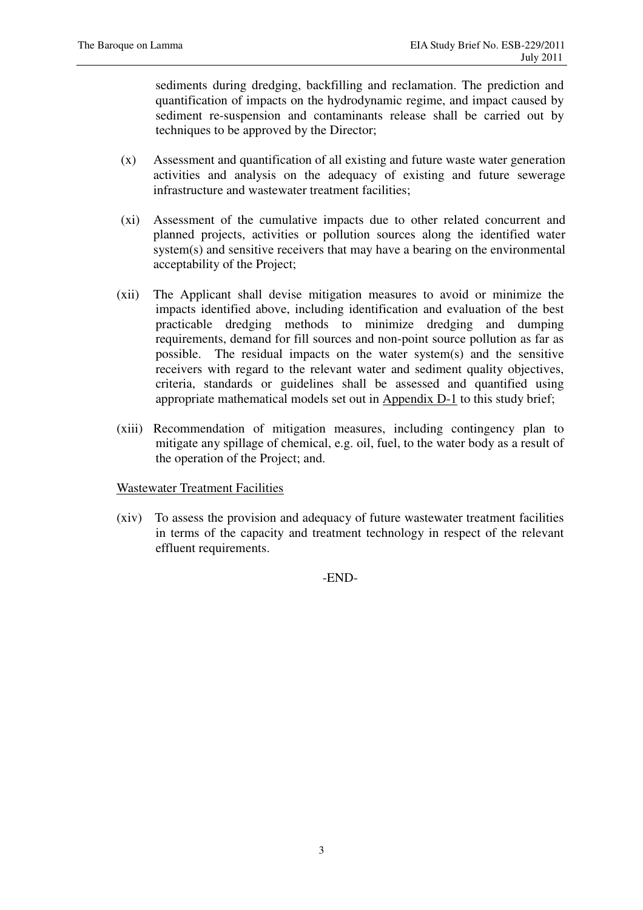sediments during dredging, backfilling and reclamation. The prediction and quantification of impacts on the hydrodynamic regime, and impact caused by sediment re-suspension and contaminants release shall be carried out by techniques to be approved by the Director;

(x) Assessment and quantification of all existing and future waste water generation activities and analysis on the adequacy of existing and future sewerage infrastructure and wastewater treatment facilities;

(xi) Assessment of the cumulative impacts due to other related concurrent and planned projects, activities or pollution sources along the identified water system(s) and sensitive receivers that may have a bearing on the environmental acceptability of the Project;

(xii) The Applicant shall devise mitigation measures to avoid or minimize the impacts identified above, including identification and evaluation of the best practicable dredging methods to minimize dredging and dumping requirements, demand for fill sources and non-point source pollution as far as possible. The residual impacts on the water system(s) and the sensitive receivers with regard to the relevant water and sediment quality objectives, criteria, standards or guidelines shall be assessed and quantified using appropriate mathematical models set out in Appendix D-1 to this study brief;

(xiii) Recommendation of mitigation measures, including contingency plan to mitigate any spillage of chemical, e.g. oil, fuel, to the water body as a result of the operation of the Project; and.

Wastewater Treatment Facilities

(xiv) To assess the provision and adequacy of future wastewater treatment facilities in terms of the capacity and treatment technology in respect of the relevant effluent requirements.

-END-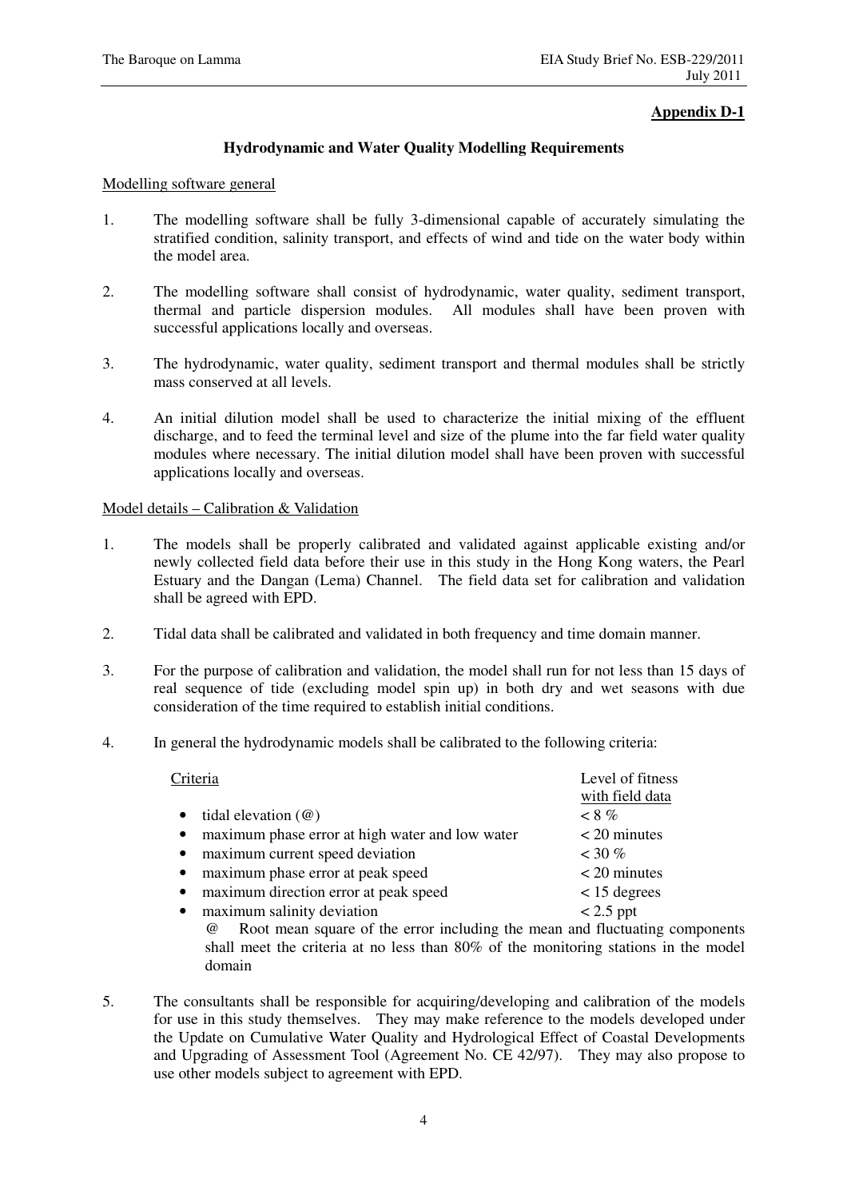**Appendix D-1**

**Hydrodynamic and Water Quality Modelling Requirements**

Modelling software general

1. The modelling software shall be fully 3-dimensional capable of accurately simulating the stratified condition, salinity transport, and effects of wind and tide on the water body within the model area.

2. The modelling software shall consist of hydrodynamic, water quality, sediment transport, thermal and particle dispersion modules. All modules shall have been proven with successful applications locally and overseas.

3. The hydrodynamic, water quality, sediment transport and thermal modules shall be strictly mass conserved at all levels.

4. An initial dilution model shall be used to characterize the initial mixing of the effluent discharge, and to feed the terminal level and size of the plume into the far field water quality modules where necessary. The initial dilution model shall have been proven with successful applications locally and overseas.

Model details – Calibration & Validation

1. The models shall be properly calibrated and validated against applicable existing and/or newly collected field data before their use in this study in the Hong Kong waters, the Pearl Estuary and the Dangan (Lema) Channel. The field data set for calibration and validation shall be agreed with EPD.

2. Tidal data shall be calibrated and validated in both frequency and time domain manner.

3. For the purpose of calibration and validation, the model shall run for not less than 15 days of real sequence of tide (excluding model spin up) in both dry and wet seasons with due consideration of the time required to establish initial conditions.

4. In general the hydrodynamic models shall be calibrated to the following criteria:

| Criteria | Level of fitness with field data |
|---|---|
| • tidal elevation (@) | < 8 % |
| • maximum phase error at high water and low water | < 20 minutes |
| • maximum current speed deviation | < 30 % |
| • maximum phase error at peak speed | < 20 minutes |
| • maximum direction error at peak speed | < 15 degrees |
| • maximum salinity deviation | < 2.5 ppt |

@ Root mean square of the error including the mean and fluctuating components shall meet the criteria at no less than 80% of the monitoring stations in the model domain

5. The consultants shall be responsible for acquiring/developing and calibration of the models for use in this study themselves. They may make reference to the models developed under the Update on Cumulative Water Quality and Hydrological Effect of Coastal Developments and Upgrading of Assessment Tool (Agreement No. CE 42/97). They may also propose to use other models subject to agreement with EPD.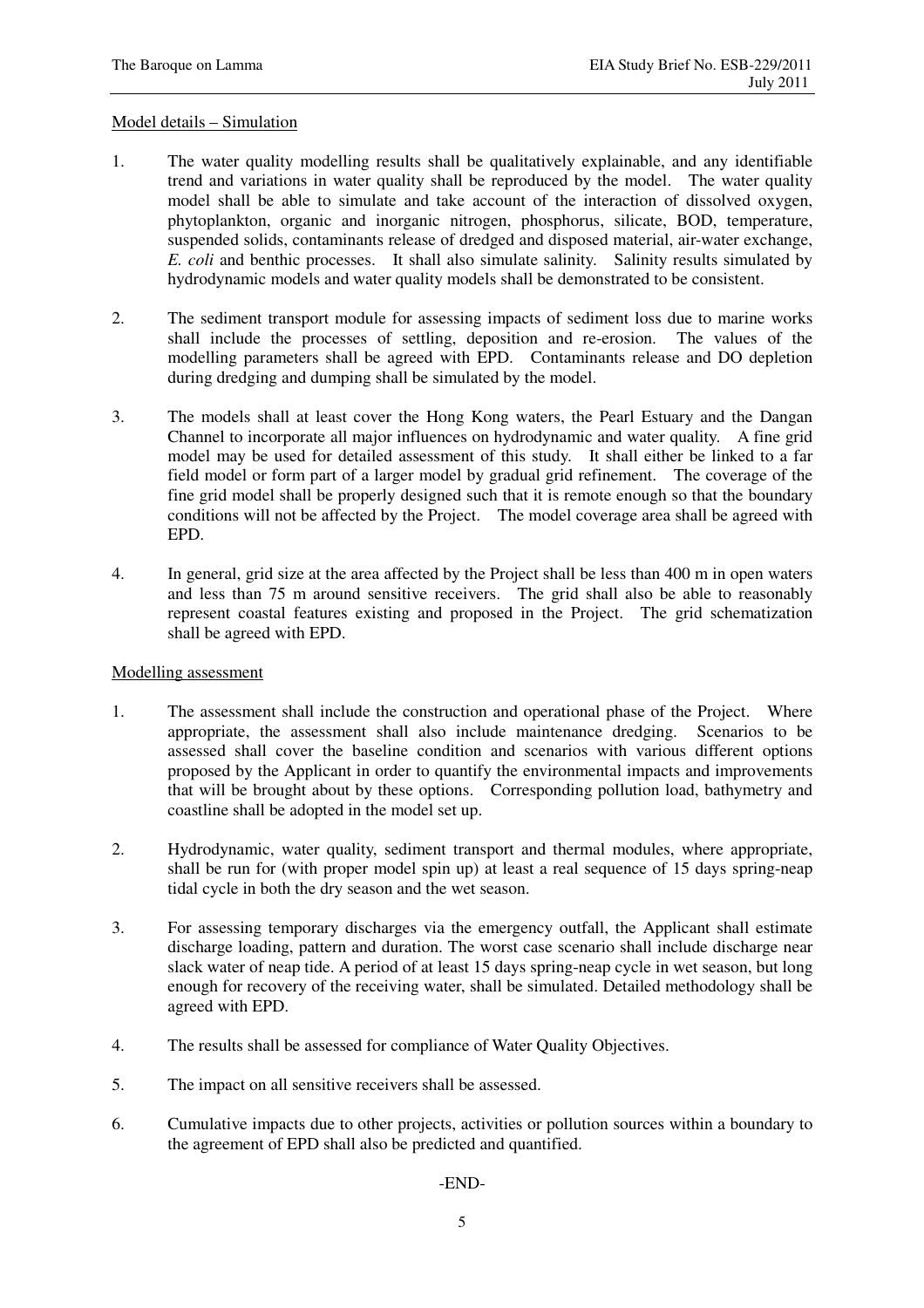Model details – Simulation

1. The water quality modelling results shall be qualitatively explainable, and any identifiable trend and variations in water quality shall be reproduced by the model. The water quality model shall be able to simulate and take account of the interaction of dissolved oxygen, phytoplankton, organic and inorganic nitrogen, phosphorus, silicate, BOD, temperature, suspended solids, contaminants release of dredged and disposed material, air-water exchange, *E. coli* and benthic processes. It shall also simulate salinity. Salinity results simulated by hydrodynamic models and water quality models shall be demonstrated to be consistent.

2. The sediment transport module for assessing impacts of sediment loss due to marine works shall include the processes of settling, deposition and re-erosion. The values of the modelling parameters shall be agreed with EPD. Contaminants release and DO depletion during dredging and dumping shall be simulated by the model.

3. The models shall at least cover the Hong Kong waters, the Pearl Estuary and the Dangan Channel to incorporate all major influences on hydrodynamic and water quality. A fine grid model may be used for detailed assessment of this study. It shall either be linked to a far field model or form part of a larger model by gradual grid refinement. The coverage of the fine grid model shall be properly designed such that it is remote enough so that the boundary conditions will not be affected by the Project. The model coverage area shall be agreed with EPD.

4. In general, grid size at the area affected by the Project shall be less than 400 m in open waters and less than 75 m around sensitive receivers. The grid shall also be able to reasonably represent coastal features existing and proposed in the Project. The grid schematization shall be agreed with EPD.

Modelling assessment

1. The assessment shall include the construction and operational phase of the Project. Where appropriate, the assessment shall also include maintenance dredging. Scenarios to be assessed shall cover the baseline condition and scenarios with various different options proposed by the Applicant in order to quantify the environmental impacts and improvements that will be brought about by these options. Corresponding pollution load, bathymetry and coastline shall be adopted in the model set up.

2. Hydrodynamic, water quality, sediment transport and thermal modules, where appropriate, shall be run for (with proper model spin up) at least a real sequence of 15 days spring-neap tidal cycle in both the dry season and the wet season.

3. For assessing temporary discharges via the emergency outfall, the Applicant shall estimate discharge loading, pattern and duration. The worst case scenario shall include discharge near slack water of neap tide. A period of at least 15 days spring-neap cycle in wet season, but long enough for recovery of the receiving water, shall be simulated. Detailed methodology shall be agreed with EPD.

4. The results shall be assessed for compliance of Water Quality Objectives.

5. The impact on all sensitive receivers shall be assessed.

6. Cumulative impacts due to other projects, activities or pollution sources within a boundary to the agreement of EPD shall also be predicted and quantified.

-END-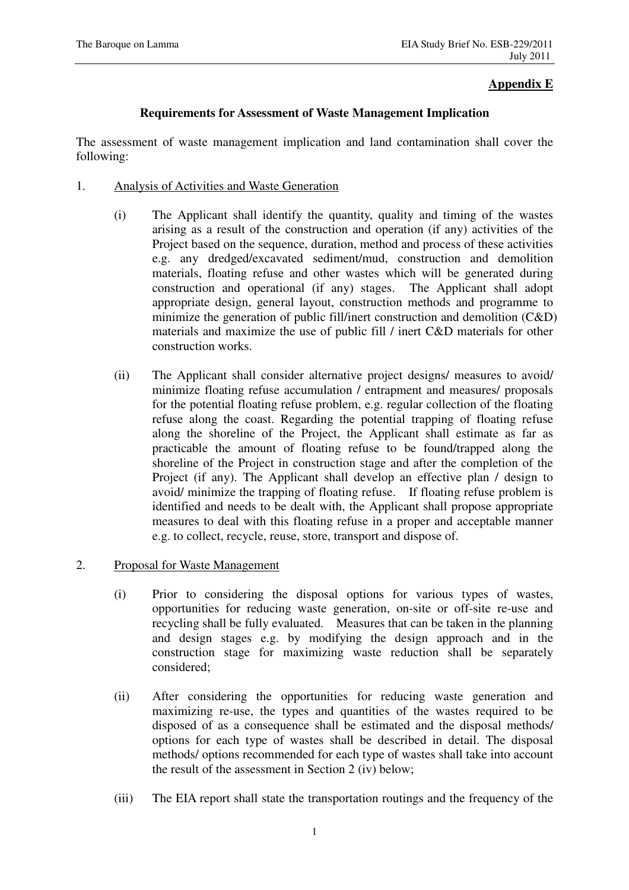**Appendix E**

**Requirements for Assessment of Waste Management Implication**

The assessment of waste management implication and land contamination shall cover the following:

1. Analysis of Activities and Waste Generation

   (i) The Applicant shall identify the quantity, quality and timing of the wastes arising as a result of the construction and operation (if any) activities of the Project based on the sequence, duration, method and process of these activities e.g. any dredged/excavated sediment/mud, construction and demolition materials, floating refuse and other wastes which will be generated during construction and operational (if any) stages. The Applicant shall adopt appropriate design, general layout, construction methods and programme to minimize the generation of public fill/inert construction and demolition (C&D) materials and maximize the use of public fill / inert C&D materials for other construction works.

   (ii) The Applicant shall consider alternative project designs/ measures to avoid/ minimize floating refuse accumulation / entrapment and measures/ proposals for the potential floating refuse problem, e.g. regular collection of the floating refuse along the coast. Regarding the potential trapping of floating refuse along the shoreline of the Project, the Applicant shall estimate as far as practicable the amount of floating refuse to be found/trapped along the shoreline of the Project in construction stage and after the completion of the Project (if any). The Applicant shall develop an effective plan / design to avoid/ minimize the trapping of floating refuse. If floating refuse problem is identified and needs to be dealt with, the Applicant shall propose appropriate measures to deal with this floating refuse in a proper and acceptable manner e.g. to collect, recycle, reuse, store, transport and dispose of.

2. Proposal for Waste Management

   (i) Prior to considering the disposal options for various types of wastes, opportunities for reducing waste generation, on-site or off-site re-use and recycling shall be fully evaluated. Measures that can be taken in the planning and design stages e.g. by modifying the design approach and in the construction stage for maximizing waste reduction shall be separately considered;

   (ii) After considering the opportunities for reducing waste generation and maximizing re-use, the types and quantities of the wastes required to be disposed of as a consequence shall be estimated and the disposal methods/ options for each type of wastes shall be described in detail. The disposal methods/ options recommended for each type of wastes shall take into account the result of the assessment in Section 2 (iv) below;

   (iii) The EIA report shall state the transportation routings and the frequency of the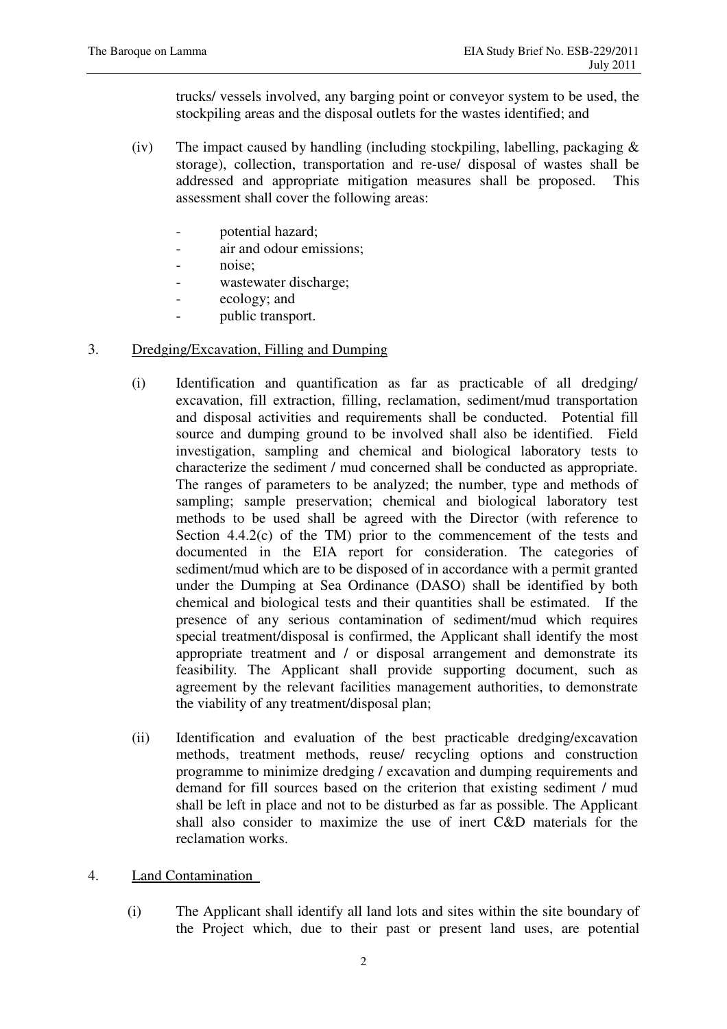trucks/ vessels involved, any barging point or conveyor system to be used, the stockpiling areas and the disposal outlets for the wastes identified; and

(iv) The impact caused by handling (including stockpiling, labelling, packaging & storage), collection, transportation and re-use/ disposal of wastes shall be addressed and appropriate mitigation measures shall be proposed. This assessment shall cover the following areas:

- potential hazard;
- air and odour emissions;
- noise;
- wastewater discharge;
- ecology; and
- public transport.

3. <u>Dredging/Excavation, Filling and Dumping</u>

(i) Identification and quantification as far as practicable of all dredging/ excavation, fill extraction, filling, reclamation, sediment/mud transportation and disposal activities and requirements shall be conducted. Potential fill source and dumping ground to be involved shall also be identified. Field investigation, sampling and chemical and biological laboratory tests to characterize the sediment / mud concerned shall be conducted as appropriate. The ranges of parameters to be analyzed; the number, type and methods of sampling; sample preservation; chemical and biological laboratory test methods to be used shall be agreed with the Director (with reference to Section 4.4.2(c) of the TM) prior to the commencement of the tests and documented in the EIA report for consideration. The categories of sediment/mud which are to be disposed of in accordance with a permit granted under the Dumping at Sea Ordinance (DASO) shall be identified by both chemical and biological tests and their quantities shall be estimated. If the presence of any serious contamination of sediment/mud which requires special treatment/disposal is confirmed, the Applicant shall identify the most appropriate treatment and / or disposal arrangement and demonstrate its feasibility. The Applicant shall provide supporting document, such as agreement by the relevant facilities management authorities, to demonstrate the viability of any treatment/disposal plan;

(ii) Identification and evaluation of the best practicable dredging/excavation methods, treatment methods, reuse/ recycling options and construction programme to minimize dredging / excavation and dumping requirements and demand for fill sources based on the criterion that existing sediment / mud shall be left in place and not to be disturbed as far as possible. The Applicant shall also consider to maximize the use of inert C&D materials for the reclamation works.

4. <u>Land Contamination</u>

(i) The Applicant shall identify all land lots and sites within the site boundary of the Project which, due to their past or present land uses, are potential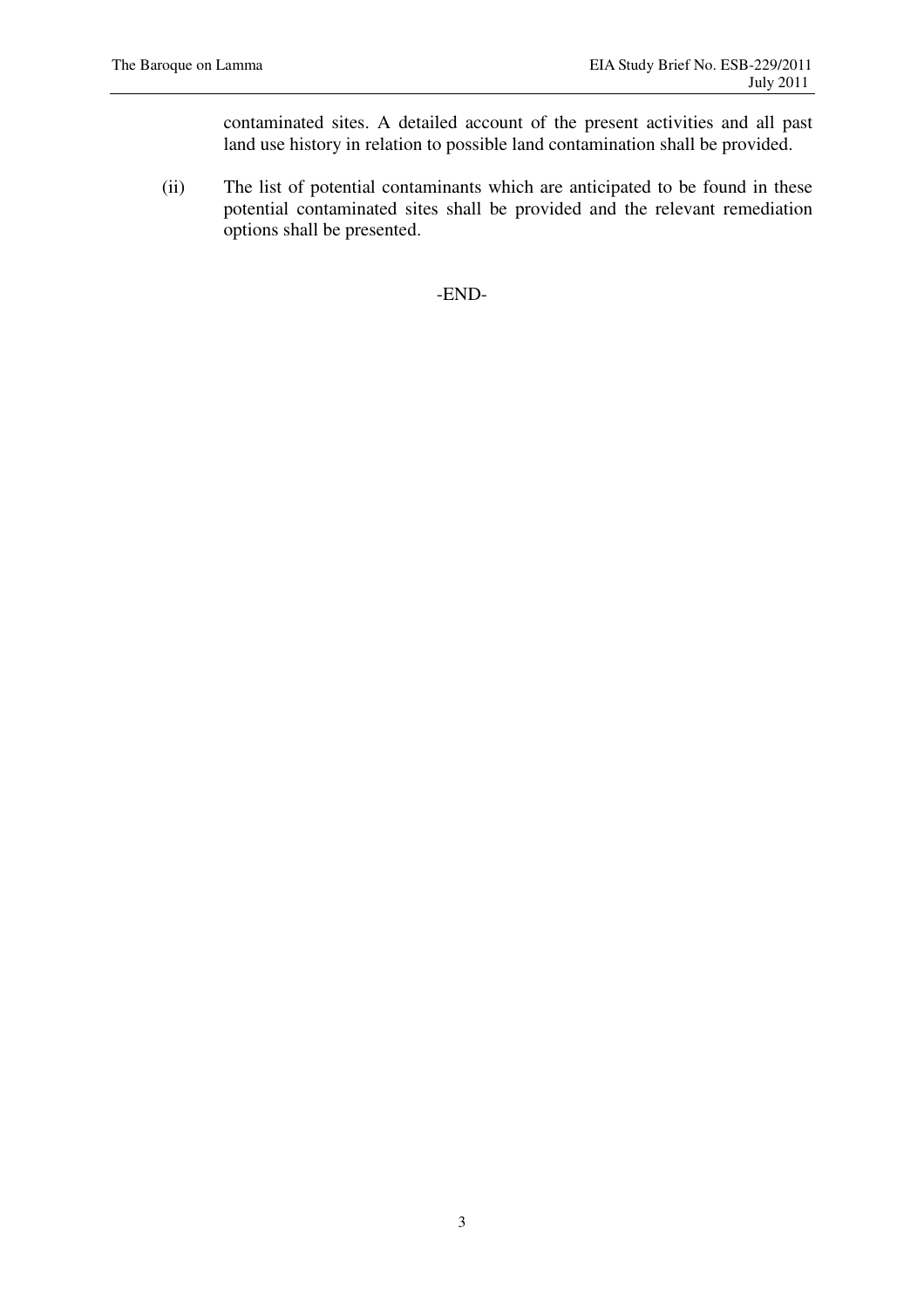contaminated sites. A detailed account of the present activities and all past land use history in relation to possible land contamination shall be provided.

(ii) The list of potential contaminants which are anticipated to be found in these potential contaminated sites shall be provided and the relevant remediation options shall be presented.

-END-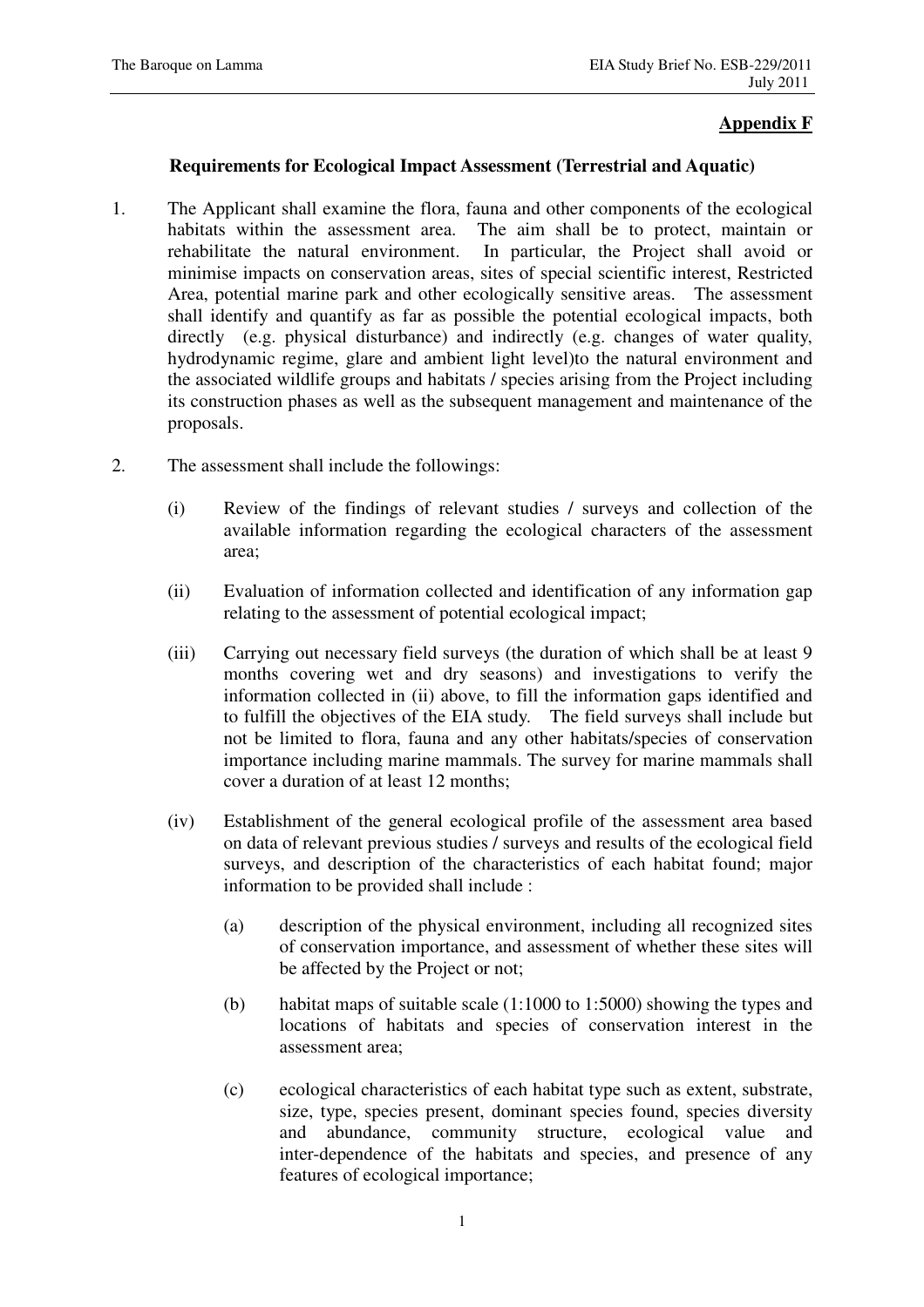**Appendix F**

**Requirements for Ecological Impact Assessment (Terrestrial and Aquatic)**

1. The Applicant shall examine the flora, fauna and other components of the ecological habitats within the assessment area. The aim shall be to protect, maintain or rehabilitate the natural environment. In particular, the Project shall avoid or minimise impacts on conservation areas, sites of special scientific interest, Restricted Area, potential marine park and other ecologically sensitive areas. The assessment shall identify and quantify as far as possible the potential ecological impacts, both directly (e.g. physical disturbance) and indirectly (e.g. changes of water quality, hydrodynamic regime, glare and ambient light level)to the natural environment and the associated wildlife groups and habitats / species arising from the Project including its construction phases as well as the subsequent management and maintenance of the proposals.

2. The assessment shall include the followings:

   (i) Review of the findings of relevant studies / surveys and collection of the available information regarding the ecological characters of the assessment area;

   (ii) Evaluation of information collected and identification of any information gap relating to the assessment of potential ecological impact;

   (iii) Carrying out necessary field surveys (the duration of which shall be at least 9 months covering wet and dry seasons) and investigations to verify the information collected in (ii) above, to fill the information gaps identified and to fulfill the objectives of the EIA study. The field surveys shall include but not be limited to flora, fauna and any other habitats/species of conservation importance including marine mammals. The survey for marine mammals shall cover a duration of at least 12 months;

   (iv) Establishment of the general ecological profile of the assessment area based on data of relevant previous studies / surveys and results of the ecological field surveys, and description of the characteristics of each habitat found; major information to be provided shall include :

      (a) description of the physical environment, including all recognized sites of conservation importance, and assessment of whether these sites will be affected by the Project or not;

      (b) habitat maps of suitable scale (1:1000 to 1:5000) showing the types and locations of habitats and species of conservation interest in the assessment area;

      (c) ecological characteristics of each habitat type such as extent, substrate, size, type, species present, dominant species found, species diversity and abundance, community structure, ecological value and inter-dependence of the habitats and species, and presence of any features of ecological importance;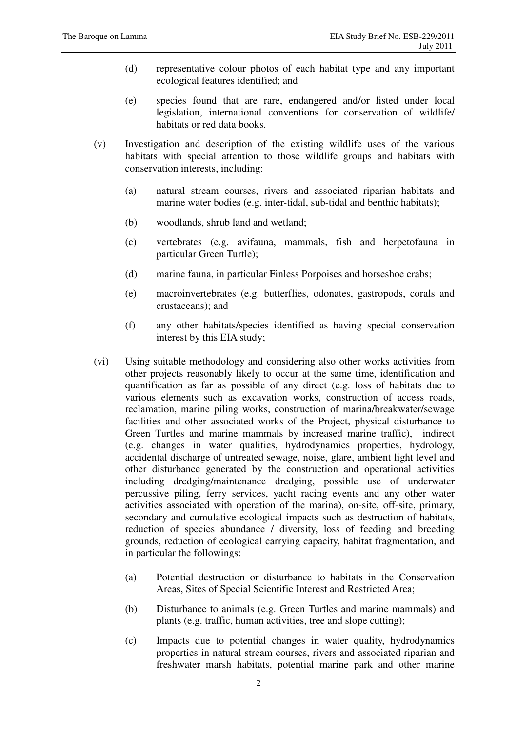(d) representative colour photos of each habitat type and any important ecological features identified; and

(e) species found that are rare, endangered and/or listed under local legislation, international conventions for conservation of wildlife/ habitats or red data books.

(v) Investigation and description of the existing wildlife uses of the various habitats with special attention to those wildlife groups and habitats with conservation interests, including:

(a) natural stream courses, rivers and associated riparian habitats and marine water bodies (e.g. inter-tidal, sub-tidal and benthic habitats);

(b) woodlands, shrub land and wetland;

(c) vertebrates (e.g. avifauna, mammals, fish and herpetofauna in particular Green Turtle);

(d) marine fauna, in particular Finless Porpoises and horseshoe crabs;

(e) macroinvertebrates (e.g. butterflies, odonates, gastropods, corals and crustaceans); and

(f) any other habitats/species identified as having special conservation interest by this EIA study;

(vi) Using suitable methodology and considering also other works activities from other projects reasonably likely to occur at the same time, identification and quantification as far as possible of any direct (e.g. loss of habitats due to various elements such as excavation works, construction of access roads, reclamation, marine piling works, construction of marina/breakwater/sewage facilities and other associated works of the Project, physical disturbance to Green Turtles and marine mammals by increased marine traffic), indirect (e.g. changes in water qualities, hydrodynamics properties, hydrology, accidental discharge of untreated sewage, noise, glare, ambient light level and other disturbance generated by the construction and operational activities including dredging/maintenance dredging, possible use of underwater percussive piling, ferry services, yacht racing events and any other water activities associated with operation of the marina), on-site, off-site, primary, secondary and cumulative ecological impacts such as destruction of habitats, reduction of species abundance / diversity, loss of feeding and breeding grounds, reduction of ecological carrying capacity, habitat fragmentation, and in particular the followings:

(a) Potential destruction or disturbance to habitats in the Conservation Areas, Sites of Special Scientific Interest and Restricted Area;

(b) Disturbance to animals (e.g. Green Turtles and marine mammals) and plants (e.g. traffic, human activities, tree and slope cutting);

(c) Impacts due to potential changes in water quality, hydrodynamics properties in natural stream courses, rivers and associated riparian and freshwater marsh habitats, potential marine park and other marine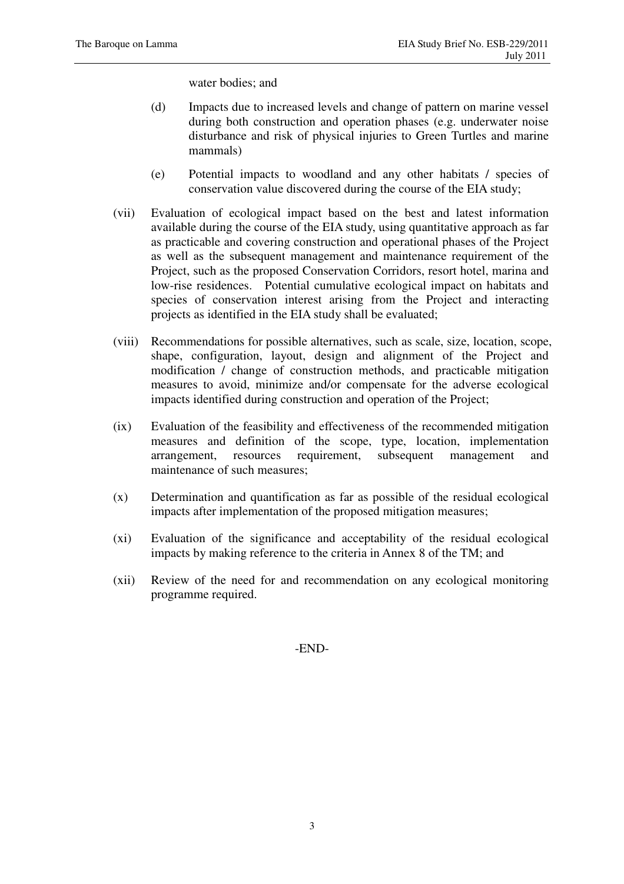water bodies; and

(d) Impacts due to increased levels and change of pattern on marine vessel during both construction and operation phases (e.g. underwater noise disturbance and risk of physical injuries to Green Turtles and marine mammals)

(e) Potential impacts to woodland and any other habitats / species of conservation value discovered during the course of the EIA study;

(vii) Evaluation of ecological impact based on the best and latest information available during the course of the EIA study, using quantitative approach as far as practicable and covering construction and operational phases of the Project as well as the subsequent management and maintenance requirement of the Project, such as the proposed Conservation Corridors, resort hotel, marina and low-rise residences. Potential cumulative ecological impact on habitats and species of conservation interest arising from the Project and interacting projects as identified in the EIA study shall be evaluated;

(viii) Recommendations for possible alternatives, such as scale, size, location, scope, shape, configuration, layout, design and alignment of the Project and modification / change of construction methods, and practicable mitigation measures to avoid, minimize and/or compensate for the adverse ecological impacts identified during construction and operation of the Project;

(ix) Evaluation of the feasibility and effectiveness of the recommended mitigation measures and definition of the scope, type, location, implementation arrangement, resources requirement, subsequent management and maintenance of such measures;

(x) Determination and quantification as far as possible of the residual ecological impacts after implementation of the proposed mitigation measures;

(xi) Evaluation of the significance and acceptability of the residual ecological impacts by making reference to the criteria in Annex 8 of the TM; and

(xii) Review of the need for and recommendation on any ecological monitoring programme required.

-END-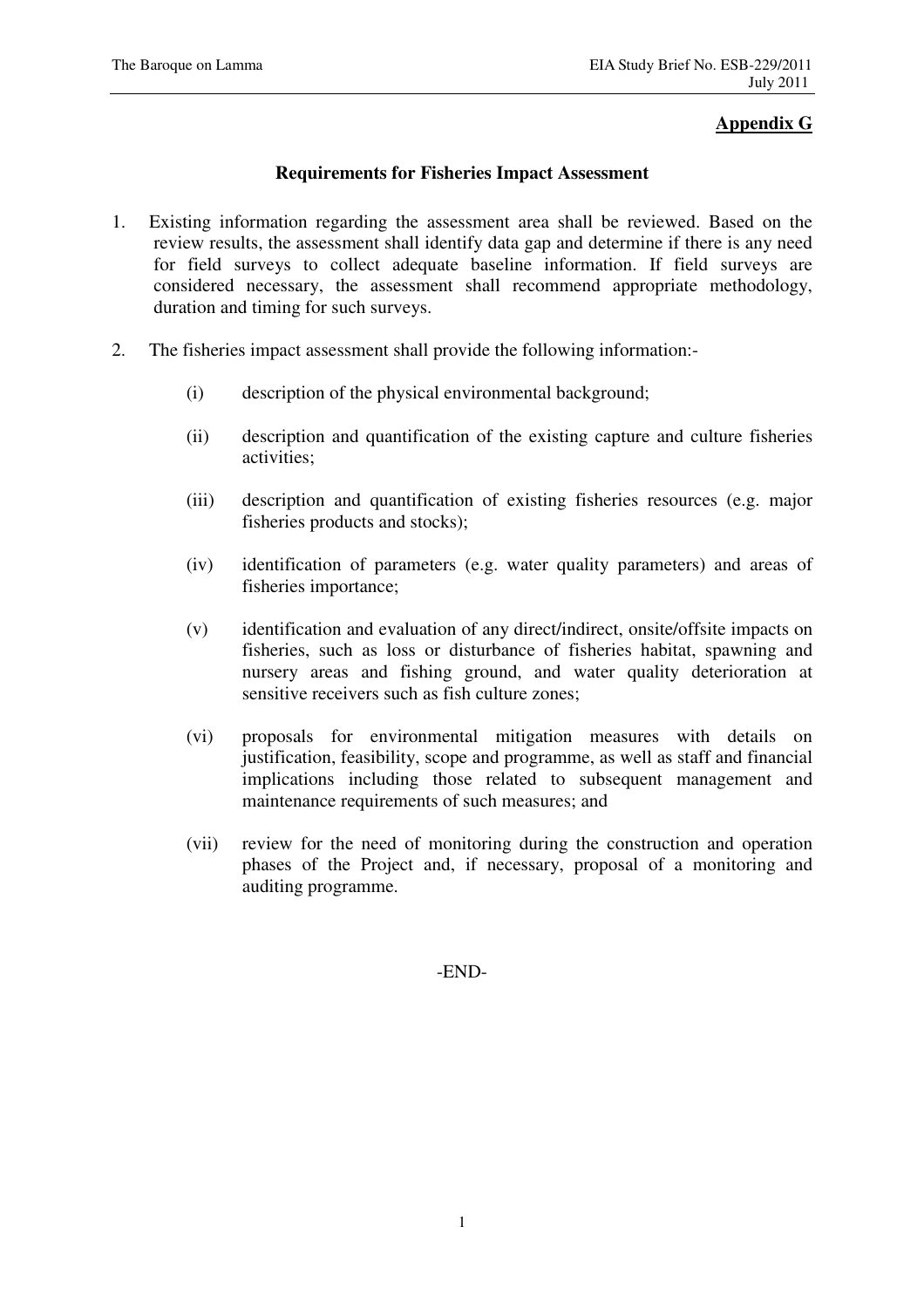**Appendix G**

**Requirements for Fisheries Impact Assessment**

1. Existing information regarding the assessment area shall be reviewed. Based on the review results, the assessment shall identify data gap and determine if there is any need for field surveys to collect adequate baseline information. If field surveys are considered necessary, the assessment shall recommend appropriate methodology, duration and timing for such surveys.

2. The fisheries impact assessment shall provide the following information:-

   (i) description of the physical environmental background;

   (ii) description and quantification of the existing capture and culture fisheries activities;

   (iii) description and quantification of existing fisheries resources (e.g. major fisheries products and stocks);

   (iv) identification of parameters (e.g. water quality parameters) and areas of fisheries importance;

   (v) identification and evaluation of any direct/indirect, onsite/offsite impacts on fisheries, such as loss or disturbance of fisheries habitat, spawning and nursery areas and fishing ground, and water quality deterioration at sensitive receivers such as fish culture zones;

   (vi) proposals for environmental mitigation measures with details on justification, feasibility, scope and programme, as well as staff and financial implications including those related to subsequent management and maintenance requirements of such measures; and

   (vii) review for the need of monitoring during the construction and operation phases of the Project and, if necessary, proposal of a monitoring and auditing programme.

-END-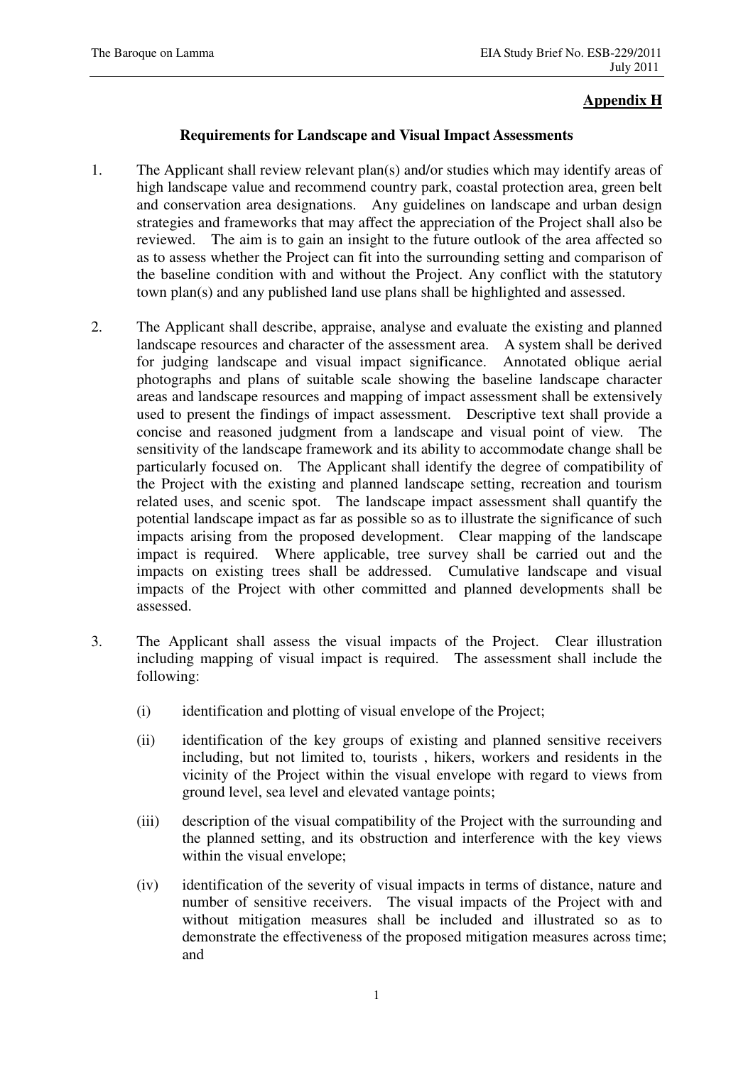**Appendix H**

**Requirements for Landscape and Visual Impact Assessments**

1. The Applicant shall review relevant plan(s) and/or studies which may identify areas of high landscape value and recommend country park, coastal protection area, green belt and conservation area designations. Any guidelines on landscape and urban design strategies and frameworks that may affect the appreciation of the Project shall also be reviewed. The aim is to gain an insight to the future outlook of the area affected so as to assess whether the Project can fit into the surrounding setting and comparison of the baseline condition with and without the Project. Any conflict with the statutory town plan(s) and any published land use plans shall be highlighted and assessed.

2. The Applicant shall describe, appraise, analyse and evaluate the existing and planned landscape resources and character of the assessment area. A system shall be derived for judging landscape and visual impact significance. Annotated oblique aerial photographs and plans of suitable scale showing the baseline landscape character areas and landscape resources and mapping of impact assessment shall be extensively used to present the findings of impact assessment. Descriptive text shall provide a concise and reasoned judgment from a landscape and visual point of view. The sensitivity of the landscape framework and its ability to accommodate change shall be particularly focused on. The Applicant shall identify the degree of compatibility of the Project with the existing and planned landscape setting, recreation and tourism related uses, and scenic spot. The landscape impact assessment shall quantify the potential landscape impact as far as possible so as to illustrate the significance of such impacts arising from the proposed development. Clear mapping of the landscape impact is required. Where applicable, tree survey shall be carried out and the impacts on existing trees shall be addressed. Cumulative landscape and visual impacts of the Project with other committed and planned developments shall be assessed.

3. The Applicant shall assess the visual impacts of the Project. Clear illustration including mapping of visual impact is required. The assessment shall include the following:

   (i) identification and plotting of visual envelope of the Project;

   (ii) identification of the key groups of existing and planned sensitive receivers including, but not limited to, tourists , hikers, workers and residents in the vicinity of the Project within the visual envelope with regard to views from ground level, sea level and elevated vantage points;

   (iii) description of the visual compatibility of the Project with the surrounding and the planned setting, and its obstruction and interference with the key views within the visual envelope;

   (iv) identification of the severity of visual impacts in terms of distance, nature and number of sensitive receivers. The visual impacts of the Project with and without mitigation measures shall be included and illustrated so as to demonstrate the effectiveness of the proposed mitigation measures across time; and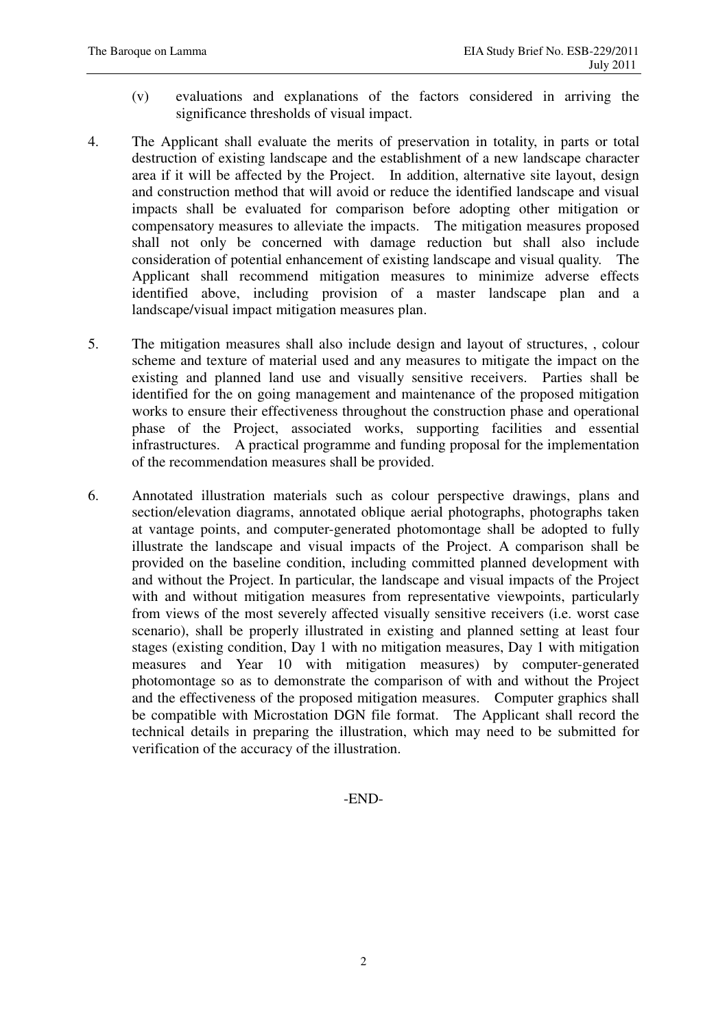(v) evaluations and explanations of the factors considered in arriving the significance thresholds of visual impact.

4. The Applicant shall evaluate the merits of preservation in totality, in parts or total destruction of existing landscape and the establishment of a new landscape character area if it will be affected by the Project. In addition, alternative site layout, design and construction method that will avoid or reduce the identified landscape and visual impacts shall be evaluated for comparison before adopting other mitigation or compensatory measures to alleviate the impacts. The mitigation measures proposed shall not only be concerned with damage reduction but shall also include consideration of potential enhancement of existing landscape and visual quality. The Applicant shall recommend mitigation measures to minimize adverse effects identified above, including provision of a master landscape plan and a landscape/visual impact mitigation measures plan.

5. The mitigation measures shall also include design and layout of structures, , colour scheme and texture of material used and any measures to mitigate the impact on the existing and planned land use and visually sensitive receivers. Parties shall be identified for the on going management and maintenance of the proposed mitigation works to ensure their effectiveness throughout the construction phase and operational phase of the Project, associated works, supporting facilities and essential infrastructures. A practical programme and funding proposal for the implementation of the recommendation measures shall be provided.

6. Annotated illustration materials such as colour perspective drawings, plans and section/elevation diagrams, annotated oblique aerial photographs, photographs taken at vantage points, and computer-generated photomontage shall be adopted to fully illustrate the landscape and visual impacts of the Project. A comparison shall be provided on the baseline condition, including committed planned development with and without the Project. In particular, the landscape and visual impacts of the Project with and without mitigation measures from representative viewpoints, particularly from views of the most severely affected visually sensitive receivers (i.e. worst case scenario), shall be properly illustrated in existing and planned setting at least four stages (existing condition, Day 1 with no mitigation measures, Day 1 with mitigation measures and Year 10 with mitigation measures) by computer-generated photomontage so as to demonstrate the comparison of with and without the Project and the effectiveness of the proposed mitigation measures. Computer graphics shall be compatible with Microstation DGN file format. The Applicant shall record the technical details in preparing the illustration, which may need to be submitted for verification of the accuracy of the illustration.

-END-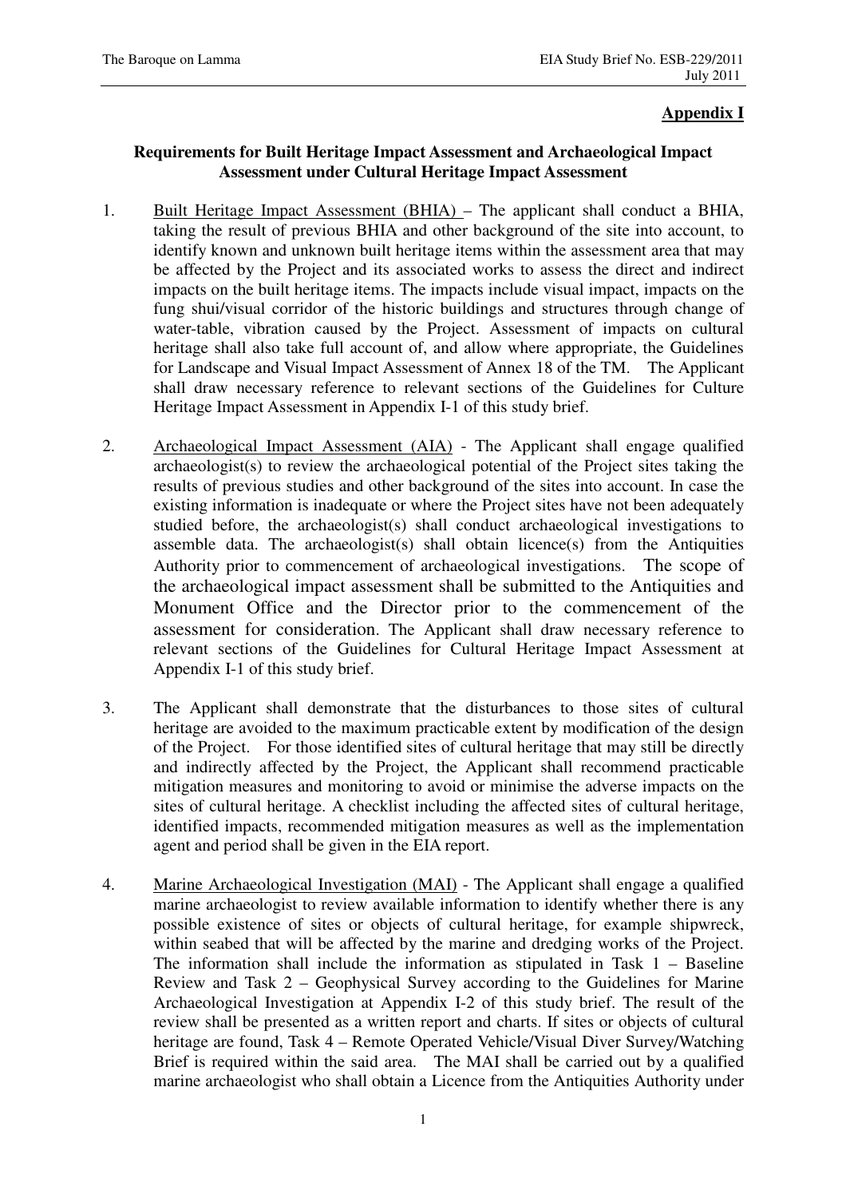**Appendix I**

**Requirements for Built Heritage Impact Assessment and Archaeological Impact Assessment under Cultural Heritage Impact Assessment**

1. Built Heritage Impact Assessment (BHIA) – The applicant shall conduct a BHIA, taking the result of previous BHIA and other background of the site into account, to identify known and unknown built heritage items within the assessment area that may be affected by the Project and its associated works to assess the direct and indirect impacts on the built heritage items. The impacts include visual impact, impacts on the fung shui/visual corridor of the historic buildings and structures through change of water-table, vibration caused by the Project. Assessment of impacts on cultural heritage shall also take full account of, and allow where appropriate, the Guidelines for Landscape and Visual Impact Assessment of Annex 18 of the TM. The Applicant shall draw necessary reference to relevant sections of the Guidelines for Culture Heritage Impact Assessment in Appendix I-1 of this study brief.

2. Archaeological Impact Assessment (AIA) - The Applicant shall engage qualified archaeologist(s) to review the archaeological potential of the Project sites taking the results of previous studies and other background of the sites into account. In case the existing information is inadequate or where the Project sites have not been adequately studied before, the archaeologist(s) shall conduct archaeological investigations to assemble data. The archaeologist(s) shall obtain licence(s) from the Antiquities Authority prior to commencement of archaeological investigations. The scope of the archaeological impact assessment shall be submitted to the Antiquities and Monument Office and the Director prior to the commencement of the assessment for consideration. The Applicant shall draw necessary reference to relevant sections of the Guidelines for Cultural Heritage Impact Assessment at Appendix I-1 of this study brief.

3. The Applicant shall demonstrate that the disturbances to those sites of cultural heritage are avoided to the maximum practicable extent by modification of the design of the Project. For those identified sites of cultural heritage that may still be directly and indirectly affected by the Project, the Applicant shall recommend practicable mitigation measures and monitoring to avoid or minimise the adverse impacts on the sites of cultural heritage. A checklist including the affected sites of cultural heritage, identified impacts, recommended mitigation measures as well as the implementation agent and period shall be given in the EIA report.

4. Marine Archaeological Investigation (MAI) - The Applicant shall engage a qualified marine archaeologist to review available information to identify whether there is any possible existence of sites or objects of cultural heritage, for example shipwreck, within seabed that will be affected by the marine and dredging works of the Project. The information shall include the information as stipulated in Task 1 – Baseline Review and Task 2 – Geophysical Survey according to the Guidelines for Marine Archaeological Investigation at Appendix I-2 of this study brief. The result of the review shall be presented as a written report and charts. If sites or objects of cultural heritage are found, Task 4 – Remote Operated Vehicle/Visual Diver Survey/Watching Brief is required within the said area. The MAI shall be carried out by a qualified marine archaeologist who shall obtain a Licence from the Antiquities Authority under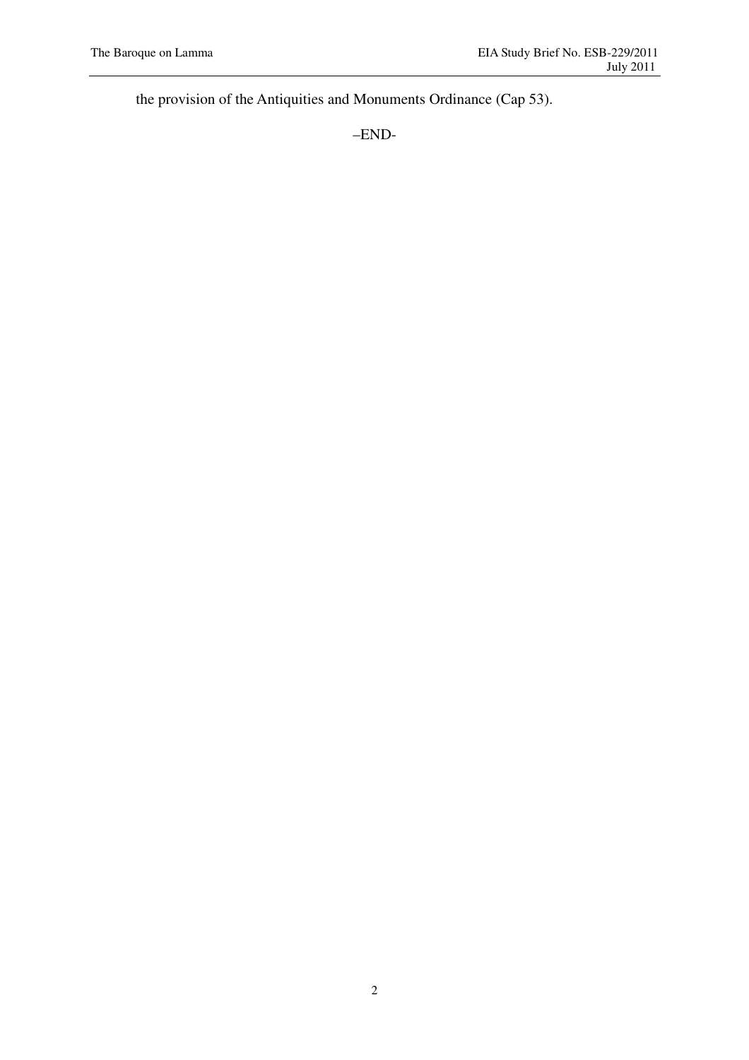the provision of the Antiquities and Monuments Ordinance (Cap 53).

–END-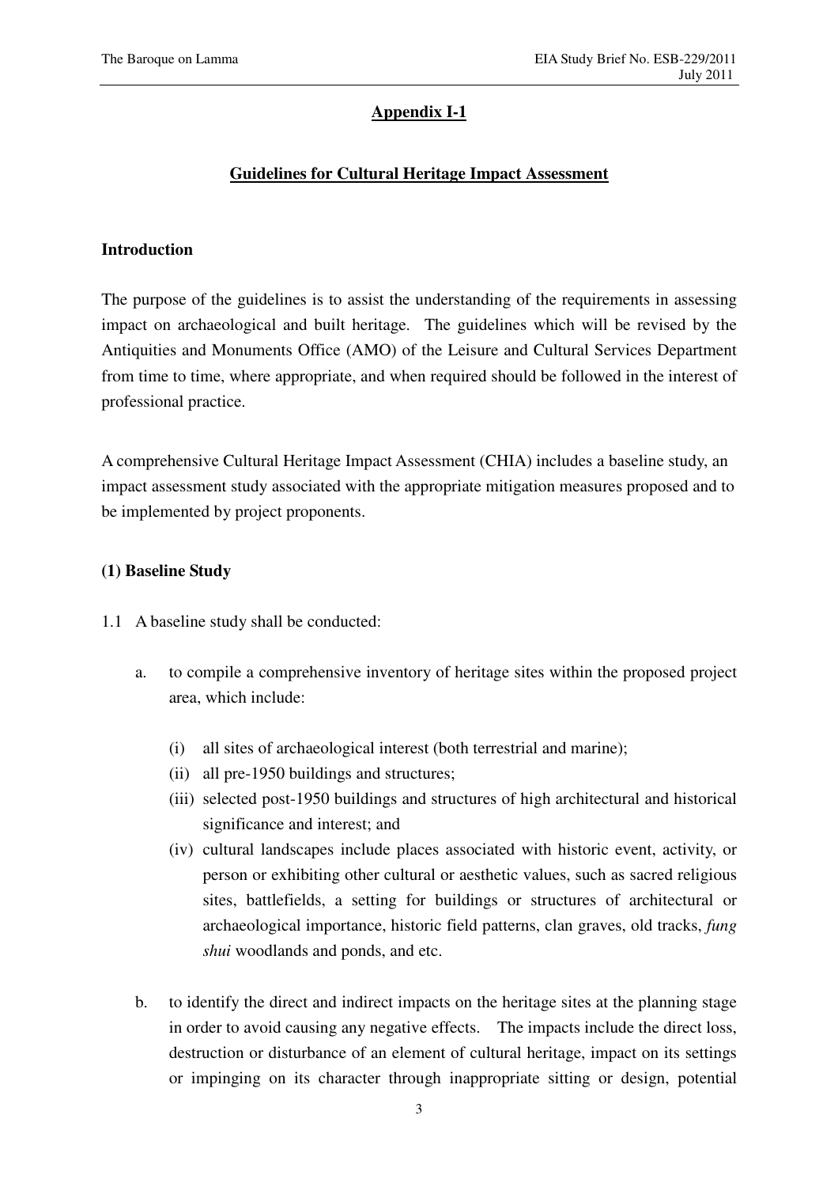## Appendix I-1

## Guidelines for Cultural Heritage Impact Assessment

### Introduction

The purpose of the guidelines is to assist the understanding of the requirements in assessing impact on archaeological and built heritage. The guidelines which will be revised by the Antiquities and Monuments Office (AMO) of the Leisure and Cultural Services Department from time to time, where appropriate, and when required should be followed in the interest of professional practice.

A comprehensive Cultural Heritage Impact Assessment (CHIA) includes a baseline study, an impact assessment study associated with the appropriate mitigation measures proposed and to be implemented by project proponents.

### (1) Baseline Study

1.1 A baseline study shall be conducted:

a. to compile a comprehensive inventory of heritage sites within the proposed project area, which include:

   (i) all sites of archaeological interest (both terrestrial and marine);
   (ii) all pre-1950 buildings and structures;
   (iii) selected post-1950 buildings and structures of high architectural and historical significance and interest; and
   (iv) cultural landscapes include places associated with historic event, activity, or person or exhibiting other cultural or aesthetic values, such as sacred religious sites, battlefields, a setting for buildings or structures of architectural or archaeological importance, historic field patterns, clan graves, old tracks, *fung shui* woodlands and ponds, and etc.

b. to identify the direct and indirect impacts on the heritage sites at the planning stage in order to avoid causing any negative effects. The impacts include the direct loss, destruction or disturbance of an element of cultural heritage, impact on its settings or impinging on its character through inappropriate sitting or design, potential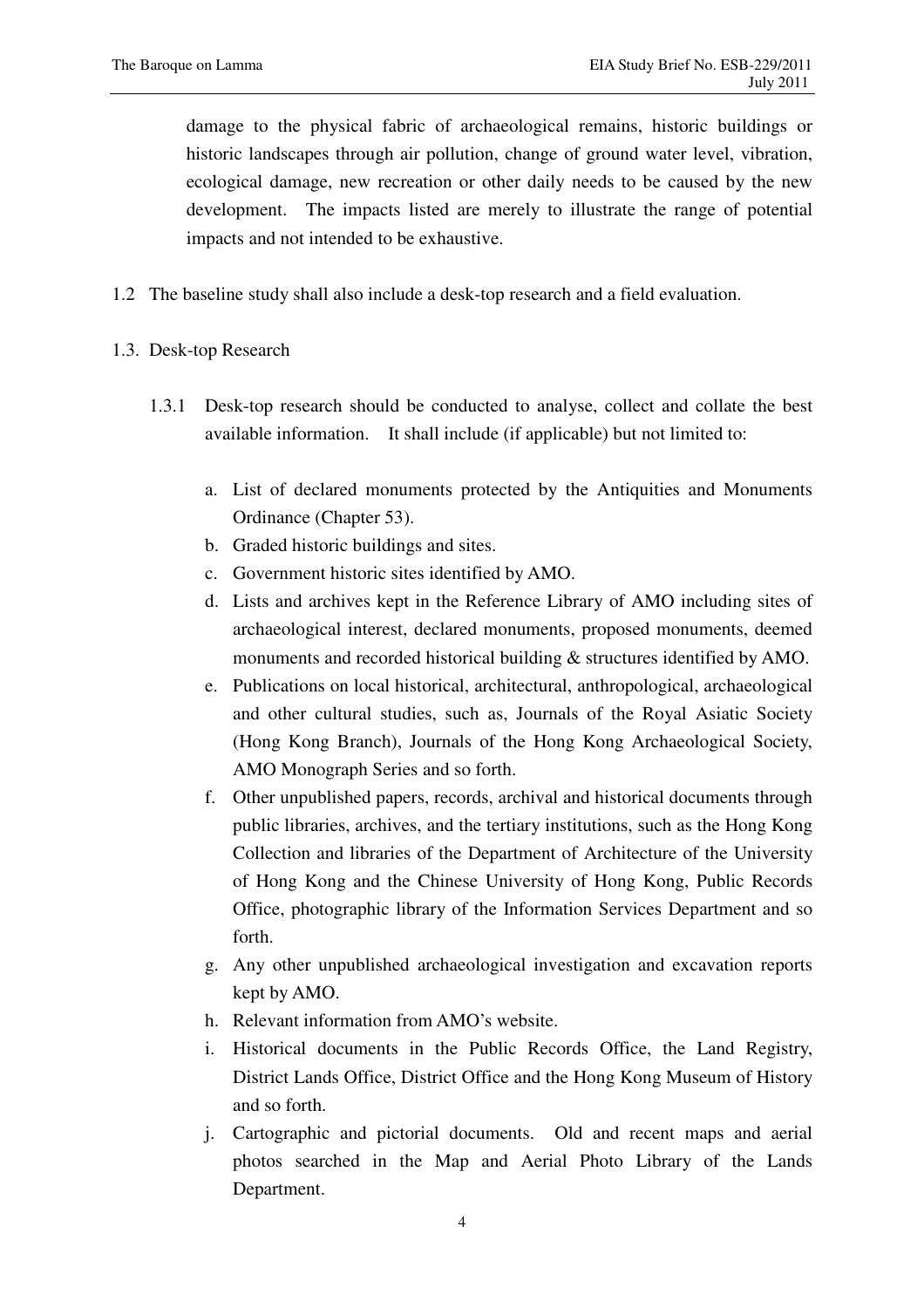damage to the physical fabric of archaeological remains, historic buildings or historic landscapes through air pollution, change of ground water level, vibration, ecological damage, new recreation or other daily needs to be caused by the new development. The impacts listed are merely to illustrate the range of potential impacts and not intended to be exhaustive.

1.2 The baseline study shall also include a desk-top research and a field evaluation.

1.3. Desk-top Research

1.3.1 Desk-top research should be conducted to analyse, collect and collate the best available information. It shall include (if applicable) but not limited to:

a. List of declared monuments protected by the Antiquities and Monuments Ordinance (Chapter 53).
b. Graded historic buildings and sites.
c. Government historic sites identified by AMO.
d. Lists and archives kept in the Reference Library of AMO including sites of archaeological interest, declared monuments, proposed monuments, deemed monuments and recorded historical building & structures identified by AMO.
e. Publications on local historical, architectural, anthropological, archaeological and other cultural studies, such as, Journals of the Royal Asiatic Society (Hong Kong Branch), Journals of the Hong Kong Archaeological Society, AMO Monograph Series and so forth.
f. Other unpublished papers, records, archival and historical documents through public libraries, archives, and the tertiary institutions, such as the Hong Kong Collection and libraries of the Department of Architecture of the University of Hong Kong and the Chinese University of Hong Kong, Public Records Office, photographic library of the Information Services Department and so forth.
g. Any other unpublished archaeological investigation and excavation reports kept by AMO.
h. Relevant information from AMO's website.
i. Historical documents in the Public Records Office, the Land Registry, District Lands Office, District Office and the Hong Kong Museum of History and so forth.
j. Cartographic and pictorial documents. Old and recent maps and aerial photos searched in the Map and Aerial Photo Library of the Lands Department.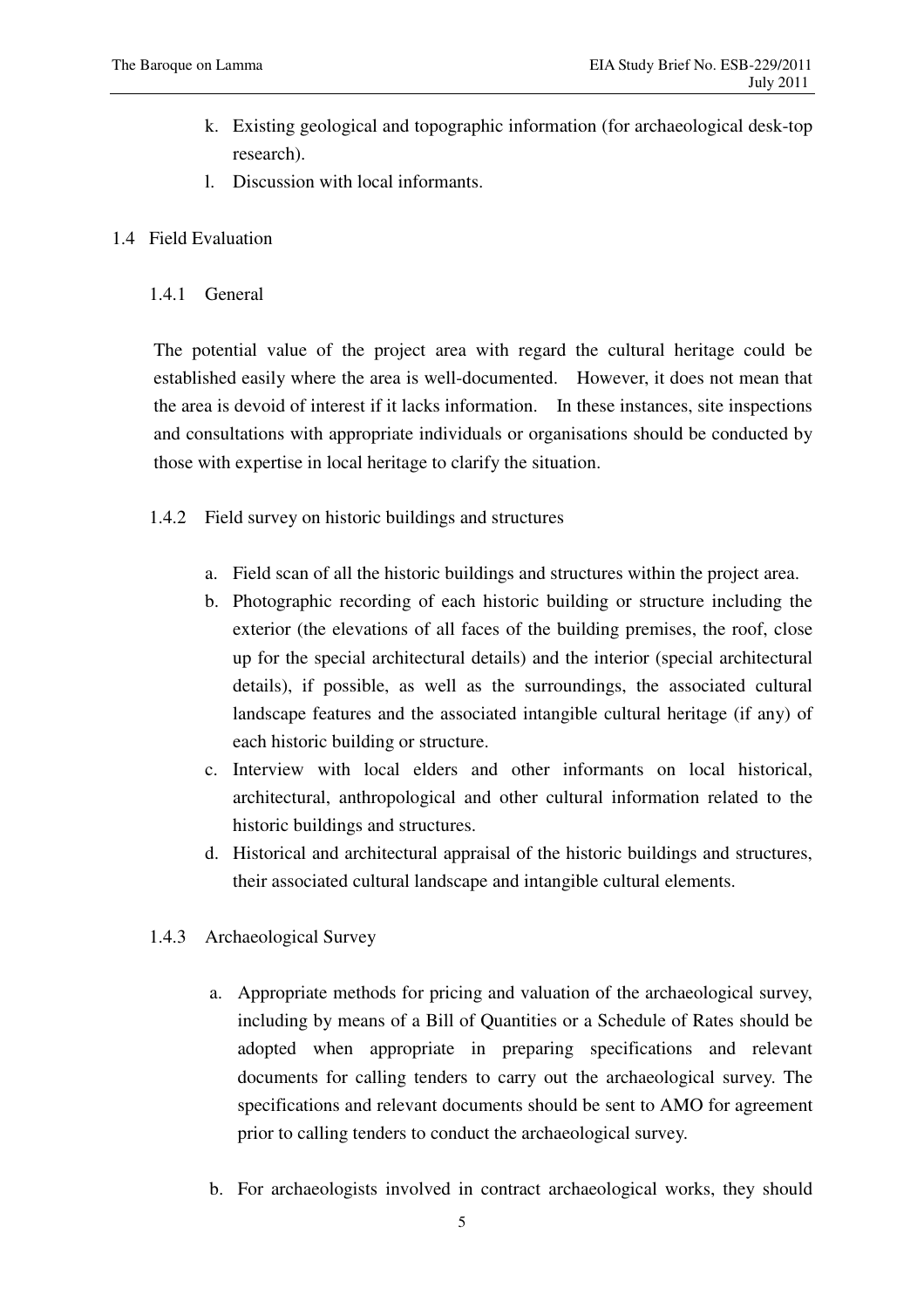k. Existing geological and topographic information (for archaeological desk-top research).
l. Discussion with local informants.

## 1.4 Field Evaluation

### 1.4.1 General

The potential value of the project area with regard the cultural heritage could be established easily where the area is well-documented. However, it does not mean that the area is devoid of interest if it lacks information. In these instances, site inspections and consultations with appropriate individuals or organisations should be conducted by those with expertise in local heritage to clarify the situation.

### 1.4.2 Field survey on historic buildings and structures

a. Field scan of all the historic buildings and structures within the project area.
b. Photographic recording of each historic building or structure including the exterior (the elevations of all faces of the building premises, the roof, close up for the special architectural details) and the interior (special architectural details), if possible, as well as the surroundings, the associated cultural landscape features and the associated intangible cultural heritage (if any) of each historic building or structure.
c. Interview with local elders and other informants on local historical, architectural, anthropological and other cultural information related to the historic buildings and structures.
d. Historical and architectural appraisal of the historic buildings and structures, their associated cultural landscape and intangible cultural elements.

### 1.4.3 Archaeological Survey

a. Appropriate methods for pricing and valuation of the archaeological survey, including by means of a Bill of Quantities or a Schedule of Rates should be adopted when appropriate in preparing specifications and relevant documents for calling tenders to carry out the archaeological survey. The specifications and relevant documents should be sent to AMO for agreement prior to calling tenders to conduct the archaeological survey.

b. For archaeologists involved in contract archaeological works, they should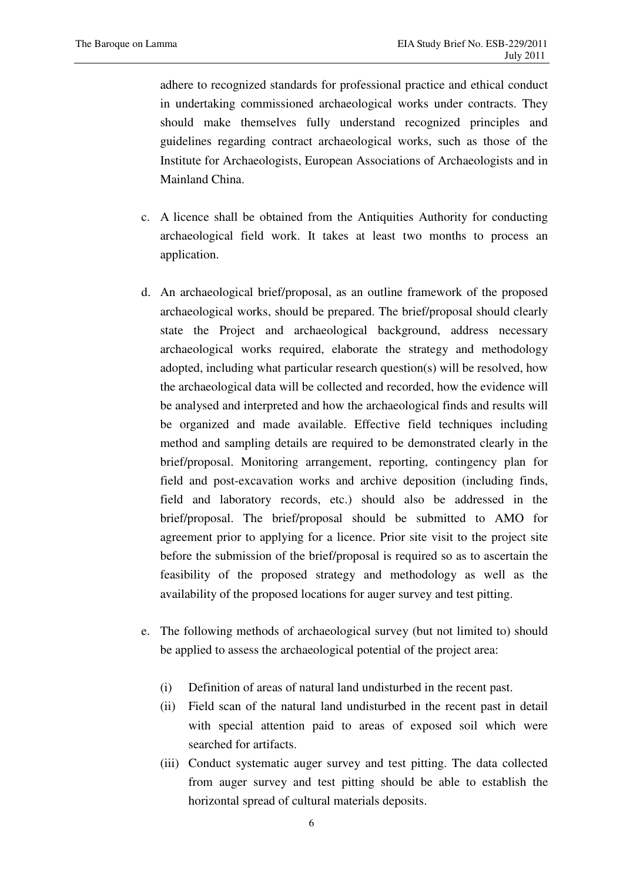adhere to recognized standards for professional practice and ethical conduct in undertaking commissioned archaeological works under contracts. They should make themselves fully understand recognized principles and guidelines regarding contract archaeological works, such as those of the Institute for Archaeologists, European Associations of Archaeologists and in Mainland China.

c. A licence shall be obtained from the Antiquities Authority for conducting archaeological field work. It takes at least two months to process an application.

d. An archaeological brief/proposal, as an outline framework of the proposed archaeological works, should be prepared. The brief/proposal should clearly state the Project and archaeological background, address necessary archaeological works required, elaborate the strategy and methodology adopted, including what particular research question(s) will be resolved, how the archaeological data will be collected and recorded, how the evidence will be analysed and interpreted and how the archaeological finds and results will be organized and made available. Effective field techniques including method and sampling details are required to be demonstrated clearly in the brief/proposal. Monitoring arrangement, reporting, contingency plan for field and post-excavation works and archive deposition (including finds, field and laboratory records, etc.) should also be addressed in the brief/proposal. The brief/proposal should be submitted to AMO for agreement prior to applying for a licence. Prior site visit to the project site before the submission of the brief/proposal is required so as to ascertain the feasibility of the proposed strategy and methodology as well as the availability of the proposed locations for auger survey and test pitting.

e. The following methods of archaeological survey (but not limited to) should be applied to assess the archaeological potential of the project area:

   (i) Definition of areas of natural land undisturbed in the recent past.
   
   (ii) Field scan of the natural land undisturbed in the recent past in detail with special attention paid to areas of exposed soil which were searched for artifacts.
   
   (iii) Conduct systematic auger survey and test pitting. The data collected from auger survey and test pitting should be able to establish the horizontal spread of cultural materials deposits.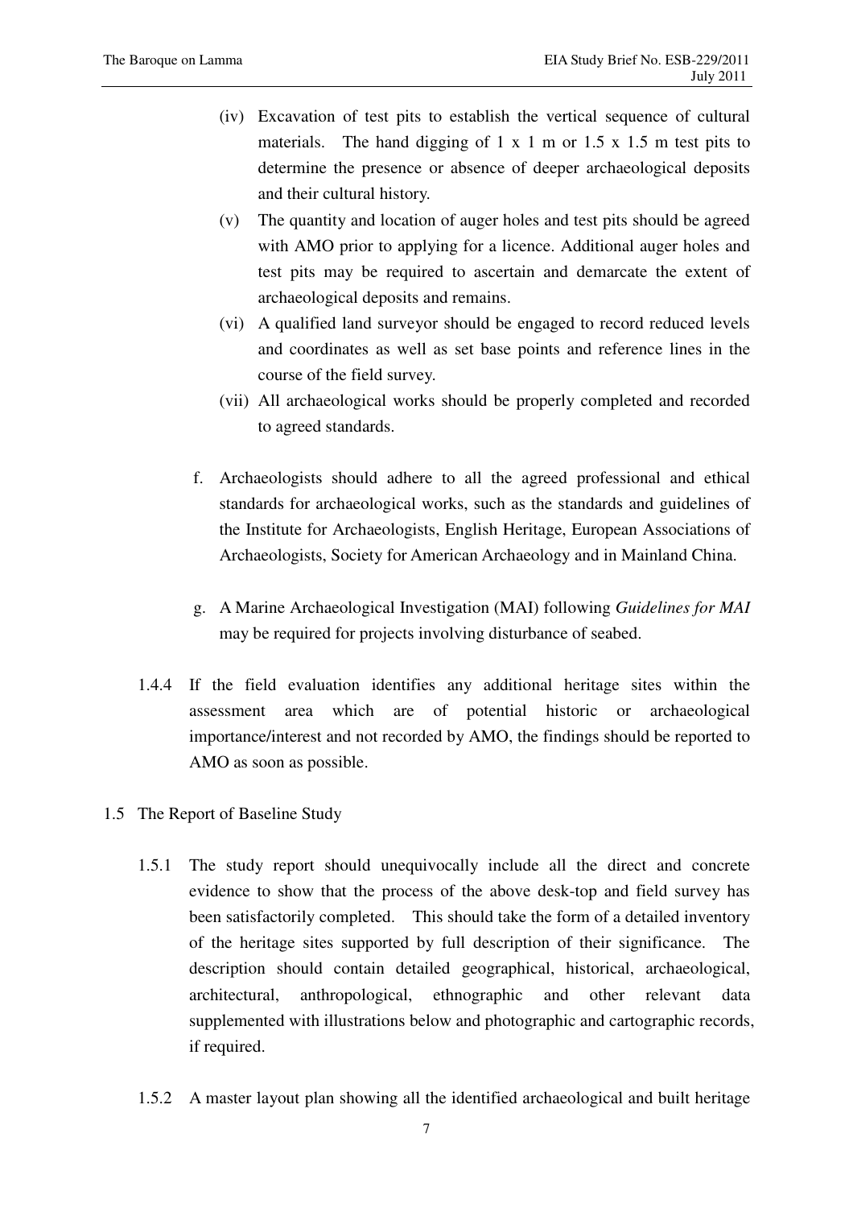(iv) Excavation of test pits to establish the vertical sequence of cultural materials. The hand digging of 1 x 1 m or 1.5 x 1.5 m test pits to determine the presence or absence of deeper archaeological deposits and their cultural history.

(v) The quantity and location of auger holes and test pits should be agreed with AMO prior to applying for a licence. Additional auger holes and test pits may be required to ascertain and demarcate the extent of archaeological deposits and remains.

(vi) A qualified land surveyor should be engaged to record reduced levels and coordinates as well as set base points and reference lines in the course of the field survey.

(vii) All archaeological works should be properly completed and recorded to agreed standards.

f. Archaeologists should adhere to all the agreed professional and ethical standards for archaeological works, such as the standards and guidelines of the Institute for Archaeologists, English Heritage, European Associations of Archaeologists, Society for American Archaeology and in Mainland China.

g. A Marine Archaeological Investigation (MAI) following *Guidelines for MAI* may be required for projects involving disturbance of seabed.

1.4.4 If the field evaluation identifies any additional heritage sites within the assessment area which are of potential historic or archaeological importance/interest and not recorded by AMO, the findings should be reported to AMO as soon as possible.

## 1.5 The Report of Baseline Study

1.5.1 The study report should unequivocally include all the direct and concrete evidence to show that the process of the above desk-top and field survey has been satisfactorily completed. This should take the form of a detailed inventory of the heritage sites supported by full description of their significance. The description should contain detailed geographical, historical, archaeological, architectural, anthropological, ethnographic and other relevant data supplemented with illustrations below and photographic and cartographic records, if required.

1.5.2 A master layout plan showing all the identified archaeological and built heritage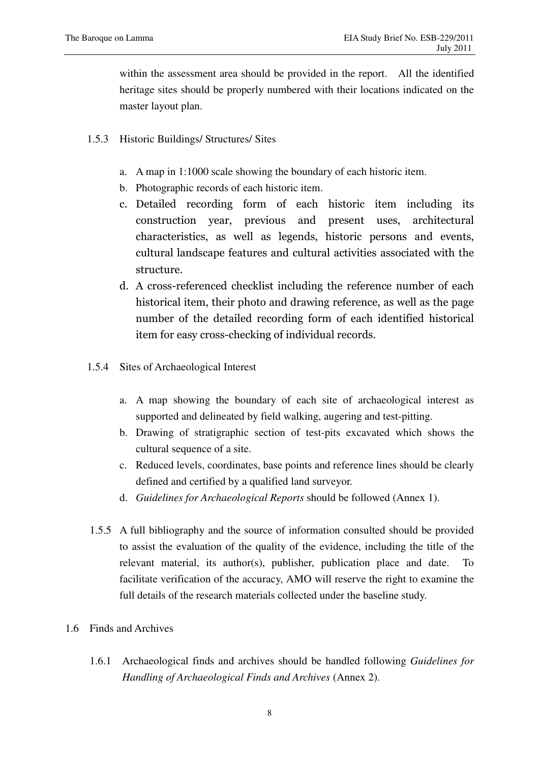within the assessment area should be provided in the report. All the identified heritage sites should be properly numbered with their locations indicated on the master layout plan.

1.5.3 Historic Buildings/ Structures/ Sites

a. A map in 1:1000 scale showing the boundary of each historic item.
b. Photographic records of each historic item.
c. Detailed recording form of each historic item including its construction year, previous and present uses, architectural characteristics, as well as legends, historic persons and events, cultural landscape features and cultural activities associated with the structure.
d. A cross-referenced checklist including the reference number of each historical item, their photo and drawing reference, as well as the page number of the detailed recording form of each identified historical item for easy cross-checking of individual records.

1.5.4 Sites of Archaeological Interest

a. A map showing the boundary of each site of archaeological interest as supported and delineated by field walking, augering and test-pitting.
b. Drawing of stratigraphic section of test-pits excavated which shows the cultural sequence of a site.
c. Reduced levels, coordinates, base points and reference lines should be clearly defined and certified by a qualified land surveyor.
d. *Guidelines for Archaeological Reports* should be followed (Annex 1).

1.5.5 A full bibliography and the source of information consulted should be provided to assist the evaluation of the quality of the evidence, including the title of the relevant material, its author(s), publisher, publication place and date. To facilitate verification of the accuracy, AMO will reserve the right to examine the full details of the research materials collected under the baseline study.

1.6 Finds and Archives

1.6.1 Archaeological finds and archives should be handled following *Guidelines for Handling of Archaeological Finds and Archives* (Annex 2).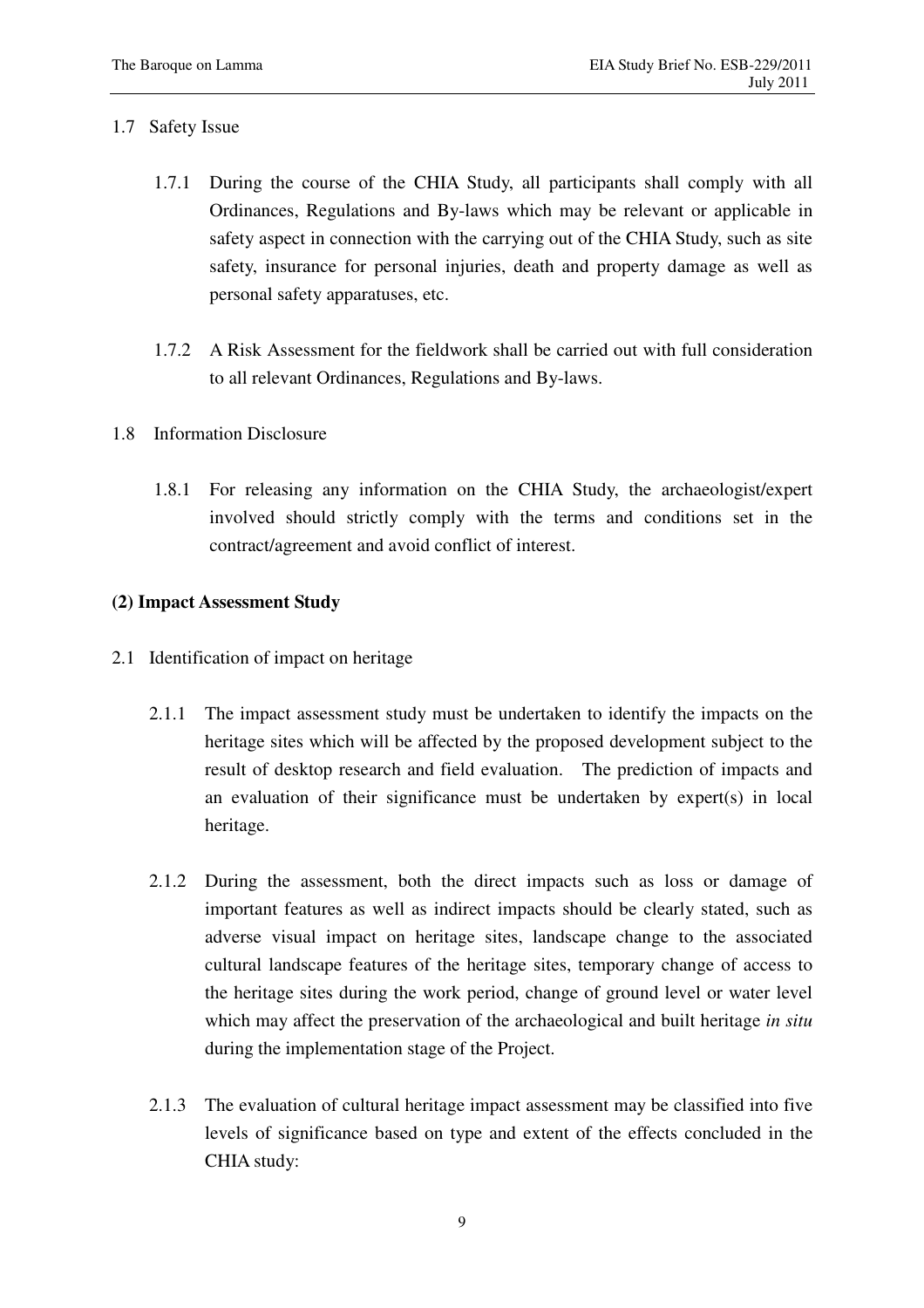1.7 Safety Issue

1.7.1 During the course of the CHIA Study, all participants shall comply with all Ordinances, Regulations and By-laws which may be relevant or applicable in safety aspect in connection with the carrying out of the CHIA Study, such as site safety, insurance for personal injuries, death and property damage as well as personal safety apparatuses, etc.

1.7.2 A Risk Assessment for the fieldwork shall be carried out with full consideration to all relevant Ordinances, Regulations and By-laws.

1.8 Information Disclosure

1.8.1 For releasing any information on the CHIA Study, the archaeologist/expert involved should strictly comply with the terms and conditions set in the contract/agreement and avoid conflict of interest.

**(2) Impact Assessment Study**

2.1 Identification of impact on heritage

2.1.1 The impact assessment study must be undertaken to identify the impacts on the heritage sites which will be affected by the proposed development subject to the result of desktop research and field evaluation. The prediction of impacts and an evaluation of their significance must be undertaken by expert(s) in local heritage.

2.1.2 During the assessment, both the direct impacts such as loss or damage of important features as well as indirect impacts should be clearly stated, such as adverse visual impact on heritage sites, landscape change to the associated cultural landscape features of the heritage sites, temporary change of access to the heritage sites during the work period, change of ground level or water level which may affect the preservation of the archaeological and built heritage *in situ* during the implementation stage of the Project.

2.1.3 The evaluation of cultural heritage impact assessment may be classified into five levels of significance based on type and extent of the effects concluded in the CHIA study: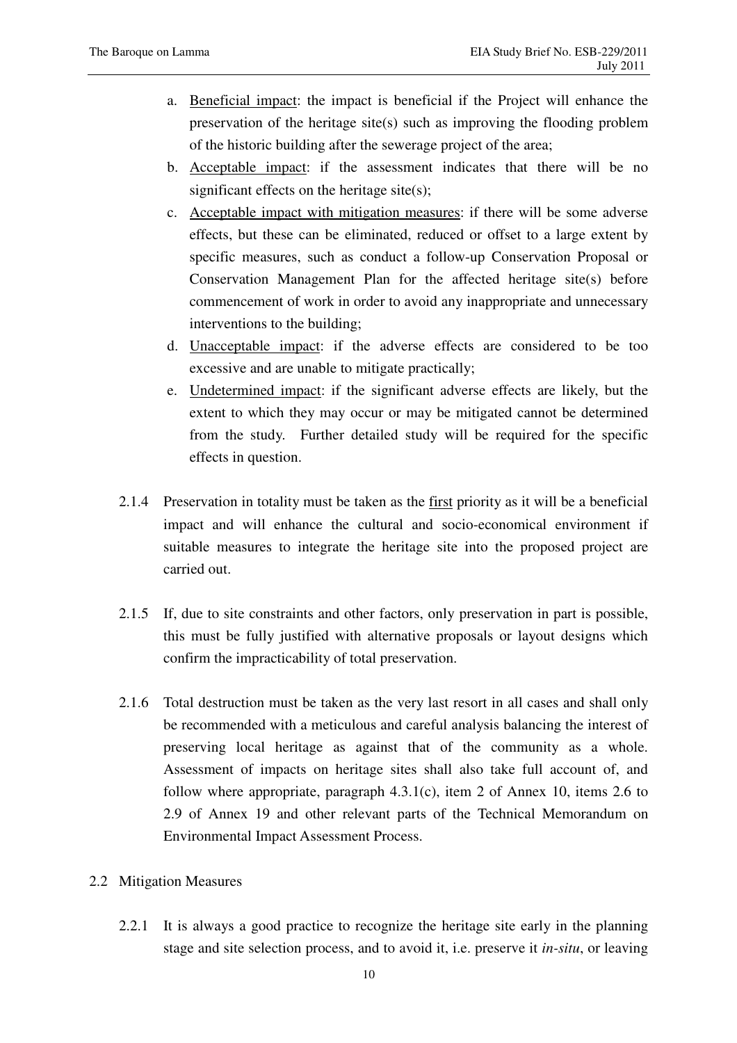a. Beneficial impact: the impact is beneficial if the Project will enhance the preservation of the heritage site(s) such as improving the flooding problem of the historic building after the sewerage project of the area;
b. Acceptable impact: if the assessment indicates that there will be no significant effects on the heritage site(s);
c. Acceptable impact with mitigation measures: if there will be some adverse effects, but these can be eliminated, reduced or offset to a large extent by specific measures, such as conduct a follow-up Conservation Proposal or Conservation Management Plan for the affected heritage site(s) before commencement of work in order to avoid any inappropriate and unnecessary interventions to the building;
d. Unacceptable impact: if the adverse effects are considered to be too excessive and are unable to mitigate practically;
e. Undetermined impact: if the significant adverse effects are likely, but the extent to which they may occur or may be mitigated cannot be determined from the study. Further detailed study will be required for the specific effects in question.

2.1.4 Preservation in totality must be taken as the first priority as it will be a beneficial impact and will enhance the cultural and socio-economical environment if suitable measures to integrate the heritage site into the proposed project are carried out.

2.1.5 If, due to site constraints and other factors, only preservation in part is possible, this must be fully justified with alternative proposals or layout designs which confirm the impracticability of total preservation.

2.1.6 Total destruction must be taken as the very last resort in all cases and shall only be recommended with a meticulous and careful analysis balancing the interest of preserving local heritage as against that of the community as a whole. Assessment of impacts on heritage sites shall also take full account of, and follow where appropriate, paragraph 4.3.1(c), item 2 of Annex 10, items 2.6 to 2.9 of Annex 19 and other relevant parts of the Technical Memorandum on Environmental Impact Assessment Process.

## 2.2 Mitigation Measures

2.2.1 It is always a good practice to recognize the heritage site early in the planning stage and site selection process, and to avoid it, i.e. preserve it *in-situ*, or leaving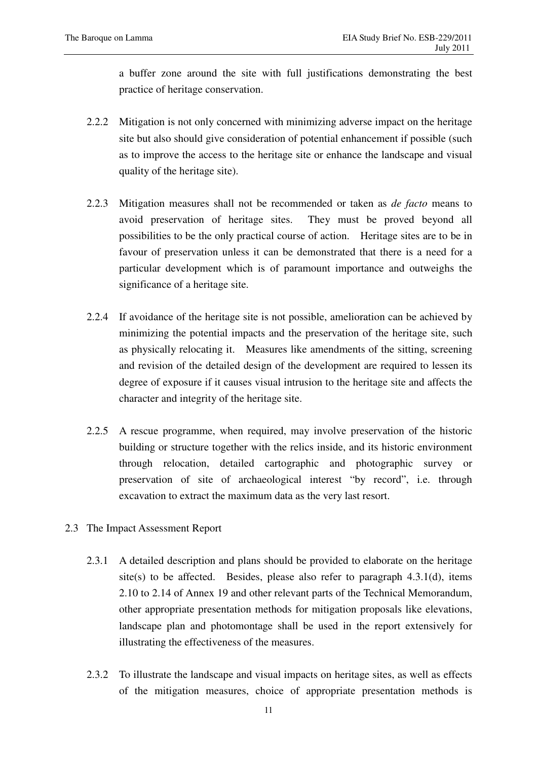a buffer zone around the site with full justifications demonstrating the best practice of heritage conservation.

2.2.2 Mitigation is not only concerned with minimizing adverse impact on the heritage site but also should give consideration of potential enhancement if possible (such as to improve the access to the heritage site or enhance the landscape and visual quality of the heritage site).

2.2.3 Mitigation measures shall not be recommended or taken as *de facto* means to avoid preservation of heritage sites. They must be proved beyond all possibilities to be the only practical course of action. Heritage sites are to be in favour of preservation unless it can be demonstrated that there is a need for a particular development which is of paramount importance and outweighs the significance of a heritage site.

2.2.4 If avoidance of the heritage site is not possible, amelioration can be achieved by minimizing the potential impacts and the preservation of the heritage site, such as physically relocating it. Measures like amendments of the sitting, screening and revision of the detailed design of the development are required to lessen its degree of exposure if it causes visual intrusion to the heritage site and affects the character and integrity of the heritage site.

2.2.5 A rescue programme, when required, may involve preservation of the historic building or structure together with the relics inside, and its historic environment through relocation, detailed cartographic and photographic survey or preservation of site of archaeological interest "by record", i.e. through excavation to extract the maximum data as the very last resort.

## 2.3 The Impact Assessment Report

2.3.1 A detailed description and plans should be provided to elaborate on the heritage site(s) to be affected. Besides, please also refer to paragraph 4.3.1(d), items 2.10 to 2.14 of Annex 19 and other relevant parts of the Technical Memorandum, other appropriate presentation methods for mitigation proposals like elevations, landscape plan and photomontage shall be used in the report extensively for illustrating the effectiveness of the measures.

2.3.2 To illustrate the landscape and visual impacts on heritage sites, as well as effects of the mitigation measures, choice of appropriate presentation methods is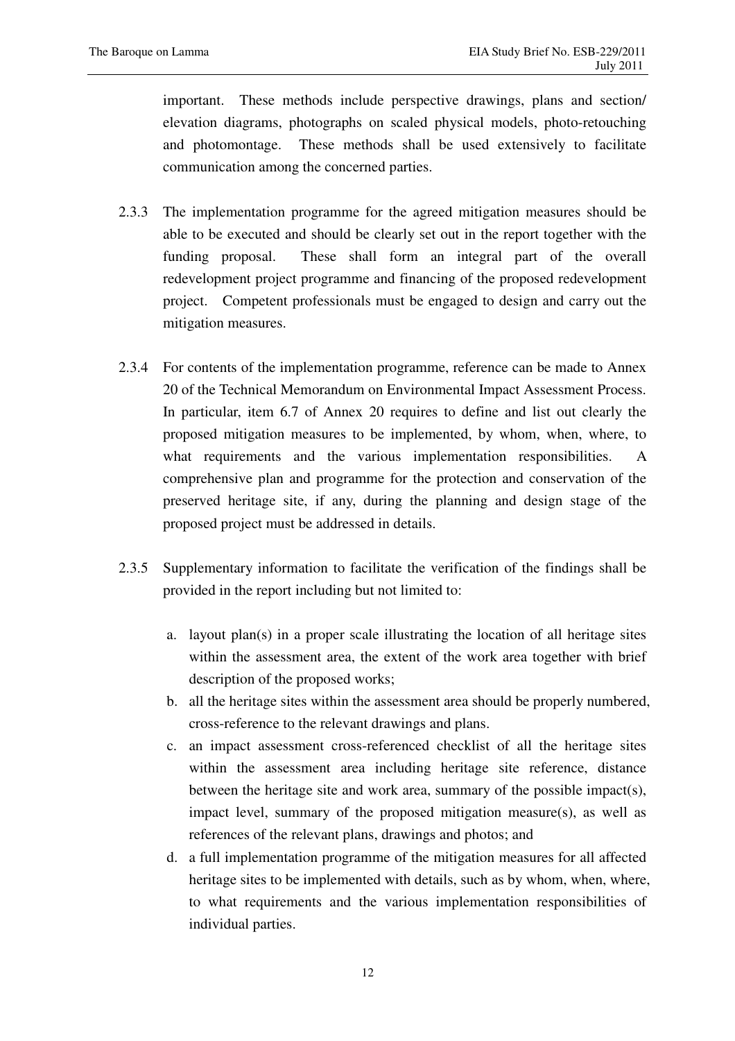important. These methods include perspective drawings, plans and section/ elevation diagrams, photographs on scaled physical models, photo-retouching and photomontage. These methods shall be used extensively to facilitate communication among the concerned parties.

2.3.3 The implementation programme for the agreed mitigation measures should be able to be executed and should be clearly set out in the report together with the funding proposal. These shall form an integral part of the overall redevelopment project programme and financing of the proposed redevelopment project. Competent professionals must be engaged to design and carry out the mitigation measures.

2.3.4 For contents of the implementation programme, reference can be made to Annex 20 of the Technical Memorandum on Environmental Impact Assessment Process. In particular, item 6.7 of Annex 20 requires to define and list out clearly the proposed mitigation measures to be implemented, by whom, when, where, to what requirements and the various implementation responsibilities. A comprehensive plan and programme for the protection and conservation of the preserved heritage site, if any, during the planning and design stage of the proposed project must be addressed in details.

2.3.5 Supplementary information to facilitate the verification of the findings shall be provided in the report including but not limited to:

a. layout plan(s) in a proper scale illustrating the location of all heritage sites within the assessment area, the extent of the work area together with brief description of the proposed works;
b. all the heritage sites within the assessment area should be properly numbered, cross-reference to the relevant drawings and plans.
c. an impact assessment cross-referenced checklist of all the heritage sites within the assessment area including heritage site reference, distance between the heritage site and work area, summary of the possible impact(s), impact level, summary of the proposed mitigation measure(s), as well as references of the relevant plans, drawings and photos; and
d. a full implementation programme of the mitigation measures for all affected heritage sites to be implemented with details, such as by whom, when, where, to what requirements and the various implementation responsibilities of individual parties.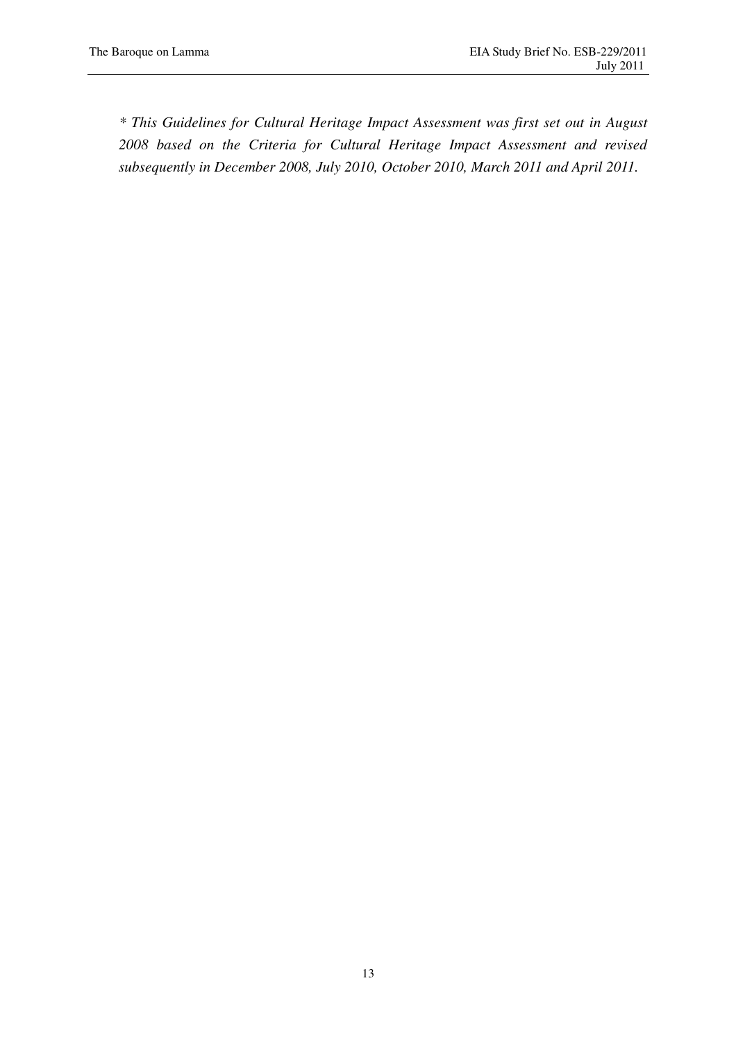*\* This Guidelines for Cultural Heritage Impact Assessment was first set out in August 2008 based on the Criteria for Cultural Heritage Impact Assessment and revised subsequently in December 2008, July 2010, October 2010, March 2011 and April 2011.*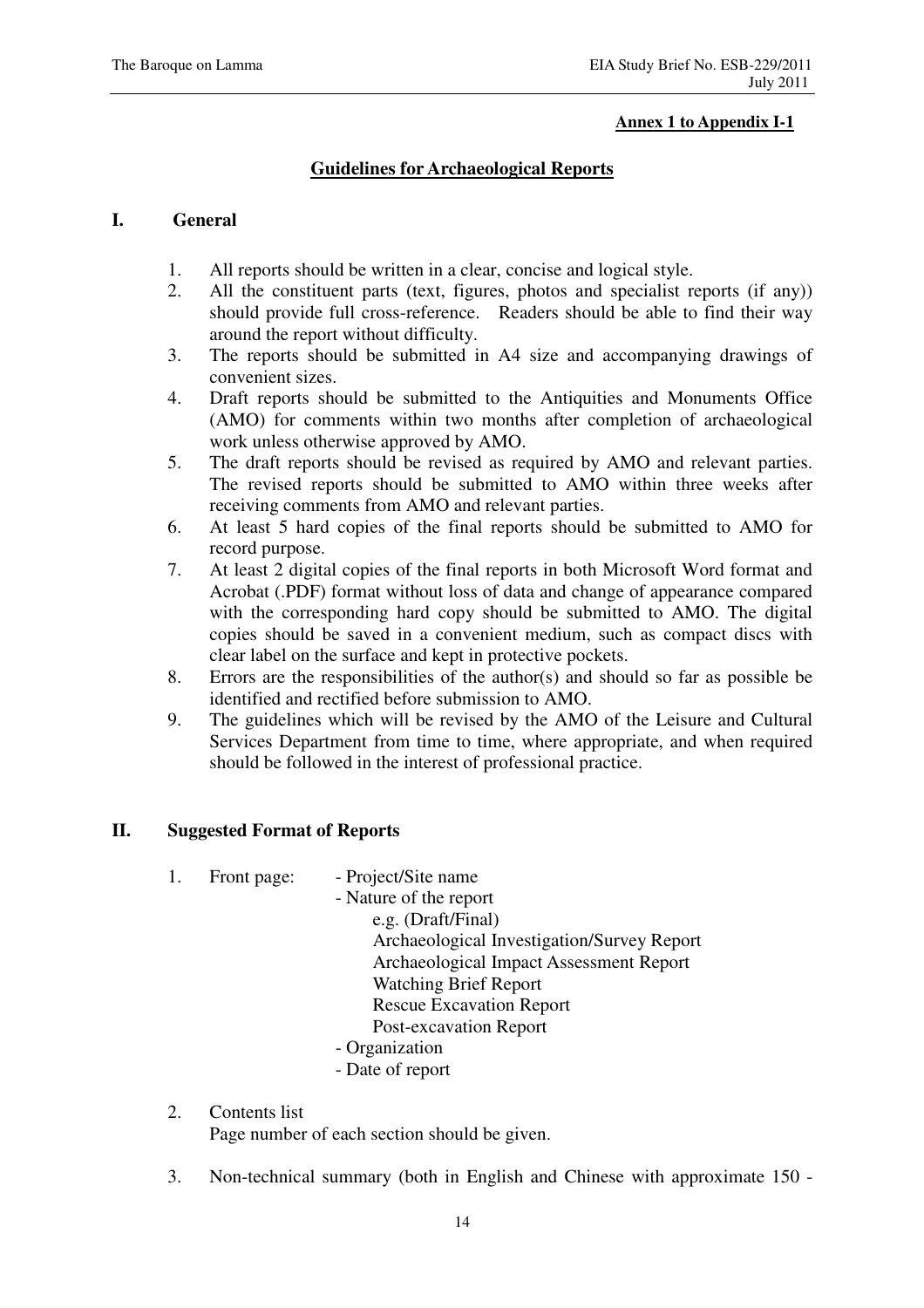**Annex 1 to Appendix I-1**

## Guidelines for Archaeological Reports

### I. General

1. All reports should be written in a clear, concise and logical style.
2. All the constituent parts (text, figures, photos and specialist reports (if any)) should provide full cross-reference. Readers should be able to find their way around the report without difficulty.
3. The reports should be submitted in A4 size and accompanying drawings of convenient sizes.
4. Draft reports should be submitted to the Antiquities and Monuments Office (AMO) for comments within two months after completion of archaeological work unless otherwise approved by AMO.
5. The draft reports should be revised as required by AMO and relevant parties. The revised reports should be submitted to AMO within three weeks after receiving comments from AMO and relevant parties.
6. At least 5 hard copies of the final reports should be submitted to AMO for record purpose.
7. At least 2 digital copies of the final reports in both Microsoft Word format and Acrobat (.PDF) format without loss of data and change of appearance compared with the corresponding hard copy should be submitted to AMO. The digital copies should be saved in a convenient medium, such as compact discs with clear label on the surface and kept in protective pockets.
8. Errors are the responsibilities of the author(s) and should so far as possible be identified and rectified before submission to AMO.
9. The guidelines which will be revised by the AMO of the Leisure and Cultural Services Department from time to time, where appropriate, and when required should be followed in the interest of professional practice.

### II. Suggested Format of Reports

1. Front page:
   - Project/Site name
   - Nature of the report
     - e.g. (Draft/Final)
     - Archaeological Investigation/Survey Report
     - Archaeological Impact Assessment Report
     - Watching Brief Report
     - Rescue Excavation Report
     - Post-excavation Report
   - Organization
   - Date of report

2. Contents list

   Page number of each section should be given.

3. Non-technical summary (both in English and Chinese with approximate 150 -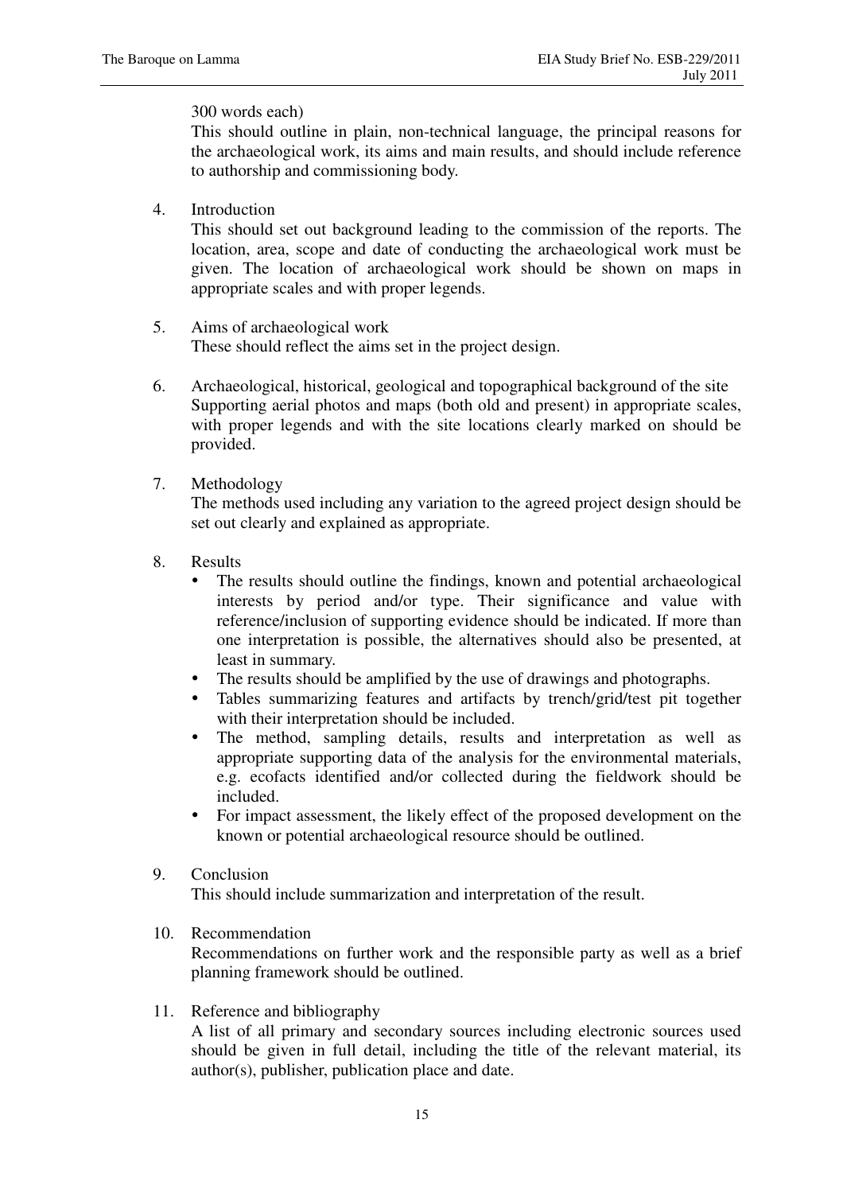300 words each)

This should outline in plain, non-technical language, the principal reasons for the archaeological work, its aims and main results, and should include reference to authorship and commissioning body.

4. Introduction

   This should set out background leading to the commission of the reports. The location, area, scope and date of conducting the archaeological work must be given. The location of archaeological work should be shown on maps in appropriate scales and with proper legends.

5. Aims of archaeological work

   These should reflect the aims set in the project design.

6. Archaeological, historical, geological and topographical background of the site

   Supporting aerial photos and maps (both old and present) in appropriate scales, with proper legends and with the site locations clearly marked on should be provided.

7. Methodology

   The methods used including any variation to the agreed project design should be set out clearly and explained as appropriate.

8. Results

   - The results should outline the findings, known and potential archaeological interests by period and/or type. Their significance and value with reference/inclusion of supporting evidence should be indicated. If more than one interpretation is possible, the alternatives should also be presented, at least in summary.
   - The results should be amplified by the use of drawings and photographs.
   - Tables summarizing features and artifacts by trench/grid/test pit together with their interpretation should be included.
   - The method, sampling details, results and interpretation as well as appropriate supporting data of the analysis for the environmental materials, e.g. ecofacts identified and/or collected during the fieldwork should be included.
   - For impact assessment, the likely effect of the proposed development on the known or potential archaeological resource should be outlined.

9. Conclusion

   This should include summarization and interpretation of the result.

10. Recommendation

    Recommendations on further work and the responsible party as well as a brief planning framework should be outlined.

11. Reference and bibliography

    A list of all primary and secondary sources including electronic sources used should be given in full detail, including the title of the relevant material, its author(s), publisher, publication place and date.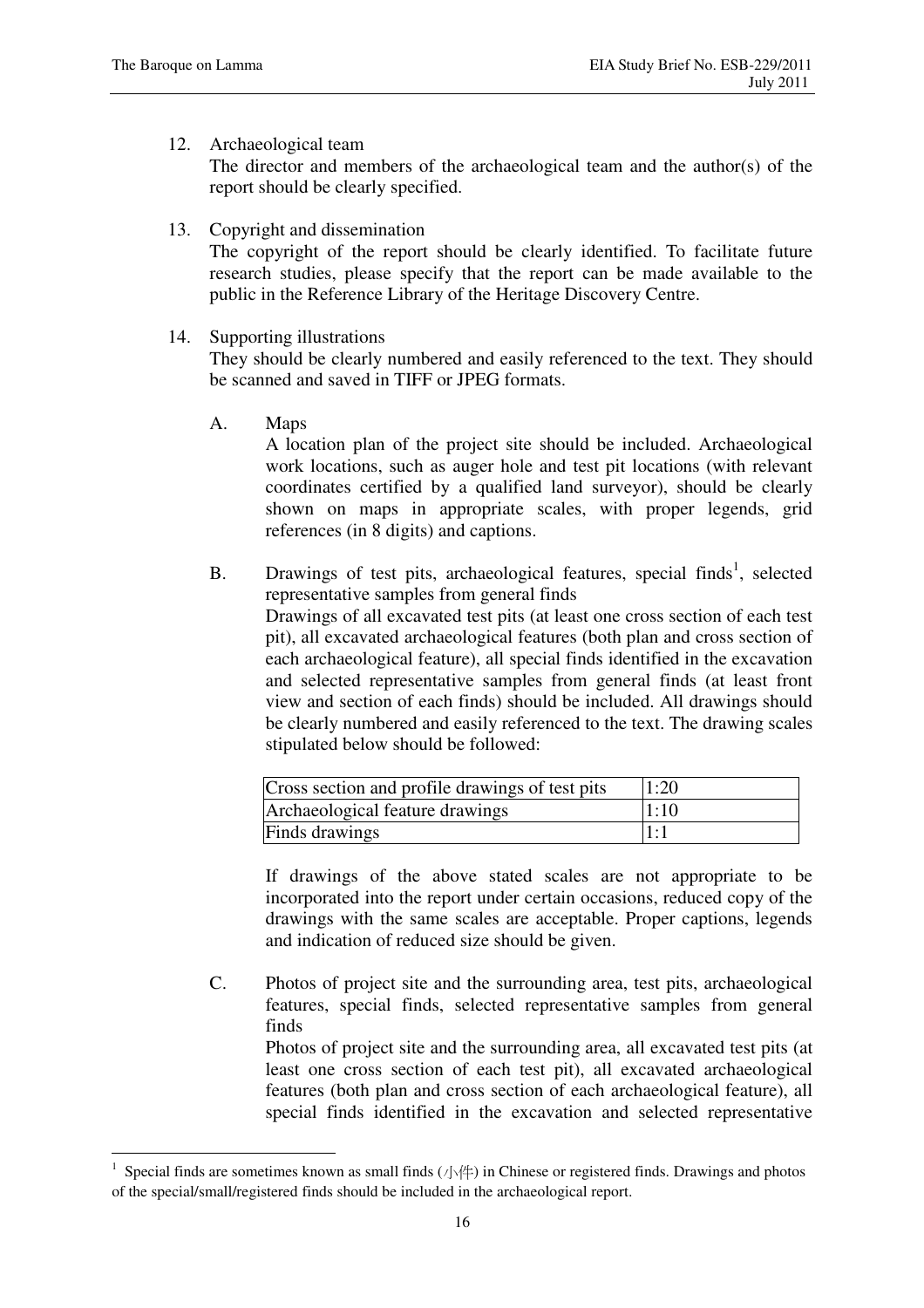12. Archaeological team

    The director and members of the archaeological team and the author(s) of the report should be clearly specified.

13. Copyright and dissemination

    The copyright of the report should be clearly identified. To facilitate future research studies, please specify that the report can be made available to the public in the Reference Library of the Heritage Discovery Centre.

14. Supporting illustrations

    They should be clearly numbered and easily referenced to the text. They should be scanned and saved in TIFF or JPEG formats.

    A. Maps

       A location plan of the project site should be included. Archaeological work locations, such as auger hole and test pit locations (with relevant coordinates certified by a qualified land surveyor), should be clearly shown on maps in appropriate scales, with proper legends, grid references (in 8 digits) and captions.

    B. Drawings of test pits, archaeological features, special finds[1], selected representative samples from general finds

       Drawings of all excavated test pits (at least one cross section of each test pit), all excavated archaeological features (both plan and cross section of each archaeological feature), all special finds identified in the excavation and selected representative samples from general finds (at least front view and section of each finds) should be included. All drawings should be clearly numbered and easily referenced to the text. The drawing scales stipulated below should be followed:

       | Cross section and profile drawings of test pits | 1:20 |
       |---|---|
       | Archaeological feature drawings | 1:10 |
       | Finds drawings | 1:1 |

       If drawings of the above stated scales are not appropriate to be incorporated into the report under certain occasions, reduced copy of the drawings with the same scales are acceptable. Proper captions, legends and indication of reduced size should be given.

    C. Photos of project site and the surrounding area, test pits, archaeological features, special finds, selected representative samples from general finds

       Photos of project site and the surrounding area, all excavated test pits (at least one cross section of each test pit), all excavated archaeological features (both plan and cross section of each archaeological feature), all special finds identified in the excavation and selected representative

---

[1] Special finds are sometimes known as small finds (小件) in Chinese or registered finds. Drawings and photos of the special/small/registered finds should be included in the archaeological report.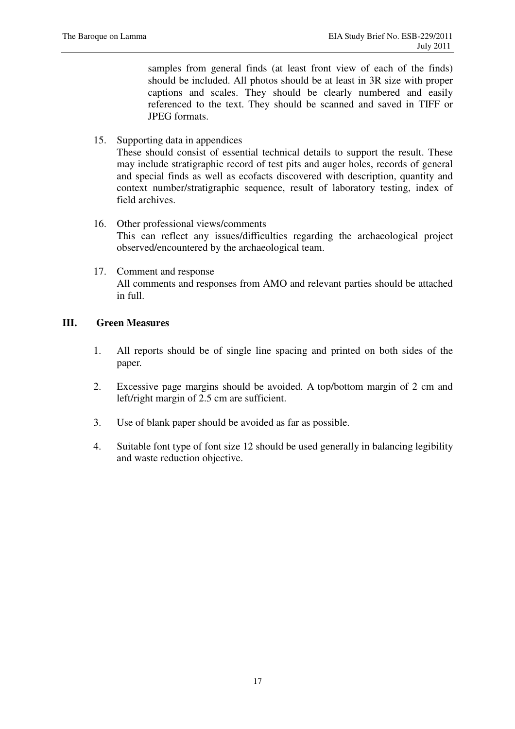samples from general finds (at least front view of each of the finds) should be included. All photos should be at least in 3R size with proper captions and scales. They should be clearly numbered and easily referenced to the text. They should be scanned and saved in TIFF or JPEG formats.

15. Supporting data in appendices
    These should consist of essential technical details to support the result. These may include stratigraphic record of test pits and auger holes, records of general and special finds as well as ecofacts discovered with description, quantity and context number/stratigraphic sequence, result of laboratory testing, index of field archives.

16. Other professional views/comments
    This can reflect any issues/difficulties regarding the archaeological project observed/encountered by the archaeological team.

17. Comment and response
    All comments and responses from AMO and relevant parties should be attached in full.

## III. Green Measures

1. All reports should be of single line spacing and printed on both sides of the paper.

2. Excessive page margins should be avoided. A top/bottom margin of 2 cm and left/right margin of 2.5 cm are sufficient.

3. Use of blank paper should be avoided as far as possible.

4. Suitable font type of font size 12 should be used generally in balancing legibility and waste reduction objective.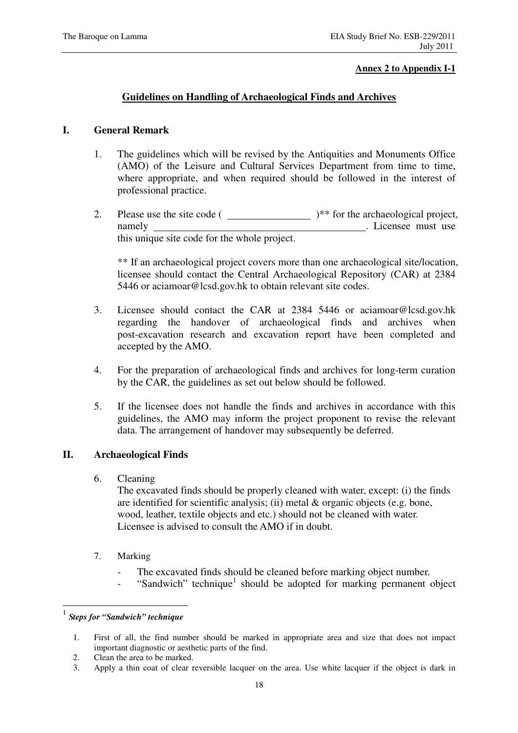**Annex 2 to Appendix I-1**

## Guidelines on Handling of Archaeological Finds and Archives

### I. General Remark

1. The guidelines which will be revised by the Antiquities and Monuments Office (AMO) of the Leisure and Cultural Services Department from time to time, where appropriate, and when required should be followed in the interest of professional practice.

2. Please use the site code ( ________________ )** for the archaeological project, namely ________________________________________. Licensee must use this unique site code for the whole project.

   ** If an archaeological project covers more than one archaeological site/location, licensee should contact the Central Archaeological Repository (CAR) at 2384 5446 or aciamoar@lcsd.gov.hk to obtain relevant site codes.

3. Licensee should contact the CAR at 2384 5446 or aciamoar@lcsd.gov.hk regarding the handover of archaeological finds and archives when post-excavation research and excavation report have been completed and accepted by the AMO.

4. For the preparation of archaeological finds and archives for long-term curation by the CAR, the guidelines as set out below should be followed.

5. If the licensee does not handle the finds and archives in accordance with this guidelines, the AMO may inform the project proponent to revise the relevant data. The arrangement of handover may subsequently be deferred.

### II. Archaeological Finds

6. Cleaning
   The excavated finds should be properly cleaned with water, except: (i) the finds are identified for scientific analysis; (ii) metal & organic objects (e.g. bone, wood, leather, textile objects and etc.) should not be cleaned with water. Licensee is advised to consult the AMO if in doubt.

7. Marking
   - The excavated finds should be cleaned before marking object number.
   - "Sandwich" technique[1] should be adopted for marking permanent object

---

[1] ***Steps for "Sandwich" technique***

1. First of all, the find number should be marked in appropriate area and size that does not impact important diagnostic or aesthetic parts of the find.
2. Clean the area to be marked.
3. Apply a thin coat of clear reversible lacquer on the area. Use white lacquer if the object is dark in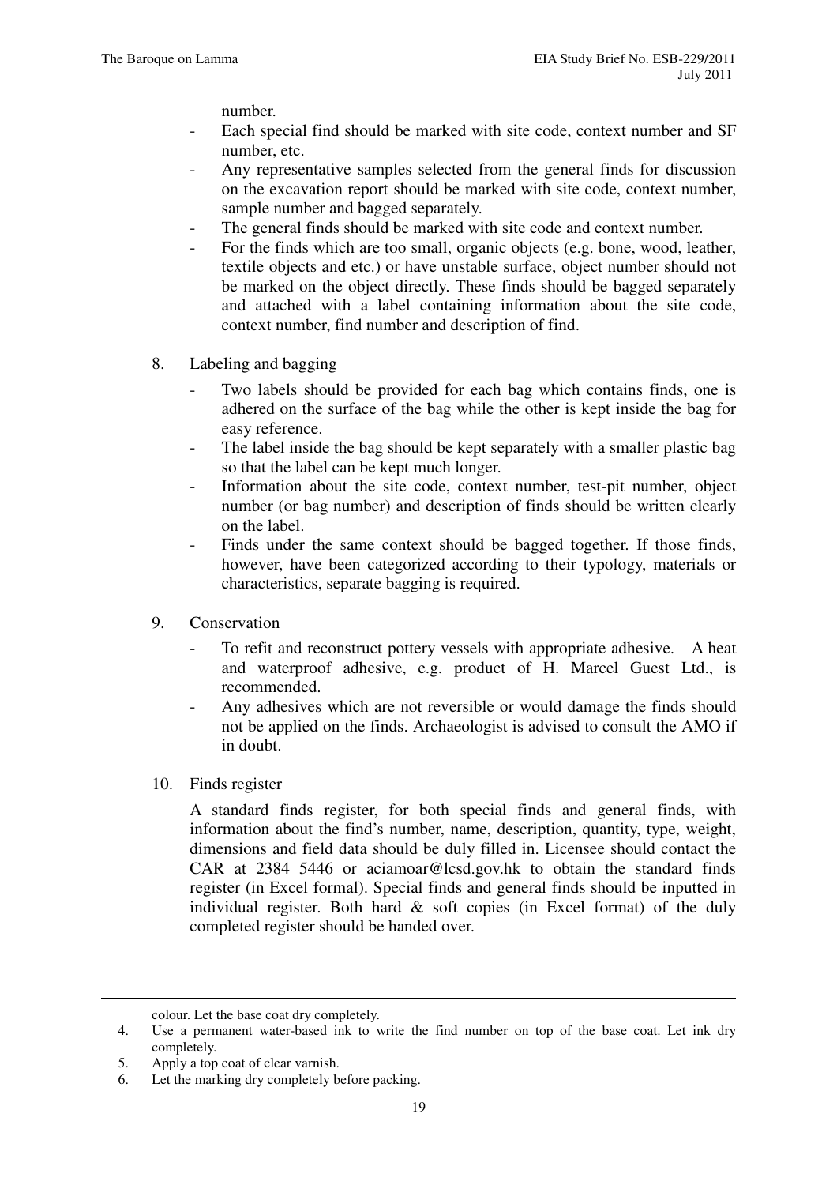number.

- Each special find should be marked with site code, context number and SF number, etc.
- Any representative samples selected from the general finds for discussion on the excavation report should be marked with site code, context number, sample number and bagged separately.
- The general finds should be marked with site code and context number.
- For the finds which are too small, organic objects (e.g. bone, wood, leather, textile objects and etc.) or have unstable surface, object number should not be marked on the object directly. These finds should be bagged separately and attached with a label containing information about the site code, context number, find number and description of find.

8. Labeling and bagging

    - Two labels should be provided for each bag which contains finds, one is adhered on the surface of the bag while the other is kept inside the bag for easy reference.
    - The label inside the bag should be kept separately with a smaller plastic bag so that the label can be kept much longer.
    - Information about the site code, context number, test-pit number, object number (or bag number) and description of finds should be written clearly on the label.
    - Finds under the same context should be bagged together. If those finds, however, have been categorized according to their typology, materials or characteristics, separate bagging is required.

9. Conservation

    - To refit and reconstruct pottery vessels with appropriate adhesive. A heat and waterproof adhesive, e.g. product of H. Marcel Guest Ltd., is recommended.
    - Any adhesives which are not reversible or would damage the finds should not be applied on the finds. Archaeologist is advised to consult the AMO if in doubt.

10. Finds register

    A standard finds register, for both special finds and general finds, with information about the find's number, name, description, quantity, type, weight, dimensions and field data should be duly filled in. Licensee should contact the CAR at 2384 5446 or aciamoar@lcsd.gov.hk to obtain the standard finds register (in Excel formal). Special finds and general finds should be inputted in individual register. Both hard & soft copies (in Excel format) of the duly completed register should be handed over.

---

colour. Let the base coat dry completely.

4. Use a permanent water-based ink to write the find number on top of the base coat. Let ink dry completely.
5. Apply a top coat of clear varnish.
6. Let the marking dry completely before packing.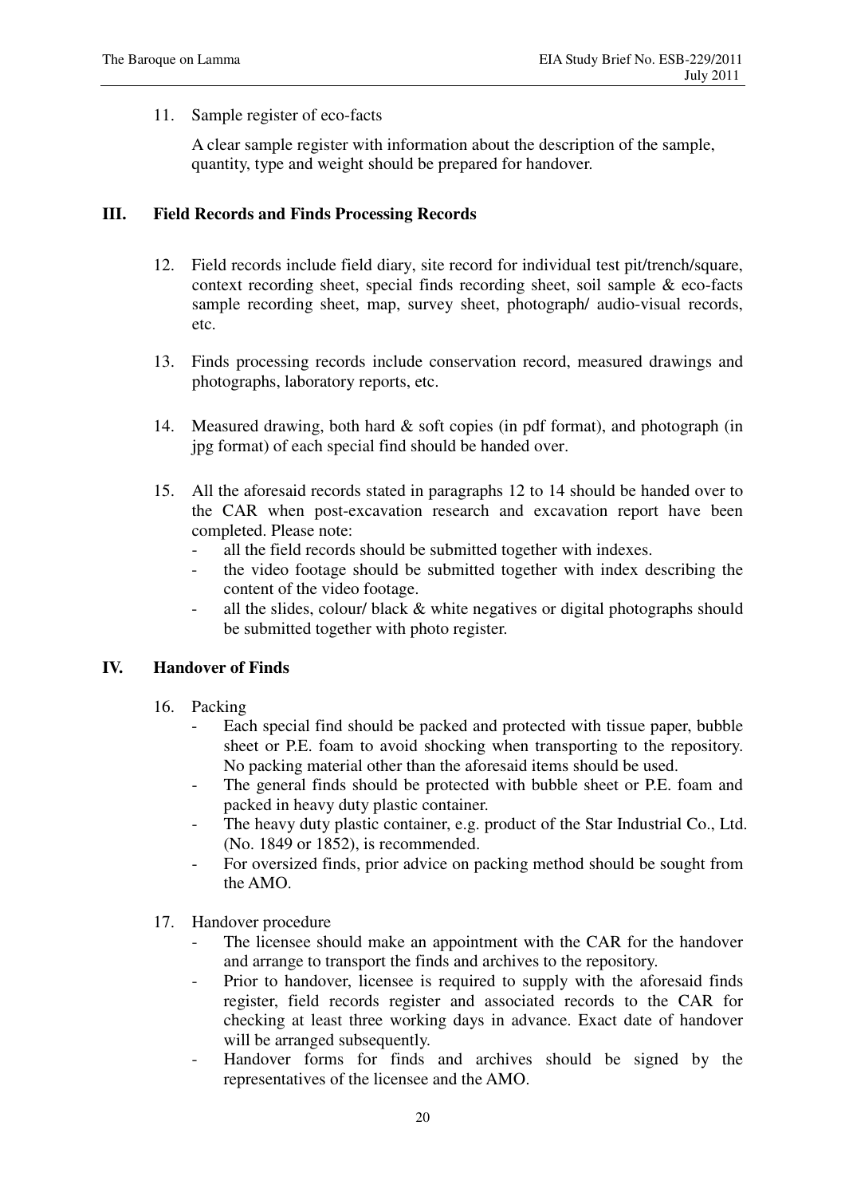11. Sample register of eco-facts

    A clear sample register with information about the description of the sample, quantity, type and weight should be prepared for handover.

## III. Field Records and Finds Processing Records

12. Field records include field diary, site record for individual test pit/trench/square, context recording sheet, special finds recording sheet, soil sample & eco-facts sample recording sheet, map, survey sheet, photograph/ audio-visual records, etc.

13. Finds processing records include conservation record, measured drawings and photographs, laboratory reports, etc.

14. Measured drawing, both hard & soft copies (in pdf format), and photograph (in jpg format) of each special find should be handed over.

15. All the aforesaid records stated in paragraphs 12 to 14 should be handed over to the CAR when post-excavation research and excavation report have been completed. Please note:
    - all the field records should be submitted together with indexes.
    - the video footage should be submitted together with index describing the content of the video footage.
    - all the slides, colour/ black & white negatives or digital photographs should be submitted together with photo register.

## IV. Handover of Finds

16. Packing
    - Each special find should be packed and protected with tissue paper, bubble sheet or P.E. foam to avoid shocking when transporting to the repository. No packing material other than the aforesaid items should be used.
    - The general finds should be protected with bubble sheet or P.E. foam and packed in heavy duty plastic container.
    - The heavy duty plastic container, e.g. product of the Star Industrial Co., Ltd. (No. 1849 or 1852), is recommended.
    - For oversized finds, prior advice on packing method should be sought from the AMO.

17. Handover procedure
    - The licensee should make an appointment with the CAR for the handover and arrange to transport the finds and archives to the repository.
    - Prior to handover, licensee is required to supply with the aforesaid finds register, field records register and associated records to the CAR for checking at least three working days in advance. Exact date of handover will be arranged subsequently.
    - Handover forms for finds and archives should be signed by the representatives of the licensee and the AMO.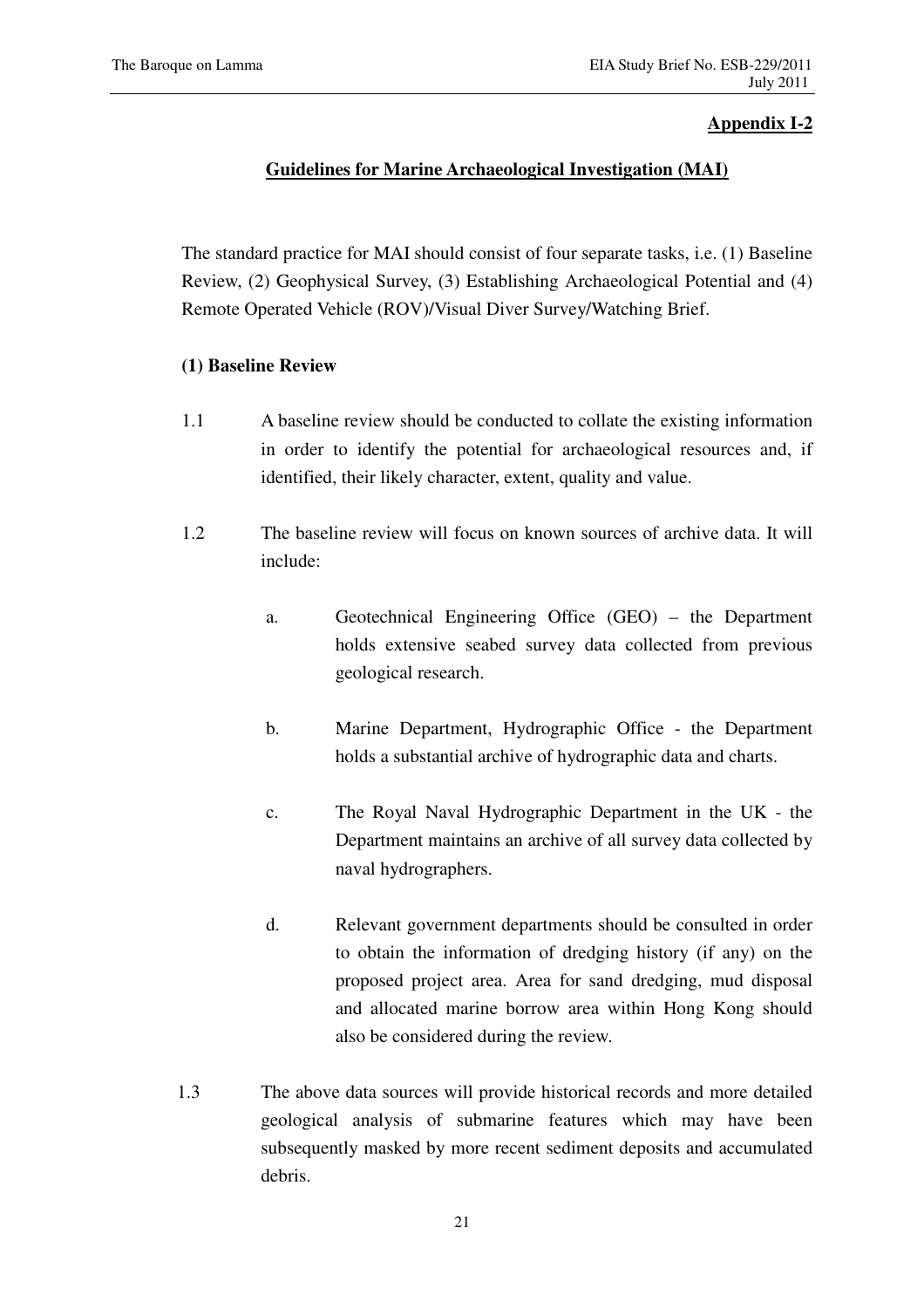**Appendix I-2**

**Guidelines for Marine Archaeological Investigation (MAI)**

The standard practice for MAI should consist of four separate tasks, i.e. (1) Baseline Review, (2) Geophysical Survey, (3) Establishing Archaeological Potential and (4) Remote Operated Vehicle (ROV)/Visual Diver Survey/Watching Brief.

**(1) Baseline Review**

1.1 A baseline review should be conducted to collate the existing information in order to identify the potential for archaeological resources and, if identified, their likely character, extent, quality and value.

1.2 The baseline review will focus on known sources of archive data. It will include:

a. Geotechnical Engineering Office (GEO) – the Department holds extensive seabed survey data collected from previous geological research.

b. Marine Department, Hydrographic Office - the Department holds a substantial archive of hydrographic data and charts.

c. The Royal Naval Hydrographic Department in the UK - the Department maintains an archive of all survey data collected by naval hydrographers.

d. Relevant government departments should be consulted in order to obtain the information of dredging history (if any) on the proposed project area. Area for sand dredging, mud disposal and allocated marine borrow area within Hong Kong should also be considered during the review.

1.3 The above data sources will provide historical records and more detailed geological analysis of submarine features which may have been subsequently masked by more recent sediment deposits and accumulated debris.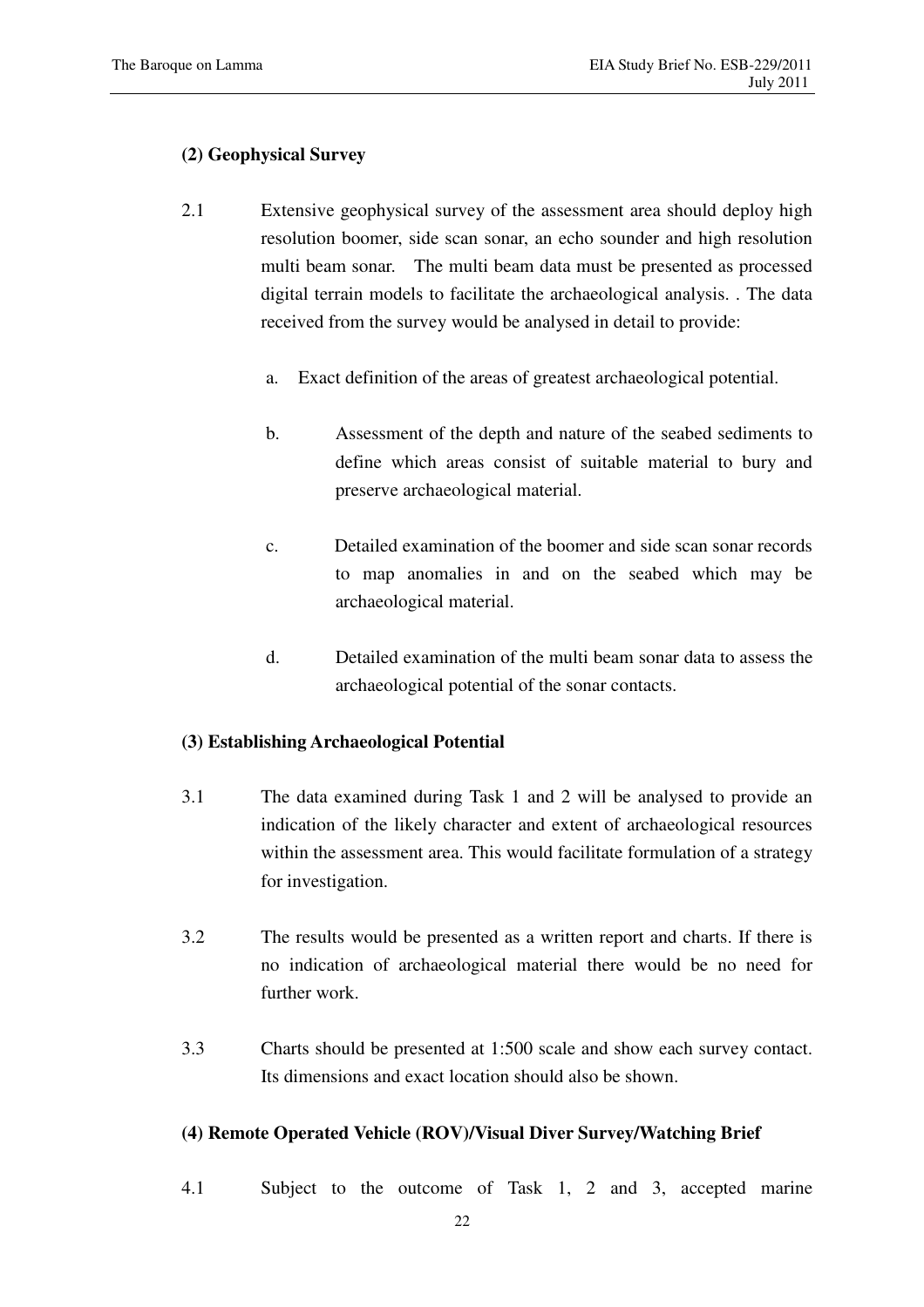**(2) Geophysical Survey**

2.1 Extensive geophysical survey of the assessment area should deploy high resolution boomer, side scan sonar, an echo sounder and high resolution multi beam sonar. The multi beam data must be presented as processed digital terrain models to facilitate the archaeological analysis. . The data received from the survey would be analysed in detail to provide:

a. Exact definition of the areas of greatest archaeological potential.

b. Assessment of the depth and nature of the seabed sediments to define which areas consist of suitable material to bury and preserve archaeological material.

c. Detailed examination of the boomer and side scan sonar records to map anomalies in and on the seabed which may be archaeological material.

d. Detailed examination of the multi beam sonar data to assess the archaeological potential of the sonar contacts.

**(3) Establishing Archaeological Potential**

3.1 The data examined during Task 1 and 2 will be analysed to provide an indication of the likely character and extent of archaeological resources within the assessment area. This would facilitate formulation of a strategy for investigation.

3.2 The results would be presented as a written report and charts. If there is no indication of archaeological material there would be no need for further work.

3.3 Charts should be presented at 1:500 scale and show each survey contact. Its dimensions and exact location should also be shown.

**(4) Remote Operated Vehicle (ROV)/Visual Diver Survey/Watching Brief**

4.1 Subject to the outcome of Task 1, 2 and 3, accepted marine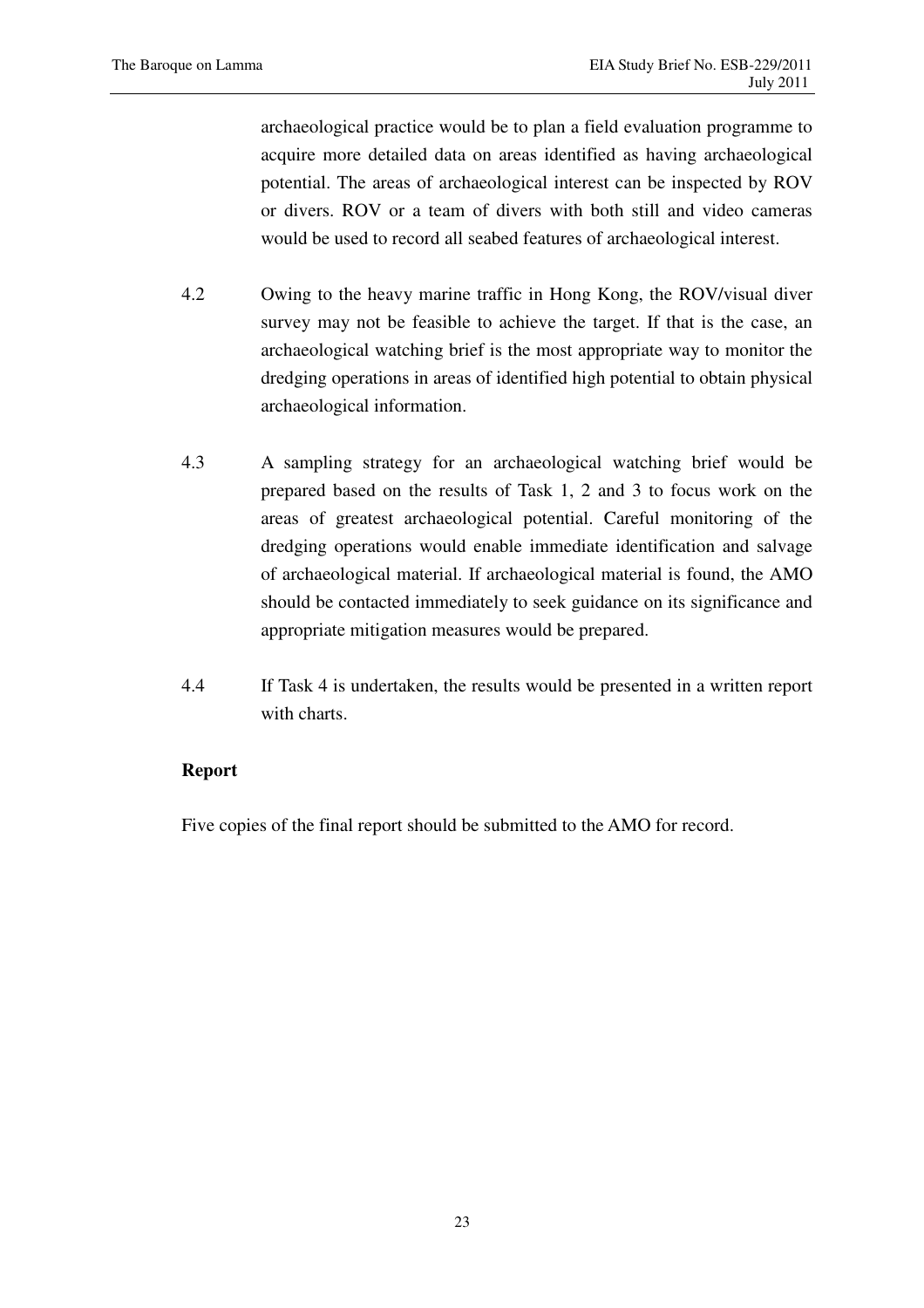archaeological practice would be to plan a field evaluation programme to acquire more detailed data on areas identified as having archaeological potential. The areas of archaeological interest can be inspected by ROV or divers. ROV or a team of divers with both still and video cameras would be used to record all seabed features of archaeological interest.

4.2 Owing to the heavy marine traffic in Hong Kong, the ROV/visual diver survey may not be feasible to achieve the target. If that is the case, an archaeological watching brief is the most appropriate way to monitor the dredging operations in areas of identified high potential to obtain physical archaeological information.

4.3 A sampling strategy for an archaeological watching brief would be prepared based on the results of Task 1, 2 and 3 to focus work on the areas of greatest archaeological potential. Careful monitoring of the dredging operations would enable immediate identification and salvage of archaeological material. If archaeological material is found, the AMO should be contacted immediately to seek guidance on its significance and appropriate mitigation measures would be prepared.

4.4 If Task 4 is undertaken, the results would be presented in a written report with charts.

**Report**

Five copies of the final report should be submitted to the AMO for record.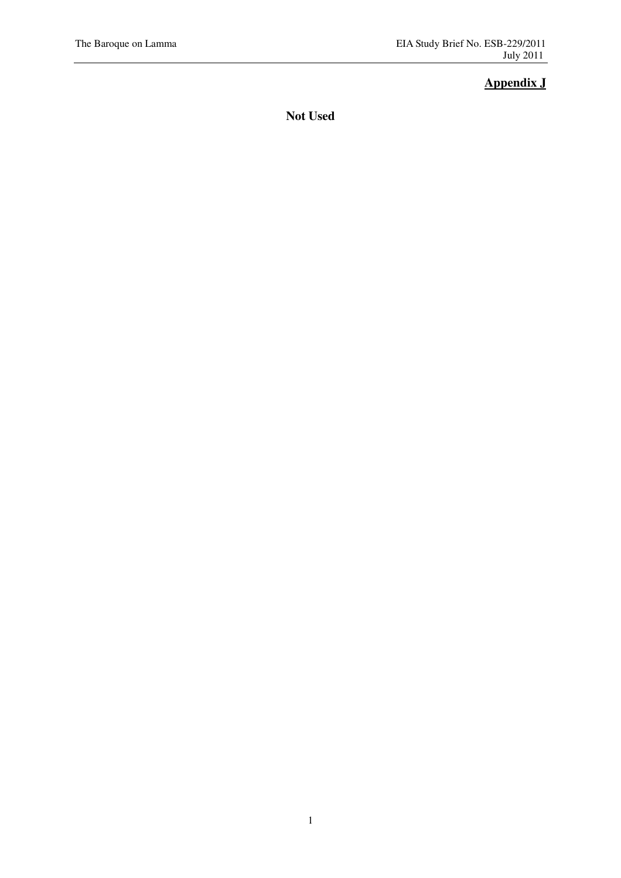## Appendix J

**Not Used**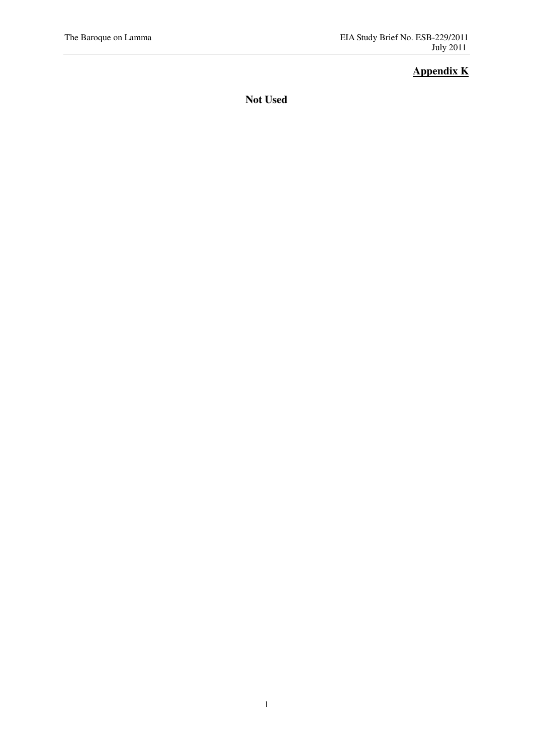# Appendix K

**Not Used**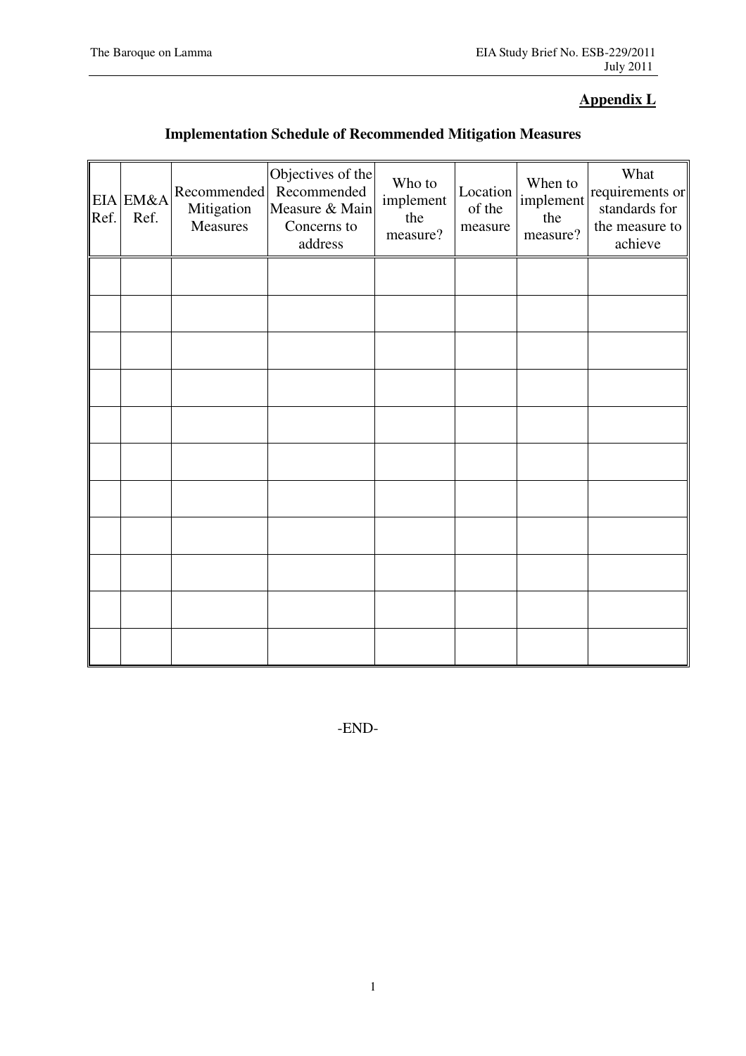**Appendix L**

## Implementation Schedule of Recommended Mitigation Measures

| EIA Ref. | EM&A Ref. | Recommended Mitigation Measures | Objectives of the Recommended Measure & Main Concerns to address | Who to implement the measure? | Location of the measure | When to implement the measure? | What requirements or standards for the measure to achieve |
|---|---|---|---|---|---|---|---|
| | | | | | | | |
| | | | | | | | |
| | | | | | | | |
| | | | | | | | |
| | | | | | | | |
| | | | | | | | |
| | | | | | | | |
| | | | | | | | |
| | | | | | | | |
| | | | | | | | |
| | | | | | | | |

-END-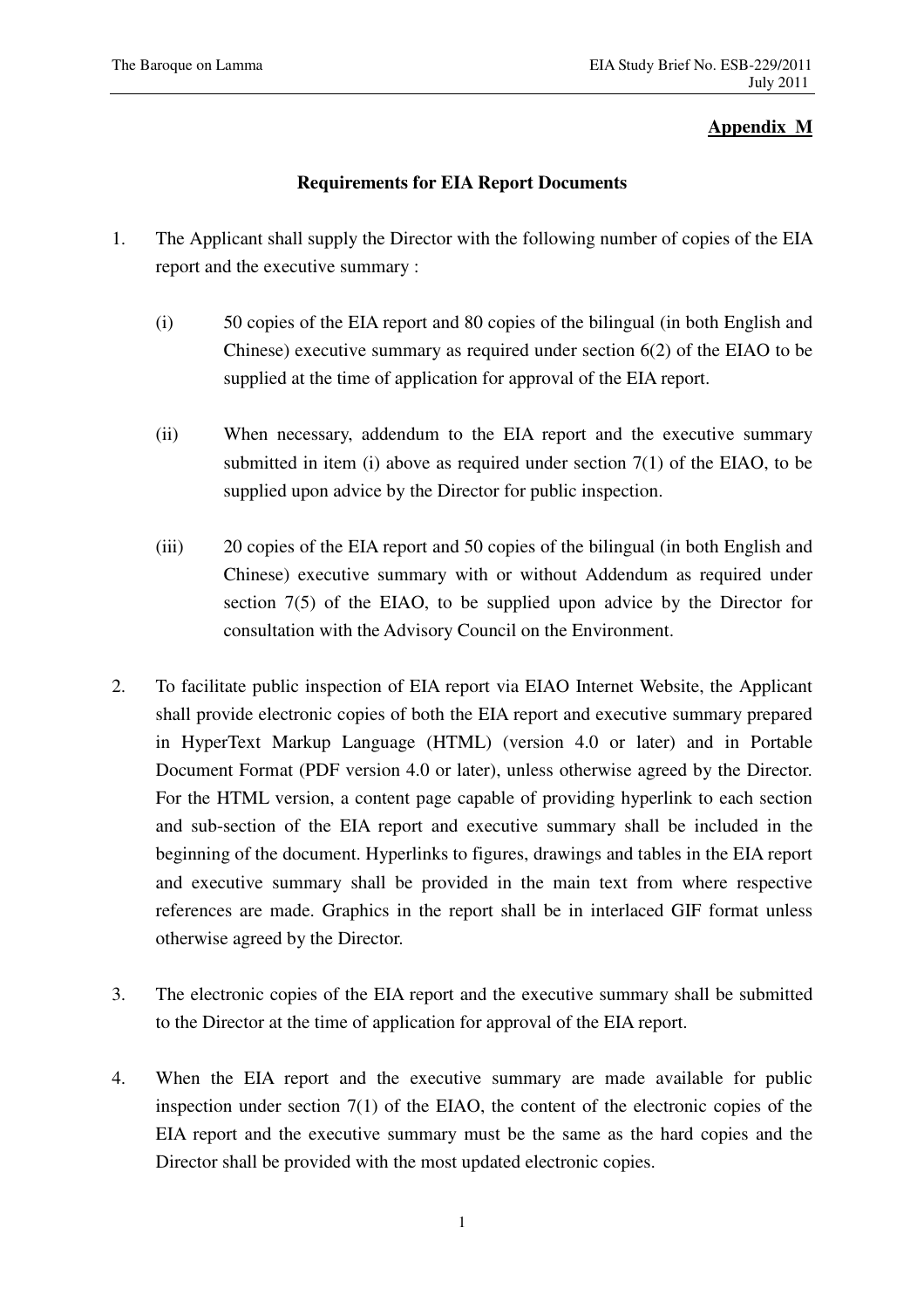**Appendix M**

**Requirements for EIA Report Documents**

1. The Applicant shall supply the Director with the following number of copies of the EIA report and the executive summary :

   (i) 50 copies of the EIA report and 80 copies of the bilingual (in both English and Chinese) executive summary as required under section 6(2) of the EIAO to be supplied at the time of application for approval of the EIA report.

   (ii) When necessary, addendum to the EIA report and the executive summary submitted in item (i) above as required under section 7(1) of the EIAO, to be supplied upon advice by the Director for public inspection.

   (iii) 20 copies of the EIA report and 50 copies of the bilingual (in both English and Chinese) executive summary with or without Addendum as required under section 7(5) of the EIAO, to be supplied upon advice by the Director for consultation with the Advisory Council on the Environment.

2. To facilitate public inspection of EIA report via EIAO Internet Website, the Applicant shall provide electronic copies of both the EIA report and executive summary prepared in HyperText Markup Language (HTML) (version 4.0 or later) and in Portable Document Format (PDF version 4.0 or later), unless otherwise agreed by the Director. For the HTML version, a content page capable of providing hyperlink to each section and sub-section of the EIA report and executive summary shall be included in the beginning of the document. Hyperlinks to figures, drawings and tables in the EIA report and executive summary shall be provided in the main text from where respective references are made. Graphics in the report shall be in interlaced GIF format unless otherwise agreed by the Director.

3. The electronic copies of the EIA report and the executive summary shall be submitted to the Director at the time of application for approval of the EIA report.

4. When the EIA report and the executive summary are made available for public inspection under section 7(1) of the EIAO, the content of the electronic copies of the EIA report and the executive summary must be the same as the hard copies and the Director shall be provided with the most updated electronic copies.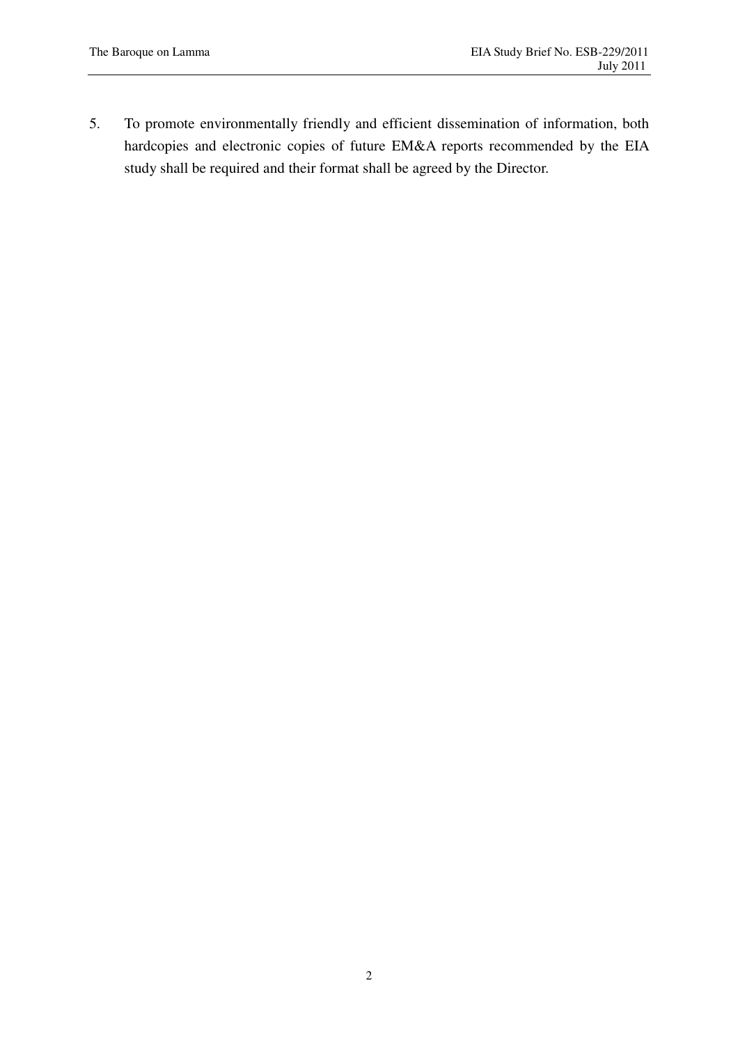5. To promote environmentally friendly and efficient dissemination of information, both hardcopies and electronic copies of future EM&A reports recommended by the EIA study shall be required and their format shall be agreed by the Director.